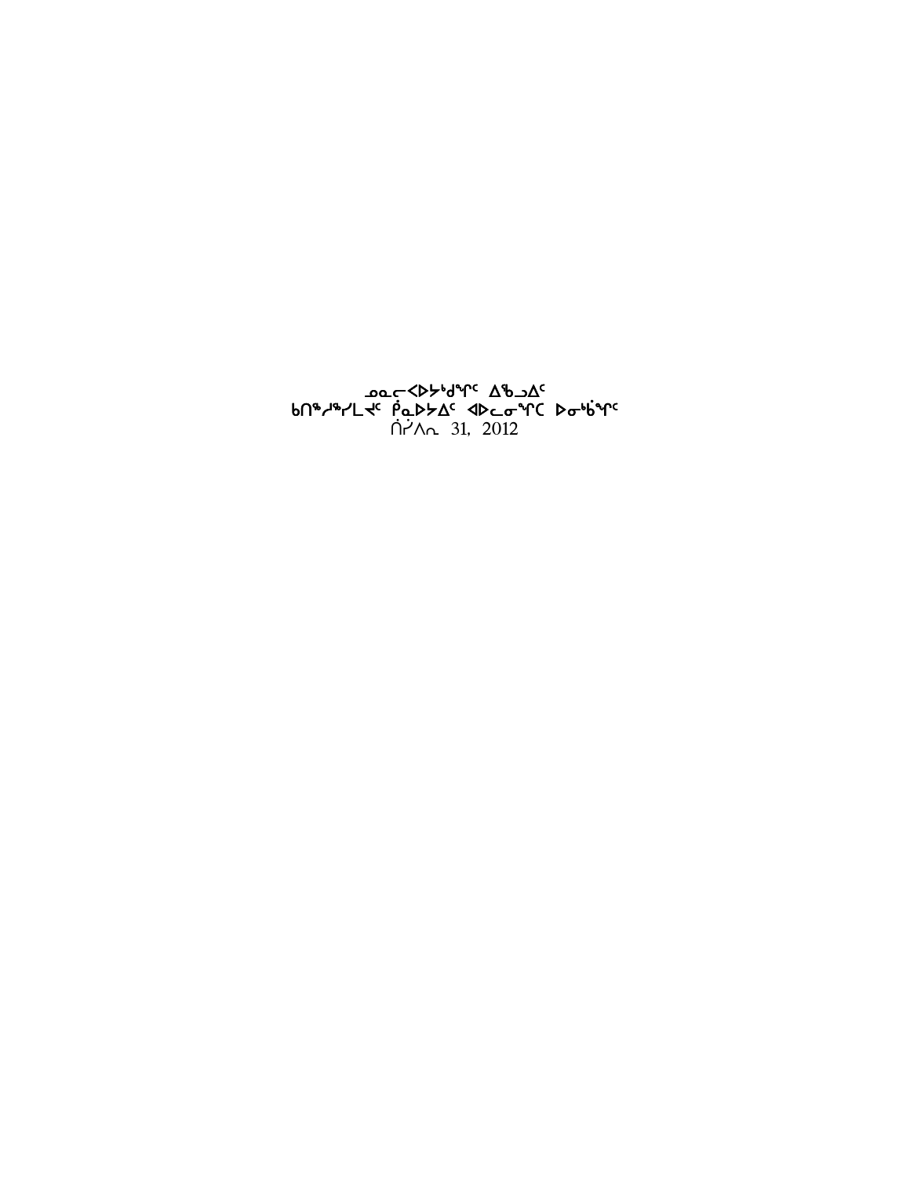ᓄᓇᓕᐸᐅᔭᒃᑯᖏᑦ ᐃᖅᑲᓗᐃᑦ

ᑲᑎᖅᓱᖅᓯᒪᔪᑦ ᑮᓇᐅᔭᐃᑦ ᐊᐅᓚᓂᖓᑕ ᐅᓂᒃᑳᖏᑦ

ᑏᓰᐱᕆ 31, 2012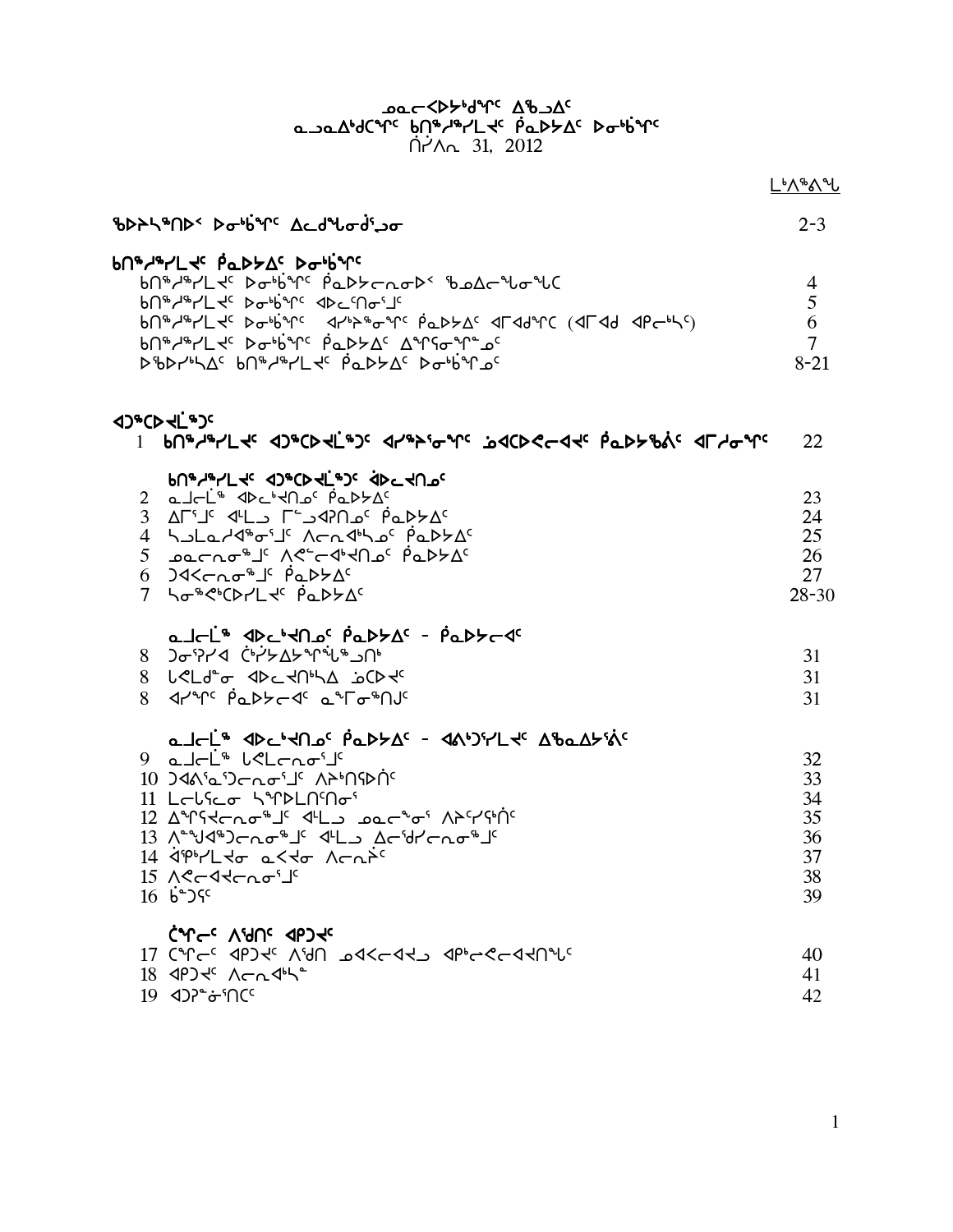# ᓄᓇᓕᐸᐅᔭᒃᑯᖏᑦ ᐃᖃᓗᐃᑦ
## ᓇᓗᓇᐃᖅᑯᑕᖏᑦ ᑲᑎᖅᓱᖅᓯᒪᔪᑦ ᑮᓇᐅᔭᐃᑦ ᐅᓂᒃᑳᖏᑦ
ᑏᓯᐱᕆ 31, 2012

| | ᒪᒃᐱᖅᐸᖓ |
|---|---|
| **ᖃᐅᔨᓴᖅᑎᐅᑉ ᐅᓂᒃᑳᖏᑦ ᐃᓚᒋᖓᓂᒋᓪᓗᓂ** | 2-3 |
| **ᑲᑎᖅᓱᖅᓯᒪᔪᑦ ᑮᓇᐅᔭᐃᑦ ᐅᓂᒃᑳᖏᑦ** | |
| ᑲᑎᖅᓱᖅᓯᒪᔪᑦ ᐅᓂᒃᑳᖏᑦ ᑮᓇᐅᔭᓕᕆᓂᐅᑉ ᖃᓄᐃᓕᖓᓂᖓᑕ | 4 |
| ᑲᑎᖅᓱᖅᓯᒪᔪᑦ ᐅᓂᒃᑳᖏᑦ ᐊᐅᓚᑦᑎᓂᕐᒧᑦ | 5 |
| ᑲᑎᖅᓱᖅᓯᒪᔪᑦ ᐅᓂᒃᑳᖏᑦ ᐊᓯᔾᔨᖅᓯᒪᓂᖏᑦ ᑮᓇᐅᔭᐃᑦ ᐊᒥᐊᒃᑯᑕ (ᐊᒥᐊᒃ ᐊᑭᓕᒃᓴᑦ) | 6 |
| ᑲᑎᖅᓱᖅᓯᒪᔪᑦ ᐅᓂᒃᑳᖏᑦ ᑮᓇᐅᔭᐃᑦ ᐃᖏᕐᕋᓂᖏᓐᓄᑦ | 7 |
| ᐅᖃᐅᓯᒃᓴᐃᑦ ᑲᑎᖅᓱᖅᓯᒪᔪᑦ ᑮᓇᐅᔭᐃᑦ ᐅᓂᒃᑳᖏᓐᓄᑦ | 8-21 |

**ᐊᖅᑕᐅᔮᖅᑐᑦ**

| | | |
|---|---|---|
| 1 | **ᑲᑎᖅᓱᖅᓯᒪᔪᑦ ᐊᖅᑕᐅᔮᖅᑐᑦ ᐊᓯᔾᔨᖅᓯᒪᓂᖏᑦ ᓈᐊᑕᐅᕙᓪᓕᐊᔪᑦ ᑮᓇᐅᔭᖃᕐᕕᑦ ᐊᒥᓱᓂᖏᑦ** | 22 |
| | **ᑲᑎᖅᓱᖅᓯᒪᔪᑦ ᐊᖅᑕᐅᔮᖅᑐᑦ ᐋᐅᓚᔪᑎᓄᑦ** | |
| 2 | ᓇᒧᓕᒫᖅ ᐊᐅᓚᒃᔪᑎᓄᑦ ᑮᓇᐅᔭᐃᑦ | 23 |
| 3 | ᐃᒥᖅᒧᑦ ᐊᒻᒪ ᒥᑦᑐᐊᕈᑎᓄᑦ ᑮᓇᐅᔭᐃᑦ | 24 |
| 4 | ᓴᓗᒪᓕᐊᖅᓯᖅᒧᑦ ᐱᓕᕆᐊᒃᓴᓄᑦ ᑮᓇᐅᔭᐃᑦ | 25 |
| 5 | ᓄᓇᓕᕆᓂᕐᒧᑦ ᐱᕙᓪᓕᐊᒃᔪᑎᓄᑦ ᑮᓇᐅᔭᐃᑦ | 26 |
| 6 | ᑐᐊᐸᓕᕆᓂᕐᒧᑦ ᑮᓇᐅᔭᐃᑦ | 27 |
| 7 | ᓴᓂᕝᕙᒃᑕᐅᓯᒪᔪᑦ ᑮᓇᐅᔭᐃᑦ | 28-30 |
| | **ᓇᒧᓕᒫᖅ ᐊᐅᓚᒃᔪᑎᓄᑦ ᑮᓇᐅᔭᐃᑦ - ᑮᓇᐅᔭᓕᐊᑦ** | |
| 8 | ᑐᓂᕈᓯᐊ ᑖᓯᔭᐃᔭᕐᕕᖕᒧᑎᒃ | 31 |
| 8 | ᒐᕙᒪᑯᓐᓂ ᐊᐅᓚᔪᑎᒃᓴᐃ ᓅᑕᐅᔪᑦ | 31 |
| 8 | ᐊᓯᖏᑦ ᑮᓇᐅᔭᓕᐊᑦ ᓇᖏᓂᖅᑎᑐᑦ | 31 |
| | **ᓇᒧᓕᒫᖅ ᐊᐅᓚᒃᔪᑎᓄᑦ ᑮᓇᐅᔭᐃᑦ - ᐊᑮᑦᑐᕐᓯᒪᔪᑦ ᐃᖅᑲᓇᐃᔮᕕᑦ** | |
| 9 | ᓇᒧᓕᒫᖅ ᒐᕙᒪᓕᕆᓂᕐᒧᑦ | 32 |
| 10 | ᑐᐊᕕᓐᓇᕐᑐᓕᕆᓂᕐᒧᑦ ᐱᔨᑦᑎᕋᐅᑏᑦ | 33 |
| 11 | ᒪᓕᒐᕐᓂ ᓴᐳᔾᔨᒪᑎᑦᑎᓂᖅ | 34 |
| 12 | ᐃᖏᕐᕋᔪᓕᕆᓂᕐᒧᑦ ᐊᒻᒪ ᓄᓇᓕᖕᓂ ᐱᔨᑦᓯᕋᐅᑏᑦ | 35 |
| 13 | ᐱᙵᓱᐊᕐᑐᓕᕆᓂᕐᒧᑦ ᐊᒻᒪ ᐃᓕᓐᓂᐊᓕᕆᓂᕐᒧᑦ | 36 |
| 14 | ᐋᖅᑭᒃᓯᒪᔪᓂ ᓇᐸᔪᓂ ᐱᓕᕆᔾᔪᑦ | 37 |
| 15 | ᐱᕙᓪᓕᐊᔪᓕᕆᓂᕐᒧᑦ | 38 |
| 16 | ᑳᓐᓱᓪ | 39 |
| | **ᑖᒃᑯᐊ ᐱᖁᑎᑦ ᐊᑭᑐᔪᑦ** | |
| 17 | ᑖᒃᑯᐊ ᐊᑭᑐᔪᑦ ᐱᖁᑎ ᓄᐊᑦᓴᐊᔪᓗ ᐊᑭᒃᓕᕙᓪᓕᐊᔪᑎᖓᑦ | 40 |
| 18 | ᐊᑭᑐᔪᑦ ᐱᓕᕆᐊᒃᓴᖅ | 41 |
| 19 | ᐊᑐᕈᓐᓃᖅᑎᑦ | 42 |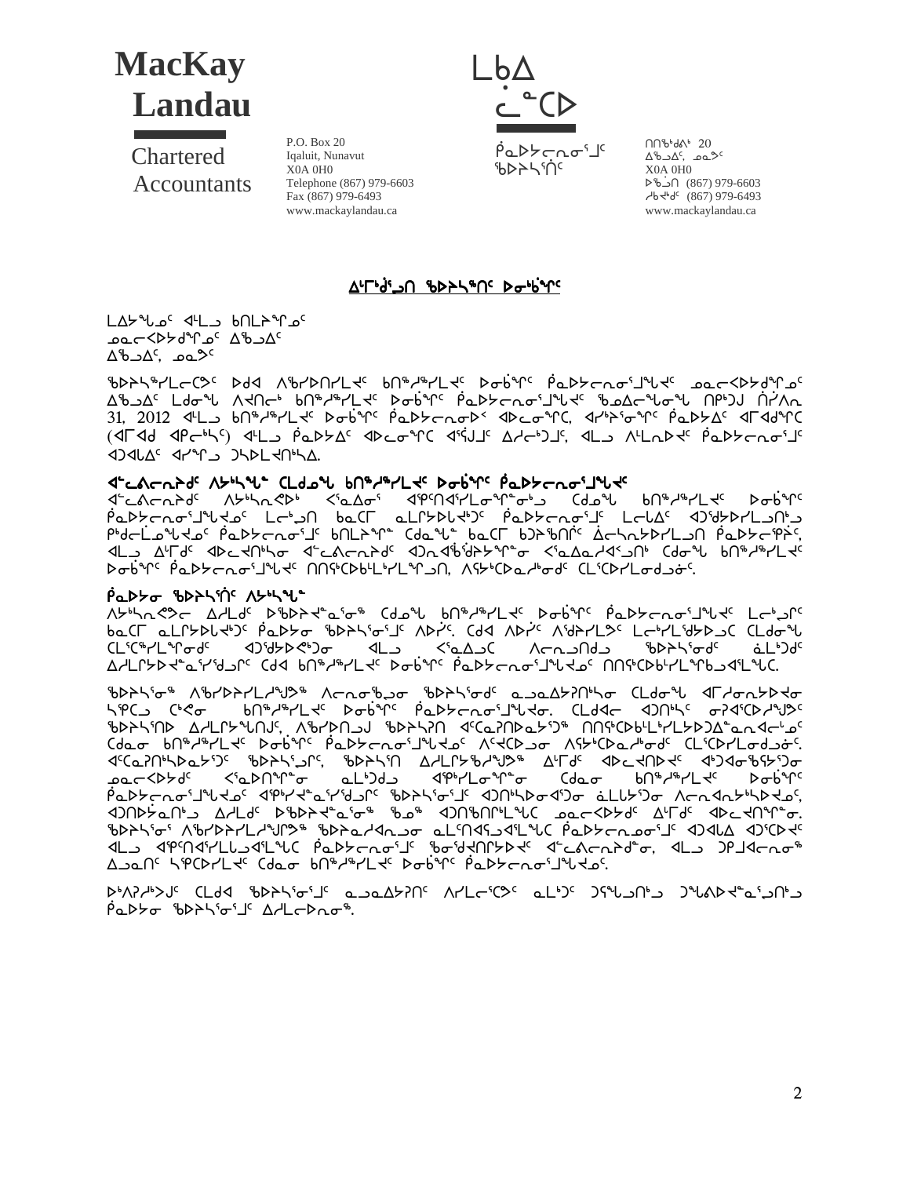**MacKay Landau**

Chartered Accountants

P.O. Box 20
Iqaluit, Nunavut
X0A 0H0
Telephone (867) 979-6603
Fax (867) 979-6493
www.mackaylandau.ca

ᒪᑲᐃ ᓛᓐᑕᐅ

ᑮᓇᐅᔭᓕᕆᓂᕐᒧᑦ ᖃᐅᔨᓴᕐᑎᑦ

ᑎᑎᖅᑲᕝᕕᒃ 20
ᐃᖃᓗᐃᑦ, ᓄᓇᕗᑦ
X0A 0H0
ᐅᖃᓘᑎ (867) 979-6603
ᓱᑲᔪᒃ (867) 979-6493
www.mackaylandau.ca

## ᐃᒻᒥᒃᑯᑦᓗᑎ ᖃᐅᔨᓴᖅᑎᑦ ᐅᓂᒃᑳᖏᑦ

ᒪᐃᔭᖑᓄᑦ ᐊᒻᒪᓗ ᑲᑎᒪᔨᖏᓄᑦ
ᓄᓇᓕᐸᐅᔭᑯᖏᓐᓄᑦ ᐃᖃᓗᐃᑦ
ᐃᖃᓗᐃᑦ, ᓄᓇᕗᑦ

ᖃᐅᔨᓴᖅᓯᒪᓕᖅᐳᑦ ᐅᑯᐊ ᐱᖅᓯᐅᑎᓯᒪᔪᑦ ᑲᑎᖅᓱᖅᓯᒪᔪᑦ ᐅᓂᒃᑳᖏᑦ ᑮᓇᐅᔭᓕᕆᓂᕐᒧᑦ ᓄᓇᓕᐸᐅᔭᑯᖏᓐᓄᑦ ᐃᖃᓗᐃᑦ ᒪᑐᓂᖓ ᐱᐊᑎᓕᒃ ᑲᑎᖅᓱᖅᓯᒪᔪᑦ ᐅᓂᒃᑳᖏᑦ ᑮᓇᐅᔭᓕᕆᓂᕐᒧᑦ ᖃᓄᐃᓕᖓᓂᖓ ᑎᑭᑦᑐᒧ ᑏᓯᐱᕆ 31, 2012 ᐊᒻᒪᓗ ᑲᑎᖅᓱᖅᓯᒪᔪᑦ ᐅᓂᒃᑳᖏᑦ ᑮᓇᐅᔭᓕᕆᓂᕐᒃ ᐊᐅᓚᓂᖏᑕ, ᐊᓯᔾᔨᕐᓂᖏᑦ ᑮᓇᐅᔭᐃᑦ ᐊᒥᐊᖁᖏᑕ (ᐊᒥᐊᖁ ᐊᑭᓕᒃᓴᑦ) ᐊᒻᒪᓗ ᑮᓇᐅᔭᐃᑦ ᐊᐅᓚᓂᖏᑕ ᐊᕐᕌᒍᒧᑦ ᐃᓱᓕᒃᑐᒧᑦ, ᐊᒻᒪᓗ ᐱᒪᒋᔭᖏᑦ ᑮᓇᐅᔭᓕᕆᓂᕐᒧᑦ ᐊᑐᐊᒐᐃᑦ ᐊᓯᖏᓪᓗ ᑐᓴᐅᒪᑎᑦᓴᐃ.

### ᐊᓪᓚᕕᓕᕆᔨᑦ ᐱᔭᒃᓴᖓ ᑕᒪᑐᒧᖓ ᑲᑎᖅᓱᖅᓯᒪᔪᑦ ᐅᓂᒃᑳᖏᑦ ᑮᓇᐅᔭᓕᕆᓂᕐᒧᑦ

ᐊᓪᓚᕕᓕᕆᔨᑦ ᐱᔭᒃᓴᖃᖅᐳᑦ ᐸᕐᓇᐃᓂᕐᒥ ᐊᑭᓪᓕᐊᓯᒪᓂᖓᓂᒃ ᑕᒪᓐᓇ ᑲᑎᖅᓱᖅᓯᒪᔪᑦ ᐅᓂᒃᑳᖏᑦ ᑮᓇᐅᔭᓕᕆᓂᕐᒧᑦ ᒪᓕᒃᖢᒋᑦ ᑲᓇᑕᒥ ᓇᓗᓇᐃᖅᓯᒪᓂᖏᑦ ᑮᓇᐅᔭᓕᕆᓂᕐᒧᑦ ᒪᓕᒐᐃᑦ ᐊᑐᖅᑕᐅᔪᒪᓕᕐᒪᑕ ᑭᒃᑯᓕᒫᓄᑦ ᑮᓇᐅᔭᓕᕆᓂᕐᒧᑦ ᑲᑎᒪᔨᖏᓐᓄᑦ ᑕᑯᓇᖓᓐ ᑲᓇᑕᒥ ᑲᑐᔾᔨᖃᑎᒌᑦ ᐋᓚᓴᔭᐅᓯᒪᓗᑎ ᑮᓇᐅᔭᓕᕆᔾᔪᓯᖏᓐ, ᐊᒻᒪᓗ ᐃᓕᓐᓂᐊᖅᑐᑦ ᐊᐅᓚᑦᑎᔨᓂ ᐊᓪᓚᕕᓕᕆᔨᑦ ᐊᑐᐊᒐᖏᓐᓂᑦ ᐸᓐᓂᐊᕐᓇᖅᑐᓂᒃ ᑕᓐᓄ ᑲᑎᖅᓱᖅᓯᒪᔪᑦ ᐅᓂᒃᑳᖏᑦ ᑮᓇᐅᔭᓕᕆᓂᕐᒧᑦ ᑎᑎᕋᖅᑕᐅᒪᓯᒪᓪᓗᑎ, ᐱᓴᒃᑕᐅᓇᓱᒃᓂᑦ ᑕᒪᖅᑕᐅᓯᒪᓂᖓᓄᓐ.

### ᑮᓇᐅᔭᓂ ᖃᐅᔨᓴᖅᑎᑦ ᐱᔭᒃᓴᖓ

ᐱᔭᒃᓴᖃᕐᓂᕗᑦ ᐃᓱᒪᒋᔭᕗᑦ ᐅᖃᐅᓯᐅᔪᓐᓇᕐᓂᖓ ᑕᒪᓐᓇ ᑲᑎᖅᓱᖅᓯᒪᔪᑦ ᐅᓂᒃᑳᖏᑦ ᑮᓇᐅᔭᓕᕆᓂᕐᒧᑦ ᒪᓕᒃᖢᒋᑦ ᑲᓇᑕᒥ ᓇᓗᓇᐃᖅᓯᒪᓂᖏᑦ ᑮᓇᐅᔭᓂ ᖃᐅᔨᓴᕐᓂᕐᒧᑦ ᐱᐅᓯᑦ. ᑕᒪᑐᒪ ᐱᐅᓯᑦ ᐱᑦᔪᓯᒪᔪᑦ ᒪᓕᑦᓯᒪᒃᓴᔭᐅᓗᑕ ᑕᒪᑐᒥᖓ ᑕᓕᑦᑕᖅᓯᒪᓂᖓᓄᑦ ᐊᑐᕐᓱᑦᐸᓐᓂᑦᑐᓂ ᐊᒻᒪᓗ ᐸᕐᓇᐃᓗᑕ ᐱᓕᕆᓗᑎᒍᑦ ᖃᐅᔨᓴᕐᓂᑦ ᓈᒻᒪᒃᑐᑦ ᐃᓱᒪᓕᕆᔭᐅᔭᕆᐊᖃᕐᓂᖓᓐᓂ ᑕᒪᓐᓇ ᑲᑎᖅᓱᖅᓯᒪᔪᑦ ᐅᓂᒃᑳᖏᑦ ᑮᓇᐅᔭᓕᕆᓂᕐᒧᑦ ᑎᑎᕋᖅᑕᐅᒪᓯᒪᓐᖏᑕᐅᓂᖓ.

ᖃᐅᔨᓴᕐᓂᖅ ᐱᖃᓯᐅᑎᓯᒪᔪᖅ ᐱᓕᕆᓂᖃᕐᓗᓂ ᖃᐅᔨᓴᕐᓂᑦ ᓇᓗᓇᐃᔭᖅᑎᑦᓱᓂ ᑕᒪᓐᓇᖓ ᐊᒥᓱᓂᓴᐅᔪᐊᓂ ᓴᐳᑕᓗ ᑕᒃᑯᓂ ᑲᑎᖅᓱᖅᓯᒪᔪᑦ ᐅᓂᒃᑳᖏᑦ ᑮᓇᐅᔭᓕᕆᓂᕐᒧᑦ ᐅᓂᒃᑳᖏᑕ. ᑕᒪᑐᒪ ᐊᑐᖅᑕᒃᓴᑦ ᓂᕈᐊᖅᑕᐅᓯᒪᔪᑦ ᖃᐅᔨᓴᖅᑎ ᐃᓱᒪᓕᕆᓂᖓᒍᑦ, ᐱᖅᓯᒪᓂᖅ ᐸᓯᒃᑕᐅᔪᓐᓇᕐᓂᖓ ᐊᔪᖏᑦᑕᐅᓂᑦ ᐊᑐᖅᑕᐅᓯᒪᓂᖓᓐᓂᒃ ᓂᐅᕐᕈᐊᕐᕕᒃᓯᒪᓂᖏᑦ ᑕᓐᓄ ᑲᑎᖅᓱᖅᓯᒪᔪᑦ ᐅᓂᒃᑳᖏᑦ ᑮᓇᐅᔭᓕᕆᓂᕐᒧᑦ ᐱᓯᐊᕆᔪᑦ ᐱᓴᒃᑕᐅᓇᓱᒃᓂᑦ ᑕᒪᖅᑕᐅᓯᒪᓂᖓᓄᓐ. ᐊᑦᑕᓇᕐᓂᖅᓴᐅᔪᓐᓇᖅᑐᑦ ᖃᐅᔨᓴᕐᓂᕐᓂ, ᖃᐅᔨᓴᖅᑎ ᐃᓱᒪᓕᕆᔪᖅᓯᒪᔪᖅ ᐃᒻᒥᒃᑯᑦ ᐊᐅᓚᑦᑎᔾᔪᑎᑦ ᐊᑐᐊᒐᖏᓐᓂᒃ ᓄᓇᓕᐸᐅᔭᑯᖏᓐᓄᑦ ᐸᕐᓇᐃᓯᒪᓂᖏᓐᓂᒃ ᓇᒻᒪᒃᑐᒍᓂ ᐊᑭᓕᖅᓯᒪᓂᖏᓐᓂ ᑕᒪᓐᓇ ᑲᑎᖅᓱᖅᓯᒪᔪᑦ ᐅᓂᒃᑳᖏᑦ ᑮᓇᐅᔭᓕᕆᓂᕐᒧᑦ ᐊᑭᓕᖅᓯᒪᓪᓗᑎ ᐊᑭᓕᖅᓯᒪᓂᖅ ᐊᑐᓂᒃᓴᖅᑕᐅᓗᓂ ᐃᓱᒪᓕᕆᓗᓂ ᐅᖃᐅᓯᐅᔪᓐᓇᖅᑐᑦ ᖃᓄᖅ ᐊᑐᓂᑦᑎᒪᓂᖓ ᓄᓇᓕᐸᐅᔭᑯᑦ ᐃᒻᒥᒃᑯᑦ ᐊᐅᓚᑦᑎᔾᔪᑎᓂᒃ. ᖃᐅᔨᓴᕐᓂᖅ ᐱᖃᓯᐅᑎᓯᒪᔪᖅ ᖃᐅᔨᓇᓱᐊᕈᓯᐅᑉ ᓇᓪᓕᒧᐊᖅᓱᐊᓪᓚᕆᖓᓂ ᑮᓇᐅᔭᓕᕆᓂᕐᒧᑦ ᐊᑐᐊᒐᐃᑦ ᐊᑐᖅᑕᐅᔪᑦ ᐊᒻᒪᓗ ᐊᑭᑦᑐᐊᓪᓚᕆᓐᓂᖓ ᑮᓇᐅᔭᓕᕆᓂᕐᒧᑦ ᖃᓂᑐᐊᕐᑎᓯᒪᔪᑦ ᐊᓪᓚᕕᓕᕆᔨᓂᑦ, ᐊᒻᒪᓗ ᑐᑭᓕᐊᕆᓂᖅ ᐃᓗᓇᑦ ᓴᕿᑕᐅᓯᒪᔪᑦ ᑕᓐᓇᓂ ᑲᑎᖅᓱᖅᓯᒪᔪᑦ ᐅᓂᒃᑳᖏᑦ ᑮᓇᐅᔭᓕᕆᓂᕐᒧᑦ.

ᐅᒃᐱᕈᓱᒃᐳᒍᑦ ᑕᒪᑐᐊ ᖃᐅᔨᓴᕐᓂᕐᒧᑦ ᓇᓗᓇᐃᔭᖅᑎᑦ ᐱᓯᒪᓕᕐᑕᕗᑦ ᓈᒻᒪᒃᑐᑦ ᑐᕌᖓᓗᑎᒃ ᑐᙵᕕᐅᔭᕆᐊᖃᕐᓗᑎᒃ ᑮᓇᐅᔭᓂ ᖃᐅᔨᓴᕐᓂᕐᒧᑦ ᐃᓱᒪᓕᐅᕐᓂᖅ.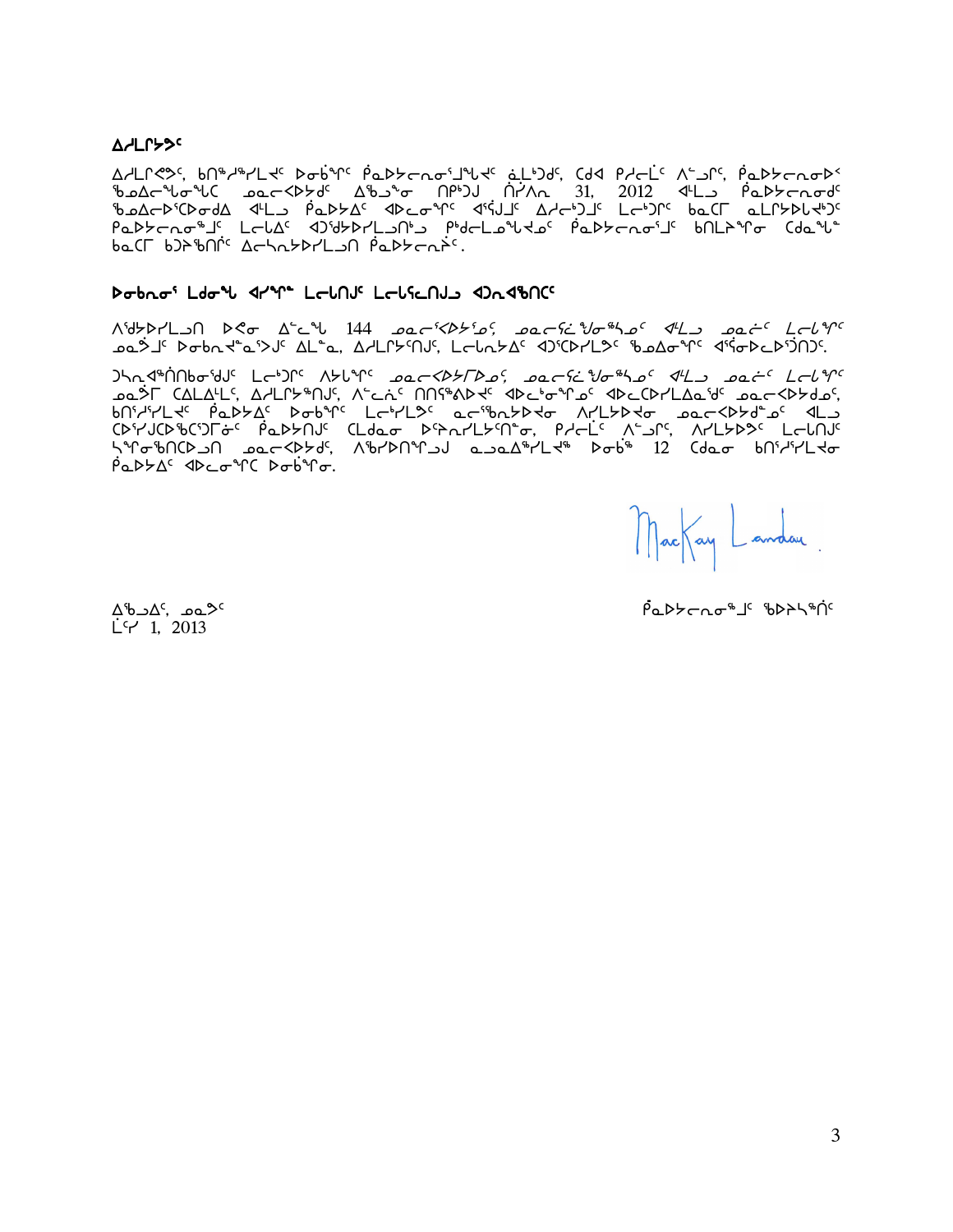**ᐃᓱᒪᒋᔭᕗᑦ**

ᐃᓱᒪᒋᕙᕗᑦ, ᑲᑎᖅᓱᖅᓯᒪᕙᑦ ᐅᓂᒃᑳᖏᑦ ᑮᓇᐅᔭᓕᕆᓂᕐᒧᖓᕙᑦ ᓈᒻᒪᒃᑐᑦ, ᑕᒃᑯᐊ ᑭᓱᓕᒫᑦ ᐱᓪᓗᒋᑦ, ᑮᓇᐅᔭᓕᕆᓂᐅᑉ ᖃᓄᐃᓕᖓᓂᖓ ᓄᓇᓕᕐᐸᔪᑦ ᐃᖃᓗᓐᓂ ᑎᑉᐹᒧ ᑏᓯᐱᕆ 31, 2012 ᐊᒻᒪᓗ ᑮᓇᐅᔭᐃᑦ ᖃᓄᐃᓕᐅᖅᑕᐅᓂᖓ ᐊᒻᒪᓗ ᑮᓇᐅᔭᐃᑦ ᐊᐅᓚᓂᖏᑦ ᐊᕐᕌᒍᒧᑦ ᐃᓱᓕᒃᑐᒧᑦ ᒪᓕᒃᖢᒋᑦ ᑲᓇᑕᒥ ᓇᓚᒋᔭᐅᓕᕙᒃᑐᑦ ᑮᓇᐅᔭᓕᕆᓂᕐᒧᑦ ᒪᓕᒐᐃᑦ ᐊᑐᖅᑕᐅᔪᒪᓪᓗᒋᑦ ᐱᒃᑯᓕᒪᓂᖏᑦ ᑮᓇᐅᔭᓕᕆᓂᕐᒧᑦ ᑲᑎᒪᔨᖏᓐᓂ ᑕᑯᓐᓇᖅ ᑲᓇᑕᒥ ᑲᑐᔾᔨᖅᑎᑦ ᐃᓕᓴᓇᔭᐅᓯᒪᓪᓗᓂ ᑮᓇᐅᔭᓕᕆᓃᑦ.

**ᐅᓂᒃᑲᓂᒃ ᒪᑯᓂᖕ ᐊᓯᖏᓐ ᒪᓕᒐᓄᑦ ᒪᓕᒐᓕᖅᑎᓄᑦ ᐊᑐᓂᐊᖅᑎᑦ**

ᐱᖁᔭᐅᓯᒪᓗᑎ ᐅᕙᓂ ᐃᓚᖓ 144 ᓄᓇᓕᕐᐸᔭᕐᓂᒃ, ᓄᓇᓕᖕᓂᐅᔪᓄᑦ ᐊᒻᒪᓗ ᓄᓇᓖᑦ ᒪᓕᒐᖏᑦ ᓄᓇᕗᒻᒧᑦ ᐅᓂᒃᑲᓐᓇᖅᐸᓐᓄᑦ ᐃᒪᓐᓇ, ᐃᓱᒪᒋᔭᖅᑎᓐᓄᑦ, ᒪᓕᒐᓴᐃᑦ ᐊᑐᖅᑕᐅᓯᒪᕗᑦ ᑲᒪᒋᓂᖏᑦ ᐊᖅᑭᓂᐅᓚᐅᖅᑐᑦ.

ᑐᓴᕐᓂᐊᖅᐱᓐᓂᑲᓐᓂᖅᑯᑦ ᒪᓕᒃᑐᒋᑦ ᐱᔭᕆᖏᑦ ᓄᓇᓕᕐᐸᔭᕐᒥᐅᓄᑦ, ᓄᓇᓕᖕᓂᐅᔪᓄᑦ ᐊᒻᒪᓗ ᓄᓇᓖᑦ ᒪᓕᒐᖏᑦ ᓄᓇᕗᒻᒥ ᑕᐃᒪᐃᒻᒪᑦ, ᐃᓱᒪᒋᔭᖅᑎᓐᓄᑦ, ᐱᓪᓚᓂᑦ ᑎᑎᕋᖅᐸᐅᔪᑦ ᐊᐅᓚᑦᑎᓂᕐᒥᒃ ᐊᐅᓚᑕᐅᓯᒪᓂᖓᑦ ᓄᓇᓕᕐᐸᔭᕐᓂᒃ, ᑲᑎᖅᓱᖅᓯᒪᕙᑦ ᑮᓇᐅᔭᐃᑦ ᐅᓂᒃᑳᖏᑦ ᒪᓕᒐᖅᓯᒪᔪᑦ ᓇᓪᓕᒋᔭᐅᕙᑦᑐᓂ ᐱᓯᒪᔭᐅᕙᑦᑐᓂ ᓄᓇᓕᕐᐸᔭᕐᓄᓐᓂᑦ ᐊᒻᒪᓗ ᑕᐅᑦᑐᒐᕐᑕᐅᓯᒪᓂᖏᑦ ᑮᓇᐅᔭᑎᒍᑦ ᑕᒪᒃᑯᓂ ᐅᖃᐅᓯᖅᓯᒪᔭᖅᑎᖏᓐ, ᑭᓱᓕᒫᑦ ᐱᓪᓗᒋᑦ, ᐱᓯᒪᔪᑦ ᒪᓕᒐᖏᑦ ᓴᖅᑭᑕᐅᑎᑕᐅᓗᑎ ᓄᓇᓕᕐᐸᔭᕐᓄᑦ, ᐱᖅᓯᐅᑎᖏᓐᓄᑦ ᓇᓗᓇᐃᖅᓯᒪᕙᓪᓚᖓ ᐅᓂᒃᓴᖅ 12 ᑕᑯᓇᓂ ᑲᑎᖅᓱᖅᓯᒪᕙᓂ ᑮᓇᐅᔭᐃᑦ ᐊᐅᓚᓂᖏᑦ ᐅᓂᒃᑳᖏᓐᓂ.

MacKay Landau

ᑮᓇᐅᔭᓕᕆᓂᕐᒧᑦ ᖃᐅᔨᓴᖅᑏᑦ

ᐃᖃᓗᐃᑦ, ᓄᓇᕗᑦ
ᒫᓯ 1, 2013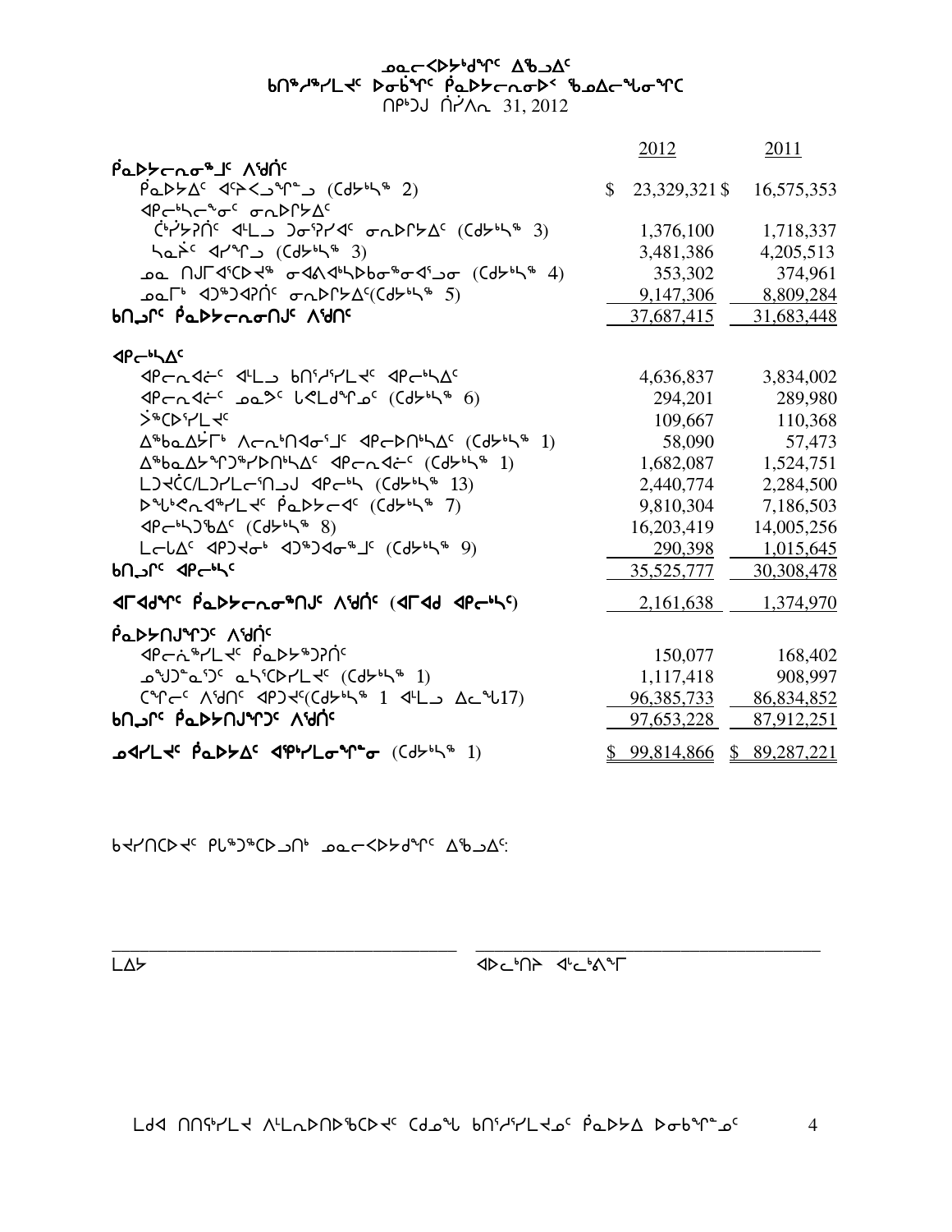# ᓄᓇᓕᐸᐅᔾᑯᖏᑦ ᐃᖃᓗᐃᑦ
## ᑲᑎᖅᓱᖅᓯᒪᔪᑦ ᐅᓂᒃᖏᑦ ᑮᓇᐅᔭᓕᕆᓂᐅᑉ ᖃᓄᐃᓕᖓᓂᖏᑕ
ᑎᑭᑦᑐᒍ ᑏᓯᐱᕆ 31, 2012

| | 2012 | 2011 |
|---|---|---|
| **ᑮᓇᐅᔭᓕᕆᓂᖅᒧᑦ ᐱᖁᑏᑦ** | | |
| ᑮᓇᐅᔭᐃᑦ ᐊᕐᕌᒍᖑᓐᓂᖓ (ᑕᑯᔅᓴᖅ 2) | $ 23,329,321 | $ 16,575,353 |
| ᐊᑭᓕᒃᓴᓕᖕᓂᑦ ᓂᕈᐅᑎᔭᐃᑦ | | |
| ᑖᓱᒪᖏᑦ ᐊᒻᒪᓗ ᑐᓂᕈᓯᐊᑦ ᓂᕈᐅᑎᔭᐃᑦ (ᑕᑯᔅᓴᖅ 3) | 1,376,100 | 1,718,337 |
| ᓴᓇᔩᑦ ᐊᓯᖏᓐᓄ (ᑕᑯᔅᓴᖅ 3) | 3,481,386 | 4,205,513 |
| ᓄᓇ ᑎᒍᒥᐊᕐᑕᐅᔪᖅ ᓂᐊᕕᐊᒃᓴᐅᑲᓂᖅᓂᐊᕐᓗᓂ (ᑕᑯᔅᓴᖅ 4) | 353,302 | 374,961 |
| ᓄᓇᒥᒃ ᐊᑐᖅᑐᐊᕈᑏᑦ ᓂᕈᐅᑎᔭᐃᑦ(ᑕᑯᔅᓴᖅ 5) | 9,147,306 | 8,809,284 |
| **ᑲᑎᓪᒋᑦ ᑮᓇᐅᔭᓕᕆᓂᑎᒍᑦ ᐱᖁᑎᑦ** | 37,687,415 | 31,683,448 |
| **ᐊᑭᓕᒃᓴᐃᑦ** | | |
| ᐊᑭᓕᕆᐊᓖᑦ ᐊᒻᒪᓗ ᑲᑎᕐᓱᕐᓯᒪᔪᑦ ᐊᑭᓕᒃᓴᐃᑦ | 4,636,837 | 3,834,002 |
| ᐊᑭᓕᕆᐊᓖᑦ ᓄᓇᕗᑦ ᒐᕙᒪᒃᑯᖏᓐᓄᑦ (ᑕᑯᔅᓴᖅ 6) | 294,201 | 289,980 |
| ᔫᖅᑕᐅᕐᓯᒪᔪᑦ | 109,667 | 110,368 |
| ᐃᖅᑲᓇᐃᔭᕝᕕᒃ ᐱᓕᕆᒃᑎᐊᓂᕐᒧᑦ ᐊᑭᓕᐅᑎᒃᓴᐃᑦ (ᑕᑯᔅᓴᖅ 1) | 58,090 | 57,473 |
| ᐃᖅᑲᓇᐃᔭᖏᑐᖅᓯᐅᑎᒃᓴᐃᑦ ᐊᑭᓕᕆᐊᓖᑦ (ᑕᑯᔅᓴᖅ 1) | 1,682,087 | 1,524,751 |
| ᒪᑐᔪᑖᑕ/ᒪᑐᓯᒪᓕᕐᑎᓗᒍ ᐊᑭᓕᒃᓴ (ᑕᑯᔅᓴᖅ 13) | 2,440,774 | 2,284,500 |
| ᐅᖓᒃᕙᕆᐊᖅᓯᒪᔪᑦ ᑮᓇᐅᔭᓕᐊᑦ (ᑕᑯᔅᓴᖅ 7) | 9,810,304 | 7,186,503 |
| ᐊᑭᓕᒃᓴᑐᖃᐃᑦ (ᑕᑯᔅᓴᖅ 8) | 16,203,419 | 14,005,256 |
| ᒪᓕᒐᐃᑦ ᐊᑐᕐᔪᓂᒃ ᐊᑐᖅᑐᐊᓂᖅᒧᑦ (ᑕᑯᔅᓴᖅ 9) | 290,398 | 1,015,645 |
| **ᑲᑎᓪᒋᑦ ᐊᑭᓕᒃᓴᑦ** | 35,525,777 | 30,308,478 |
| **ᐊᒥᐊᕐᒋᑦ ᑮᓇᐅᔭᓕᕆᓂᖅᑎᒍᑦ ᐱᖁᑏᑦ (ᐊᒥᐊᑯ ᐊᑭᓕᒃᓴᑦ)** | 2,161,638 | 1,374,970 |
| **ᑮᓇᐅᔭᑎᒍᖏᑐᑦ ᐱᖁᑏᑦ** | | |
| ᐊᑭᓕᓈᖅᓯᒪᔪᑦ ᑮᓇᐅᔭᖅᑐᕈᑏᑦ | 150,077 | 168,402 |
| ᓄᖑᑐᓐᓇᕐᑐᑦ ᓇᓴᕐᑕᐅᓯᒪᔪᑦ (ᑕᑯᔅᓴᖅ 1) | 1,117,418 | 908,997 |
| ᑕᖏᓕᑦ ᐱᖁᑎᑦ ᐊᑐᔪᑦ(ᑕᑯᔅᓴᖅ 1 ᐊᒻᒪᓗ ᐃᓚᖓ17) | 96,385,733 | 86,834,852 |
| **ᑲᑎᓪᒋᑦ ᑮᓇᐅᔭᑎᒍᖏᑐᑦ ᐱᖁᑏᑦ** | 97,653,228 | 87,912,251 |
| **ᓄᐊᓯᒪᔪᑦ ᑮᓇᐅᔭᐃᑦ ᐊᕿᒃᓯᒪᓂᖏᓐᓂ** (ᑕᑯᔅᓴᖅ 1) | $ 99,814,866 | $ 89,287,221 |

ᑲᔪᓯᑎᑕᐅᔪᑦ ᑭᒐᖅᑐᖅᑕᐅᓗᑎᒃ ᓄᓇᓕᐸᐅᔾᑯᖏᑦ ᐃᖃᓗᐃᑦ:

\_\_\_\_\_\_\_\_\_\_\_\_\_\_\_\_\_\_\_\_\_\_\_\_\_\_\_\_\_\_\_\_\_\_\_\_  \_\_\_\_\_\_\_\_\_\_\_\_\_\_\_\_\_\_\_\_\_\_\_\_\_\_\_\_\_\_\_\_\_\_\_\_

ᒪᐃᔭ                                ᐊᐅᓚᒃᑎᔨ ᐊᓪᓚᒃᕕᖓ

ᒪᑯᐊ ᑎᑎᕋᖅᓯᒪᔪ ᐱᒻᒪᕆᐅᑎᐅᖃᖅᑕᐅᔪᑦ ᑕᑯᓇᖓ ᑲᑎᕐᓱᕐᓯᒪᔪᓄᑦ ᑮᓇᐅᔭᐃ ᐅᓂᒃᖏᓐᓄᑦ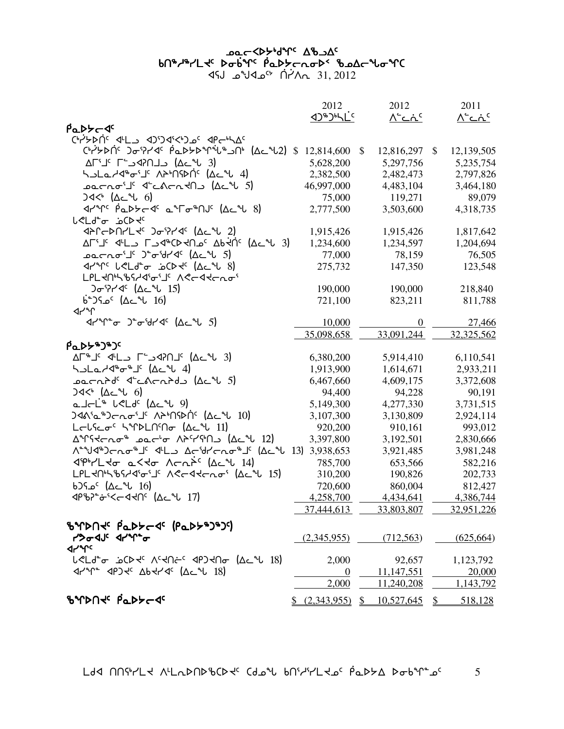# ᓄᓇᓕᐸᐅᔾᑯᑎᓐᑦ ᐃᖅᑲᐃᑦ
## ᑲᑎᖅᓱᖅᓯᒪᔪᑦ ᐅᓂᒃᑳᑦ ᑮᓇᐅᔭᓕᕆᓂᐅᑉ ᖃᓄᐃᓕᖓᓂᖏᑕ
### ᐊᕐᒍ ᓄᙳᐊᓄᑦ ᑎᓯᐱᕆ 31, 2012

| | 2012 ᐊᑐᕐᑐᒃᓴᒫᑦ | 2012 ᐱᓕᕆᓃᑦ | 2011 ᐱᓕᕆᓃᑦ |
|---|---|---|---|
| **ᑮᓇᐅᔭᓕᐊᑦ** | | | |
| ᑖᒃᓯᐅᑎᑦ ᐊᒻᒪᓗ ᐊᑐᕐᑐᐊᕐᐸᒃᑐᓄᑦ ᐊᑭᓕᒃᓴᐃᑦ | | | |
| ᑖᒃᓯᐅᑎᑦ ᑐᓂᕐᓯᐊᑦ ᑮᓇᐅᔭᐅᕐᕕᖓᓂᒃ (ᐃᓚᖓ 2) | $ 12,814,600 | $ 12,816,297 | $ 12,139,505 |
| ᐃᒥᕐᒧᑦ ᒥᕐᓗᐊᕈᑎᒧᑦ (ᐃᓚᖓ 3) | 5,628,200 | 5,297,756 | 5,235,754 |
| ᓴᓗᒪᓯᐊᖅᓂᕐᒧᑦ ᐱᔨᑎᕐᕕᐅᑏᑦ (ᐃᓚᖓ 4) | 2,382,500 | 2,482,473 | 2,797,826 |
| ᓄᓇᓕᓂᕐᒧᑦ ᐊᓪᓚᕕᓕᕆᔪᑎᒧ (ᐃᓚᖓ 5) | 46,997,000 | 4,483,104 | 3,464,180 |
| ᑐᐊᒃ (ᐃᓚᖓ 6) | 75,000 | 119,271 | 89,079 |
| ᐊᓯᖏᑦ ᑮᓇᐅᔭᓕᐊᑦ ᓇᖕᒥᓂᖅᑎᑦ (ᐃᓚᖓ 8) | 2,777,500 | 3,503,600 | 4,318,735 |
| ᒐᕙᒪᒃᑯᓐᓂ ᓈᕆᐅᔪᑦ | | | |
| ᐊᕐᕌᒍᑎᓯᒪᔪᑦ ᑐᓂᕐᓯᐊᑦ (ᐃᓚᖓ 2) | 1,915,426 | 1,915,426 | 1,817,642 |
| ᐃᒥᕐᒧᑦ ᐊᒻᒪᓗ ᒥᕐᓗᐊᖅᑕᐅᔪᑎᓄᑦ ᐃᑲᔪᐃᑦ (ᐃᓚᖓ 3) | 1,234,600 | 1,234,597 | 1,204,694 |
| ᓄᓇᓕᓂᕐᒧᑦ ᑐᓐᓂᖅᑯᓯᐊᑦ (ᐃᓚᖓ 5) | 77,000 | 78,159 | 76,505 |
| ᐊᓯᖏᑦ ᒐᕙᒪᒃᑯᓐᓂ ᓈᕆᐅᔪᑦ (ᐃᓚᖓ 8) | 275,732 | 147,350 | 123,548 |
| ᒪᑭᒪᔪᑎᒃᓴᖃᓯᐊᕐᓂᕐᒧᑦ ᐱᕙᓪᓕᐊᔪᓕᕆᓂᕐ ᑐᓂᕐᓯᐊᑦ (ᐃᓚᖓ 15) | 190,000 | 190,000 | 218,840 |
| ᑳᑐᕋᓄᑦ (ᐃᓚᖓ 16) | 721,100 | 823,211 | 811,788 |
| ᐊᓯᖏ | | | |
| ᐊᓯᖏᓐᓂ ᑐᓐᓂᖅᑯᓯᐊᑦ (ᐃᓚᖓ 5) | 10,000 | 0 | 27,466 |
| | 35,098,658 | 33,091,244 | 32,325,562 |
| **ᑮᓇᐅᔭᖅᑐᖅᑦ** | | | |
| ᐃᒥᖅᒧᑦ ᐊᒻᒪᓗ ᒥᕐᓗᐊᕈᑎᒧᑦ (ᐃᓚᖓ 3) | 6,380,200 | 5,914,410 | 6,110,541 |
| ᓴᓗᒪᓯᐊᖅᓂᖅᒧᑦ (ᐃᓚᖓ 4) | 1,913,900 | 1,614,671 | 2,933,211 |
| ᓄᓇᓕᓂᐅᑉ ᐊᓪᓚᕕᓕᕆᔨᑯ (ᐃᓚᖓ 5) | 6,467,660 | 4,609,175 | 3,372,608 |
| ᑐᐊᒃ (ᐃᓚᖓ 6) | 94,400 | 94,228 | 90,191 |
| ᓇᒧᓕᒫᖅ ᒐᕙᒪᑦ (ᐃᓚᖓ 9) | 5,149,300 | 4,277,330 | 3,731,515 |
| ᑐᐊᕕᕐᓇᖅᑐᓕᕆᓂᕐᒧᑦ ᐱᔨᑎᕐᕕᐅᑏᑦ (ᐃᓚᖓ 10) | 3,107,300 | 3,130,809 | 2,924,114 |
| ᒪᓕᒐᓕᓂᑦ ᓴᖏᐅᒪᑎᑦᑎᓂ (ᐃᓚᖓ 11) | 920,200 | 910,161 | 993,012 |
| ᐃᖏᕐᕋᔪᓕᕆᓂᖅ ᓄᓇᓕᒻᒥ ᐱᔨᑦᑎᕋᑎᒍ (ᐃᓚᖓ 12) | 3,397,800 | 3,192,501 | 2,830,666 |
| ᐱᙳᐊᖅᑐᓕᕆᓂᖅᒧᑦ ᐊᒻᒪᓗ ᐃᓕᕐᖁᓯᓕᕆᓂᖅᒧᑦ (ᐃᓚᖓ 13) | 3,938,653 | 3,921,485 | 3,981,248 |
| ᐊᖀᒃᓯᒪᔪᓂ ᓇᐸᔪᓂ ᐱᓕᕆᕝᕕᒃ (ᐃᓚᖓ 14) | 785,700 | 653,566 | 582,216 |
| ᒪᑭᒪᔪᑎᒃᓴᖃᓯᐊᕐᓂᕐᒧᑦ ᐱᕙᓪᓕᐊᔪᓕᕆᓂᕐ (ᐃᓚᖓ 15) | 310,200 | 190,826 | 202,733 |
| ᑲᑐᕋᓄᑦ (ᐃᓚᖓ 16) | 720,600 | 860,004 | 812,427 |
| ᐊᑭᖃᕈᓐᓃᕐᐸᓪᓕᐊᔪᑎᑦ (ᐃᓚᖓ 17) | 4,258,700 | 4,434,641 | 4,386,744 |
| | 37,444,613 | 33,803,807 | 32,951,226 |
| **ᖃᖏᐅᑎᔪᑦ ᑮᓇᐅᔭᓕᐊᑦ (ᑭᓇᐅᔭᖅᑐᖅᑦ)** | | | |
| ᓯᕗᓂᐊᒍᑦ ᐊᓯᖏᓐᓂ | (2,345,955) | (712,563) | (625,664) |
| **ᐊᓯᖏᑦ** | | | |
| ᒐᕙᒪᒃᑯᓐᓂ ᓈᕆᐅᔪᑦ ᐱᑦᔪᑎᓖᑦ ᐊᑭᑐᔪᑎᓂ (ᐃᓚᖓ 18) | 2,000 | 92,657 | 1,123,792 |
| ᐊᓯᖏᓐ ᐊᑭᑐᔪᑦ ᐃᑲᔪᓯᐊᑦ (ᐃᓚᖓ 18) | 0 | 11,147,551 | 20,000 |
| | 2,000 | 11,240,208 | 1,143,792 |
| **ᖃᖏᐅᑎᔪᑦ ᑮᓇᐅᔭᓕᐊᑦ** | $ (2,343,955) | $ 10,527,645 | $ 518,128 |

ᒪᑯᐊ ᑎᑎᕐᑲᓯᒪᔪ ᐱᒻᒪᕆᐅᑎᐅᖃᑕᐅᔪᑦ ᑕᑯᓇᖓ ᑲᑎᕐᓱᕐᓯᒪᔪᓄᑦ ᑮᓇᐅᔭᐃ ᐅᓂᒃᑳᖏᓐᓄᑦ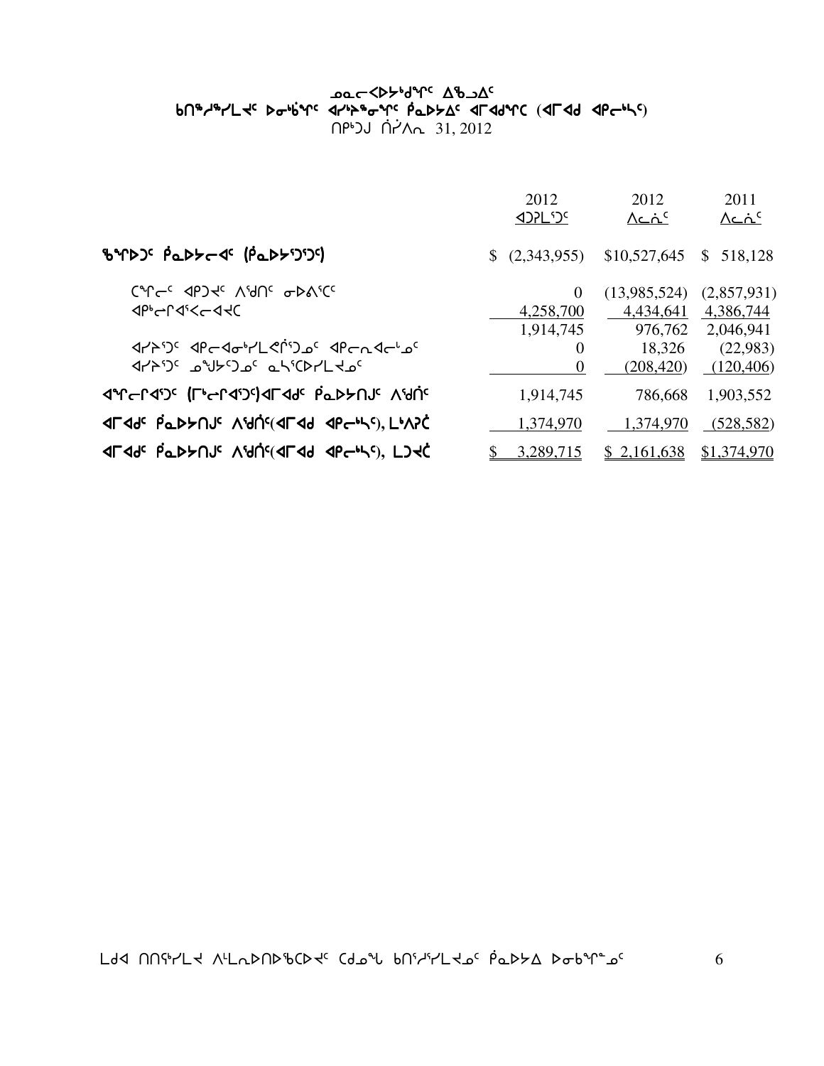# ᓄᓇᓕᐸᐅᔭᒃᑯᖏᑦ ᐃᖅᑲᐃᑦ
## ᑲᑎᖅᓱᖅᓯᒪᔪᑦ ᐅᓂᒃᑳᖏᑦ ᐊᓯᔾᔨᖅᓂᖏᑦ ᑮᓇᐅᔭᐃᑦ ᐊᒥᐊᒃᑯᖓᑕ (ᐊᒥᐊᒃ ᐊᑭᓕᒃᓴᑦ)
### ᑎᑭᒃᑐᒍ ᑏᓯᐱᕆ 31, 2012

| | 2012 ᐊᑐᕈᒪᔪᑦ | 2012 ᐱᓚᓖᑦ | 2011 ᐱᓚᓖᑦ |
|---|---|---|---|
| **ᖃᖓᐅᑐᑦ ᑮᓇᐅᔭᓕᐊᑦ (ᑮᓇᐅᔭᑐᖅᑐᑦ)** | $ (2,343,955) | $10,527,645 | $ 518,128 |
| ᑕᖅᑭᓕᑦ ᐊᑭᑐᔪᑦ ᐱᖁᑎᑦ ᓂᐅᕕᖅᑕᑦ | 0 | (13,985,524) | (2,857,931) |
| ᐊᑉᓕᕆᐊᕐᐸᓕᐊᔪᑕ | 4,258,700 | 4,434,641 | 4,386,744 |
| | 1,914,745 | 976,762 | 2,046,941 |
| ᐊᓯᔾᔨᖅᑐᑦ ᐊᑭᓕᐊᓂᒃᓯᒪᕙᒌᖅᑐᓄᑦ ᐊᑭᓕᕆᐊᓕᓐᓄᑦ | 0 | 18,326 | (22,983) |
| ᐊᓯᔾᔨᖅᑐᑦ ᓄᖑᔪᖅᑐᓄᑦ ᓇᓴᖅᑕᐅᓯᒪᔪᓄᑦ | 0 | (208,420) | (120,406) |
| **ᐊᖏᓕᒋᐊᖅᑐᑦ (ᒥᒃᓕᒋᐊᖅᑐᑦ)ᐊᒥᐊᒃ ᑮᓇᐅᔭᑎᒍᑦ ᐱᖁᑏᑦ** | 1,914,745 | 786,668 | 1,903,552 |
| **ᐊᒥᐊᒃ ᑮᓇᐅᔭᑎᒍᑦ ᐱᖁᑏᑦ(ᐊᒥᐊᒃ ᐊᑭᓕᒃᓴᑦ), ᒪᒃᐱᕇ** | 1,374,970 | 1,374,970 | (528,582) |
| **ᐊᒥᐊᒃ ᑮᓇᐅᔭᑎᒍᑦ ᐱᖁᑏᑦ(ᐊᒥᐊᒃ ᐊᑭᓕᒃᓴᑦ), ᒪᑐᔾᔭ** | $ 3,289,715 | $ 2,161,638 | $1,374,970 |

ᒪᑯᐊ ᑎᑎᖅᓯᒪᔪ ᐱᒪᓇᐅᑎᐅᖃᑕᐅᔪᑦ ᑕᑯᓐᓇᒐᒃ ᑲᑎᖅᓱᖅᓯᒪᔪᓄᑦ ᑮᓇᐅᔭ ᐅᓂᒃᑳᖕᓄᑦ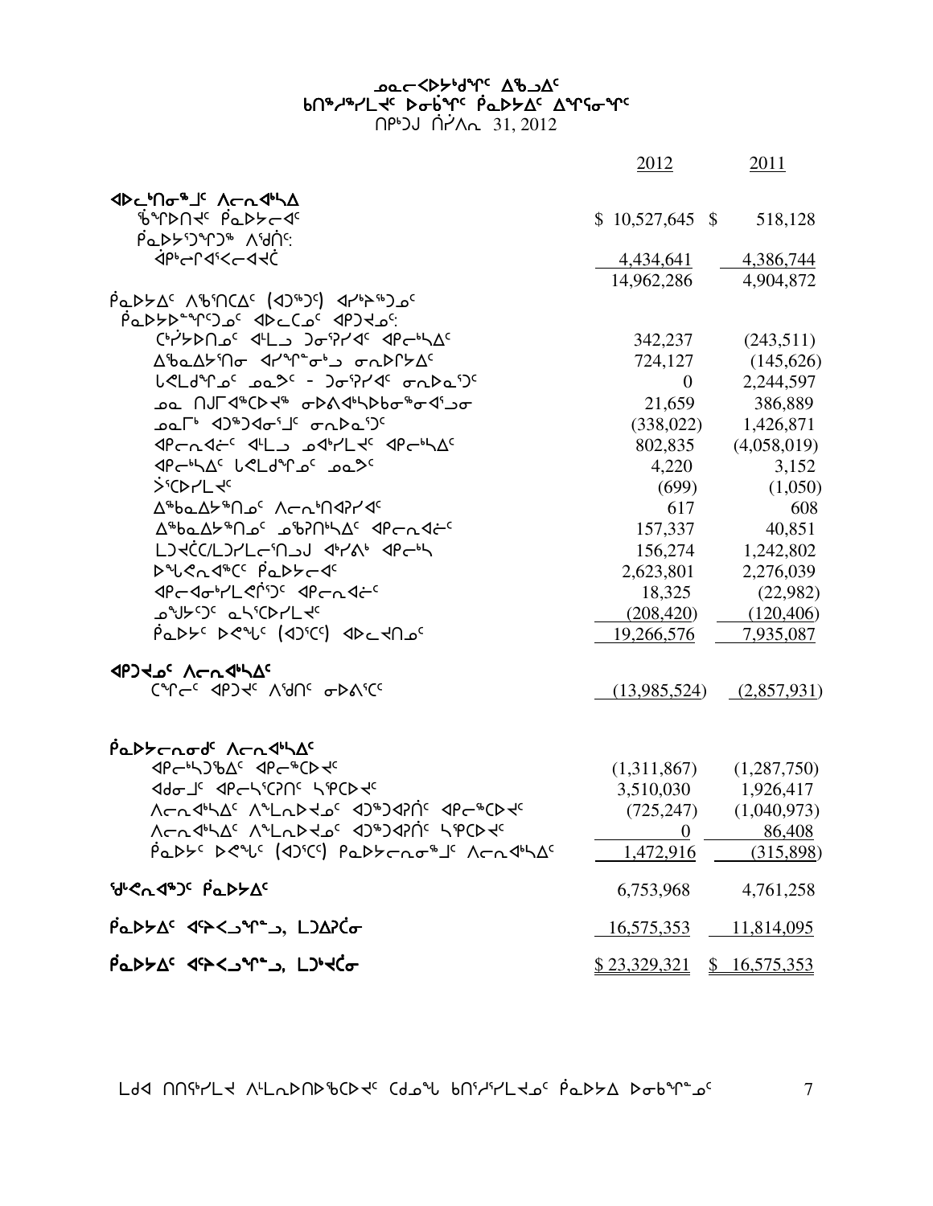# ᓄᓇᓕᐸᐅᔭᒃᑯᓐᑦ ᐃᖃᓗᐃᑦ
# ᑲᑎᙵᓯᒪᔪᑦ ᐅᓂᒃᑳᖏᑦ ᑮᓇᐅᔭᐃᑦ ᐃᖏᕋᓂᖏᑦ
ᑎᑉᐳᐊ ᑏᓯᐱᕆ 31, 2012

| | 2012 | 2011 |
|---|---|---|
| **ᐊᐅᓚᑦᑎᓂᕐᒧᑦ ᐱᓕᕆᐊᖅᓴᐃ** | | |
| ᖃᕆᐅᑎᔪᑦ ᑮᓇᐅᔭᓕᐊᑦ | $ 10,527,645 | $ 518,128 |
| ᑮᓇᐅᔭᕐᑐᕐᑐᖅ ᐱᑯᑏᑦ: | | |
| ᐋᑭᓕᕆᐊᕐᐸᓕᐊᔪᑖ | 4,434,641 | 4,386,744 |
| | 14,962,286 | 4,904,872 |
| ᑮᓇᐅᔭᐃᑦ ᐱᖃᕐᑎᑕᐃᑦ (ᐊᑐᖅᑐᑦ) ᐊᓯᒃᐳᖅᑐᓄᑦ | | |
| ᑮᓇᐅᔭᐅᓐᖏᑦᑐᓄᑦ ᐊᐅᓚᑕᓄᑦ ᐊᑭᑐᔪᓄᑦ: | | |
| ᑦᓯᔭᐅᑎᓄᑦ ᐊᒻᒪᓗ ᑐᓂᕐᕕᓯᐊᑦ ᐊᑭᓕᒃᓴᐃᑦ | 342,237 | (243,511) |
| ᐃᖃᓇᐃᔭᕐᑎᓂ ᐊᓯᖏᓐᓂᒃᓗ ᓂᕆᐅᒋᔭᐃᑦ | 724,127 | (145,626) |
| ᒐᕙᒪᑯᖏᓄᑦ ᓄᓇᕗᑦ - ᑐᓂᕐᕕᓯᐊᑦ ᓂᕆᐅᓇᕐᑐᑦ | 0 | 2,244,597 |
| ᓄᓇ ᑎᒍᒥᐊᖅᑕᐅᔪᖅ ᓂᐅᕕᐊᒃᓴᐅᑲᓂᖅᓂᐊᕐᓗᓂ | 21,659 | 386,889 |
| ᓄᓇᒥᒃ ᐊᑐᖅᐊᐃᓂᕐᒧᑦ ᓂᕆᐅᓇᕐᑐᑦ | (338,022) | 1,426,871 |
| ᐊᑭᓕᐊᓖᑦ ᐊᒻᒪᓗ ᓄᐊᒃᓯᒪᔪᑦ ᐊᑭᓕᒃᓴᐃᑦ | 802,835 | (4,058,019) |
| ᐊᑭᓕᒃᓴᐃᑦ ᒐᕙᒪᑯᖏᓄᑦ ᓄᓇᕗᑦ | 4,220 | 3,152 |
| ᔫᕐᑕᐅᓯᒪᔪᑦ | (699) | (1,050) |
| ᐃᖅᑲᓇᐃᔭᖅᑎᓄᑦ ᐱᓕᕆᑦᑎᐊᕈᓯᐊᑦ | 617 | 608 |
| ᐃᖅᑲᓇᐃᔭᖅᑎᓄᑦ ᓄᖃᕈᑎᒃᓴᐃᑦ ᐊᑭᓕᐊᓖᑦ | 157,337 | 40,851 |
| ᒪᑐᔪᑖᑕ/ᒪᑐᓯᒪᓕᕐᑎᓗᒍ ᐊᒃᓯᕕᒃ ᐊᑭᓕᒃᓴ | 156,274 | 1,242,802 |
| ᐅᖓᕙᓇᐊᖅᑕᑦ ᑮᓇᐅᔭᓕᐊᑦ | 2,623,801 | 2,276,039 |
| ᐊᑭᓕᐊᓂᒃᓯᒪᕙᕐᑐᑦ ᐊᑭᓕᐊᓖᑦ | 18,325 | (22,982) |
| ᓄᖑᔪᕐᑐᑦ ᓇᓴᕐᑕᐅᓯᒪᔪᑦ | (208,420) | (120,406) |
| ᑮᓇᐅᔭᑦ ᐅᕙᖓᑦ (ᐊᑐᕐᑕᑦ) ᐊᐅᓚᔪᑎᓄᑦ | 19,266,576 | 7,935,087 |
| **ᐊᑭᑐᔪᓄᑦ ᐱᓕᕆᐊᖅᓴᐃᑦ** | | |
| ᑕᖏᓕᑦ ᐊᑭᑐᔪᑦ ᐱᖁᑎᑦ ᓂᐅᕕᕐᑕᑦ | (13,985,524) | (2,857,931) |
| **ᑮᓇᐅᔭᓕᕆᓂᒃᑯᑦ ᐱᓕᕆᐊᖅᓴᐃᑦ** | | |
| ᐊᑭᓕᒃᓴᑐᖃᐃᑦ ᐊᑭᓕᖅᑕᐅᔪᑦ | (1,311,867) | (1,287,750) |
| ᐊᑯᓂᒧᑦ ᐊᑭᓕᓴᕐᑕᕈᑎᑦ ᓴᕿᑕᐅᔪᑦ | 3,510,030 | 1,926,417 |
| ᐱᓕᕆᐊᒃᓴᐃᑦ ᐱᖓᓇᐅᔪᓄᑦ ᐊᑐᖅᑐᐊᕈᑏᑦ ᐊᑭᓕᖅᑕᐅᔪᑦ | (725,247) | (1,040,973) |
| ᐱᓕᕆᐊᒃᓴᐃᑦ ᐱᖓᓇᐅᔪᓄᑦ ᐊᑐᖅᑐᐊᕈᑏᑦ ᓴᕿᑕᐅᔪᑦ | 0 | 86,408 |
| ᑮᓇᐅᔭᑦ ᐅᕙᖓᑦ (ᐊᑐᕐᑕᑦ) ᑮᓇᐅᔭᓕᕆᓂᕐᒧᑦ ᐱᓕᕆᐊᒃᓴᐃᑦ | 1,472,916 | (315,898) |
| **ᖁᓪᓕᕙᓇᐊᖅᑐᑦ ᑮᓇᐅᔭᐃᑦ** | 6,753,968 | 4,761,258 |
| **ᑮᓇᐅᔭᐃᑦ ᐊᕝᐸᓗᖏᓐᓗ, ᒪᑐᐃᕈᑖᓂ** | 16,575,353 | 11,814,095 |
| **ᑮᓇᐅᔭᐃᑦ ᐊᕝᐸᓗᖏᓐᓗ, ᒪᑐᒃᔪᑖᓂ** | $ 23,329,321 | $ 16,575,353 |

ᒪᑯᐊ ᑎᑎᕋᖅᓯᒪᔪ ᐱᒻᒪᕆᐅᑎᐅᖃᑕᐅᔪᑦ ᑕᒃᑯᓇᖓ ᑲᑎᕐᓱᖅᓯᒪᔪᓄᑦ ᑮᓇᐅᔭᐃ ᐅᓂᒃᑳᖏᓐᓄᑦ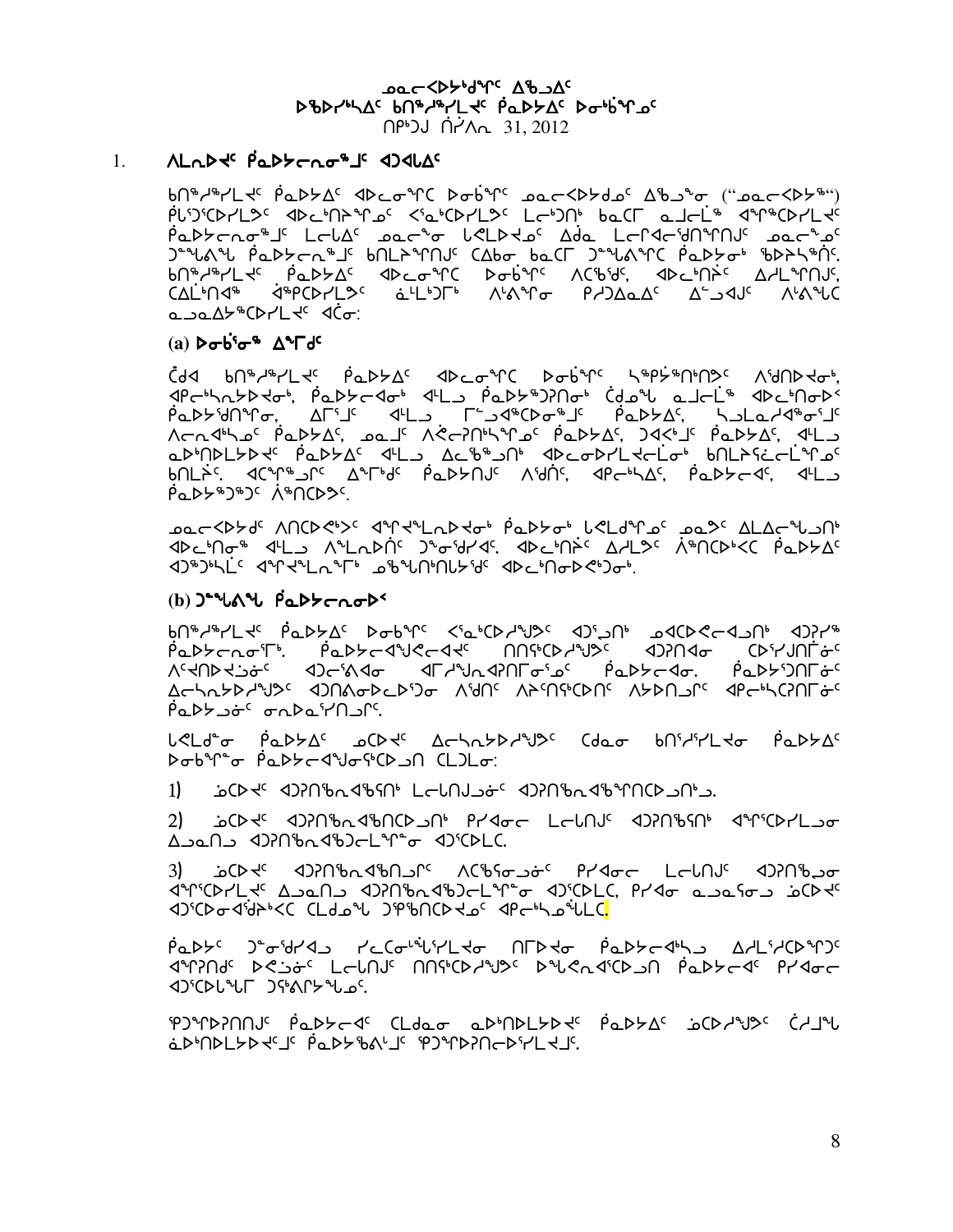# ᓄᓇᕗᑦ ᐃᖅᑲᓇᐃᔭᖅᑎᓄᑦ ᐃᓕᓐᓂᐊᕐᓂᓕᕆᓂᕐᒧᑦ ᐱᓕᕆᕝᕕᖓ

## ᐅᖃᐅᓯᕐᒥᒃ ᑲᒪᔨᒃᑯᑦ ᑭᖑᓪᓕᕐᓂᖅ ᐅᓂᑉᑳᕐᔪᐊᖓ

ᑎᓯᐱᕆ 31, 2012

### 1. ᐱᓕᕆᐊᒃᓴᑦ ᑭᒡᒐᖅᑐᐃᓂᕐᒧᑦ ᐊᑐᐊᒐᑦ

ᑲᒪᔨᒃᑯᑦ ᑭᒡᒐᖅᑐᐃᓂᕐᒧᑦ ᐊᑐᐊᒐᖏᑦ ᐅᓂᒃᑳᖏᑦ ᓄᓇᕗᑦ ᐃᖅᑲᓇᐃᔭᖅᑏᑦ ᐃᓕᓐᓂᐊᕐᓂᖓᓂ ("ᓄᓇᕗᑦ ᐃᓕᓐᓂᐊᕐᕕᒃ") ᑭᒃᑯᑐᐃᓐᓇᐅᓂᐊᕐᒪᑕ ᐊᐅᓚᑦᑎᓂᕐᒥᓂᑦ ᐸᕐᓇᒃᑕᐅᓯᒪᔪᑦ ᒪᓕᒃᖢᒋᑦ ᑲᓇᑕᒥ ᓇᒧᓕᒫᖅ ᐊᖏᕈᑕᐅᓯᒪᔪᑦ ᑭᒡᒐᖅᑐᐃᓂᕐᒧᑦ ᒪᓕᒐᐃᑦ ᓄᓇᕗᒻᒥ ᓴᐳᒻᒥᔪᓄᑦ ᐃᓅᓯᖃᖅᑐᑦ ᒪᓕᒐᖃᕐᕕᖕᒋᓐᓂᑦ ᓄᓇᕗᒻᒥ ᑐᓴᐅᒪᔾᔪᑎᓂᑦ ᑭᒡᒐᖅᑐᐃᓂᕐᒧᑦ ᑲᒪᒋᔭᖃᕐᓂᖏᑦ ᑕᐃᒪᓐᓇ ᑲᓇᑕᒥ ᑐᓴᐅᒪᔾᔪᑎᓂᑦ ᑭᒡᒐᖅᑐᐃᓂᕐᒥᒃ ᖃᐅᔨᓴᖅᑎ.
ᑲᒪᔨᒃᑯᑦ ᑭᒡᒐᖅᑐᐃᓂᕐᒧᑦ ᐊᐅᓚᑦᑎᓂᕐᒥᒃ ᐅᓂᒃᑳᖏᑦ ᐱᑕᖃᕐᒪᑕ, ᐊᐅᓚᑦᑎᔾᔪᑏᑦ ᐃᓱᒪᒋᔭᕆᓂᖏᑦ, ᑕᐃᒪᐃᑦᑎᐊᖅ ᐊᖏᕈᑕᐅᓯᒪᔪᑦ ᓈᒻᒪᒃᑐᒥᒃ ᐱᕙᓪᓕᐅᓂ ᑭᓱᑐᐃᓇᐃᑦ ᐃᓚᒋᐊᓂᑦ ᐱᕙᓪᓕᐊᖅᑕ ᓇᓗᓇᐃᔭᖅᑕᐅᓯᒪᔪᑦ ᐊᑖᓂ:

#### (a) ᐅᓂᒃᑳᓂᖅ ᐃᓚᒋᔭᐅᔪᑦ

ᑖᒃᑯᐊ ᑲᒪᔨᒃᑯᑦ ᑭᒡᒐᖅᑐᐃᓂᕐᒧᑦ ᐊᐅᓚᑦᑎᓂᕐᒥᒃ ᐅᓂᒃᑳᖏᑦ ᓴᖅᑭᔮᖅᑎᑦᑎᔪᑦ ᐱᔾᔪᑎᐅᔪᓂᒃ, ᐊᑭᓕᐅᖅᓯᓂᓕᐅᕐᕕᖓᓂᒃ, ᑭᒡᒐᖅᑐᐃᓂᐊᓂᒃ ᐊᒻᒪᓗ ᑭᒡᒐᖅᑐᐃᖅᑐᖅᑎᓂᒃ ᑖᒃᑯᓇᙵ ᓇᒧᓕᒫᖅ ᐊᐅᓚᑦᑎᓂᐅᑉ ᑭᒡᒐᖅᑐᐃᔾᔪᑎᓂᒃ, ᐃᒥᕐᒧᑦ ᐊᒻᒪᓗ ᒥᖅᑯᐊᖅᑕᐅᓂᖏᑦ ᑭᒡᒐᖅᑐᐃᓂᖏᑦ, ᓴᓗᒪᓇᖅᑐᓂᒃ ᐱᓯᐊᒃᓴᓄᑦ ᑭᒡᒐᖅᑐᐃᓂᖏᑦ, ᓄᓇᒧᑦ ᐱᕙᓪᓕᐅᑎᑦᓯᓂᕐᒧᑦ ᑭᒡᒐᖅᑐᐃᓂᖏᑦ, ᑐᐊᕝᕕᒧᑦ ᑭᒡᒐᖅᑐᐃᓂᖏᑦ, ᐊᒻᒪᓗ ᓇᐅᑦᑎᖅᓱᐃᔪᑦ ᑭᒡᒐᖅᑐᐃᓂᖏᑦ ᐊᒻᒪᓗ ᐃᓚᒋᔭᐅᔪᓐᓃᖅᑐᑦ ᐊᐅᓚᑦᑎᔪᓕᒫᓂᒃ ᑲᒪᔨᖑᓕᕐᓂᖏᑦ ᑲᒪᔨᑦ. ᐊᑦᑐᐃᓂᖏᑦ ᐃᓚᒋᔭᐅᔪᑦ ᑭᒡᒐᖅᑐᐃᑎᒍᑦ ᐱᔾᔪᑎᒃ, ᐊᑭᓕᐅᕐᕕᐃᑦ, ᑭᒡᒐᖅᑐᐃᕙᑦ, ᐊᒻᒪᓗ ᑭᒡᒐᖅᑐᖅᑐᑎ ᐲᖅᑎᑕᐅᔪᑦ.

ᓄᓇᕗᑦ ᐃᓕᓐᓂᐊᕐᕕᒃ ᐱᑎᑕᐅᕙᒃᐳᑦ ᐊᖏᕐᕋᒪᓕᐅᖅᑎᓂᒃ ᑭᒡᒐᖅᑐᐃᓂᒃ ᓴᕿᒪᔪᓂᒃ ᓄᓇᐳᑦ ᐃᒪᐃᓕᖓᓗᑎᒃ ᐊᐅᓚᑦᑎᓂᖅ ᐊᒻᒪᓗ ᐱᕐᒪᓕᐅᕐᑎᑦ ᑐᓐᓂᖅᑯᓯᐊᑦ. ᐊᐅᓚᑦᑎᔾᔪᑏᑦ ᐃᓱᒪᔪᑦ ᐲᖅᑎᑕᐅᒃᐸᑕ ᑭᒡᒐᖅᑐᐃᓂᖏᑦ ᐊᑐᖅᑐᓕᕐᑦ ᐊᖏᕐᕋᒪᓕᐅᕐᒥᒃ ᓄᖑᓪᓗᑎᑦᑎᓯᔪᑦ ᐊᐅᓚᑦᑎᓂᐅᕙᒃᑐᓂᒃ.

#### (b) ᑐᓴᐅᒪᔾᔪᑎᓂᒃ ᑭᒡᒐᖅᑐᐃᓂᖅ

ᑲᒪᔨᒃᑯᑦ ᑭᒡᒐᖅᑐᐃᓂᕐᒧᑦ ᐅᓂᒃᑳᖏᑦ ᐸᕐᓇᒃᑕᐅᓯᒪᔪᑦ ᐊᑐᕐᓗᑎᒃ ᓄᐊᑕᐅᕙᓪᓕᐊᓗᑎᒃ ᐊᑐᕐᓯᒪᔪᑦ ᑭᒡᒐᖅᑐᐃᓂᕐᒥᒃ. ᑭᒡᒐᖅᑐᕐᓂᐊᕐᕕᐊᑦ ᑎᑎᕋᖅᑕᐅᓯᒪᔪᑦ ᐊᑐᕐᑎᐊᓂ ᑕᐅᓯᒍᑎᒥᓂᑦ ᐱᔪᑎᐅᔪᓐᓂᑦ ᐊᑐᓪᓚᕕᐊᓂᑦ ᐊᒥᓱᒐᓇᐊᕈᑎᒥᓃᑦ ᑭᒡᒐᖅᑐᕐᓂᐊᕐᑦ. ᑭᒡᒐᖅᑐᖅᑐᕐᑎᒥᓃᑦ ᐃᓚᓴᕆᔭᐅᓯᒪᔪᑦ ᐊᑐᑎᐊᓂᐅᓚᓂᐅᔾᔪᑎ ᐱᔾᔪᑎᑦ ᐱᔾᔪᑎᐅᑎᑕᐅᑎᑦ ᐱᔭᐅᑎᓗᒥᑦ ᐊᑭᓕᖅᓯᕐᑎᒥᓃᑦ ᑭᒡᒐᖅᑐᓗᓃᑦ ᓂᕆᐅᓇᕐᑎᓗᒥᑦ.

ᑲᒪᔨᖑᓂ ᑭᒡᒐᖅᑐᐃᔪᑦ ᓈᒻᒪᒃᑐᑦ ᐃᓕᓴᕆᔭᐅᓯᒪᔪᑦ ᑖᒃᑯᓂ ᑲᒪᔨᒃᑯᑦ ᑭᒡᒐᖅᑐᐃᓂᕐᒧᑦ ᐅᓂᒃᑳᖏᑦ ᑭᒡᒐᖅᑐᕐᓂᐊᕐᑎᒋᔭᐅᓗᑎ ᑕᒪᑐᒥᖓ:

1) ᓈᒻᒪᒃᑐᑦ ᐊᑐᐃᓐᓇᕆᔭᐅᔪᑦ ᒪᓕᒐᖁᑎᐅᔪᓐᓂᑦ ᐊᑐᐃᓐᓇᕆᔭᐅᓯᒪᓂᖏᑦ ᐊᑐᐃᓐᓇᕈᑎᒋᔭᐅᔪᑦ.

2) ᓈᒻᒪᒃᑐᑦ ᐊᑐᐃᓐᓇᕈᑎᒋᔭᐅᔪᑦ ᑭᓯᐊᓂ ᒪᓕᒐᖁᑎᑦ ᐊᑐᐃᓐᓇᕆᔭᐅᓯᒪᔪᑦ ᐊᖏᕐᕋᒧᐊᓂᑦ ᐃᓄᓇᐃᑦ ᐊᑐᐃᓐᓇᕈᑎᖃᕐᓂᐊᕐᓂᖓ ᐊᑐᕐᑕᐅᔪᑦ.

3) ᓈᒻᒪᒃᑐᑦ ᐊᑐᐃᓐᓇᕈᑎᓂᑦ ᐱᑦᑕᓂᖅᑐᓂᑦ ᑭᓯᐊᓂ ᒪᓕᒐᖁᑎᑦ ᐊᑐᐃᓐᓇᕆᓂᖏᑦ ᐊᖏᕐᕋᒧᐊᓂᑦ ᐃᓄᓇᐃᑦ ᐊᑐᐃᓐᓇᕈᑎᖃᕐᓂᐊᕐᓂᖓ ᐊᑐᕐᑕᐅᔪᑦ, ᑭᓯᐊᓂ ᓇᓗᓇᕐᓂᖅ ᓈᒻᒪᒃᑐᑦ ᐊᑐᕐᑕᐅᓂᐊᕐᓂᖏᑦ ᑕᒪᑐᒥᖓ ᑐᕌᖓᔪᑦ ᐱᔾᔪᑎᐅᔪᑦ.

ᑭᒡᒐᖅᑐᐃᔪᑦ ᑐᓴᕆᐊᖃᕐᓂᐊᕐᑕᐅᓂᖏᑦ ᓯᓚᑖᓂᐅᔪᓂᑦ ᑎᒥᐅᔪᑦ ᑭᒡᒐᖅᑐᐃᓂᖃᖅᑐᑦ ᐃᓕᓴᕆᔭᐅᔪᑦ ᐊᑐᕐᓂᐊᕐᑎ ᐅᖃᐅᓯᕐᓂᒃ ᒪᓕᒐᖁᑎᑦ ᑎᑎᕋᖅᑕᐅᓯᒪᔪᑦ ᐅᓂᒃᑳᖅᑕᐅᔪᑦ ᑭᒡᒐᖅᑐᐃᓂᕐᒥᒃ ᑭᓯᐊᓂ ᐊᑐᕐᑕᐅᓚᐅᕐᓂᐊᕐᑐᑦ ᑐᓴᕐᓂᖅᑎᓯᒪᔪᑦ.

ᖃᐅᔨᓴᕈᑎᒋᔭᐅᔪᑦ ᑭᒡᒐᖅᑐᐃᓂᐊᕐᑎ ᑕᒪᑐᒥᖓ ᓇᐅᑦᑎᖅᓱᐃᔪᑦ ᑭᒡᒐᖅᑐᐃᓂᖅ ᓈᒻᒪᒃᑐᑦ ᑖᒃᑯᐊ ᓇᐅᑦᑎᖅᓱᐃᔪᓄᑦ ᑭᒡᒐᖅᑐᐃᓂᖏᑦ ᖃᐅᔨᓴᕈᑎᒋᔭᐅᓯᒪᔪᑦ.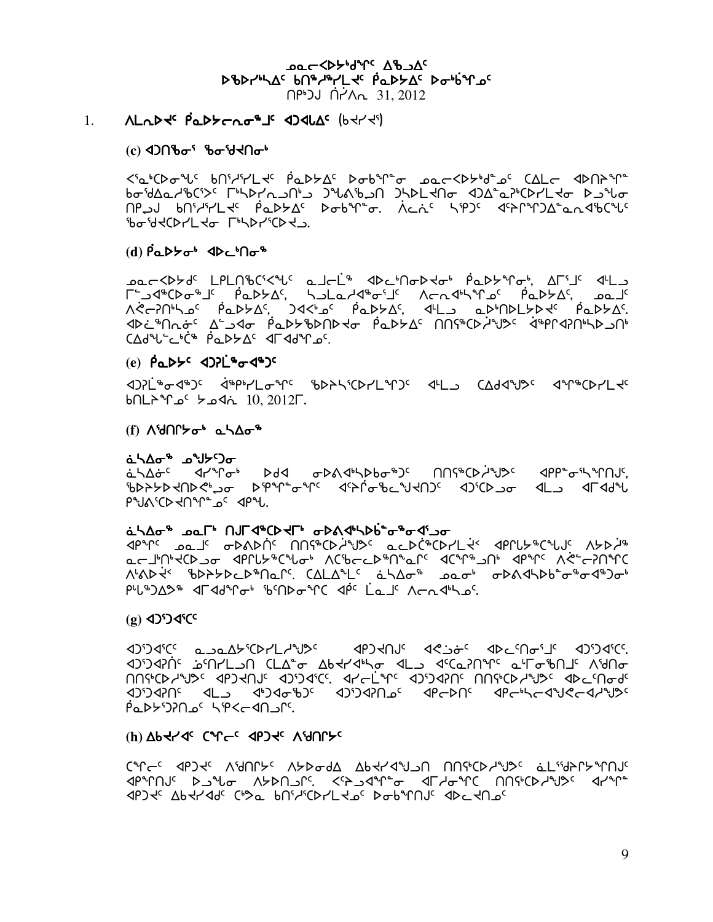ᓄᓇᓕᐸᐅᔾᑯᕐᒥᑦ ᐃᖅᓗᐃᑦ
ᐅᖃᐅᓯᖅᓴᐃᑦ ᑲᑎᖅᓱᖅᓯᒪᔪᑦ ᑮᓇᐅᔭᐃᑦ ᐅᓂᒃᑳᕐᓄᑦ
ᑎᑉᐳᒍ ᑏᓯᐱᕆ 31, 2012

1. ᐱᒪᕆᐅᔪᑦ ᑮᓇᐅᔭᓕᕆᓂᖅᒧᑦ ᐊᑐᐊᒪᐃᑦ (ᑲᔪᓯᔪᑦ)

(c) ᐊᑐᑎᖃᓂᕐ ᖃᓂᖅᑯᔪᑎᓂᒃ

ᐸᕐᓇᒃᑕᐅᓂᖓᑦ ᑲᑎᕐᓱᕐᓯᒪᔪᑦ ᑮᓇᐅᔭᐃᑦ ᐅᓂᒃᑳᖕᓂ ᓄᓇᓕᐸᐅᔾᑯᓐᓄᑦ ᑕᐃᒪᓕ ᐊᐅᑎᕝᕆᖕ ᑲᓂᖅᑯᐃᓇᓱᖅᑕᕐᐳᑦ ᒥᒃᓴᐅᓯᕆᓗᑎᒃᓗ ᑐᖓᕕᖃᓗᑎ ᑐᓴᐅᒪᔪᑎᓂ ᐊᑐᐃᓐᓇᕈᒃᑕᐅᓯᒪᔪᓂ ᐅᓗᖕᒋᓂ ᑎᑉᐳᒍ ᑲᑎᕐᓱᕐᓯᒪᔪᑦ ᑮᓇᐅᔭᐃᑦ ᐅᓂᒃᑳᖕᓂ. ᐲᓕᓃᑦ ᓴᕿᑐᑦ ᐊᕐᕌᒍᑐᐃᓐᓇᕆᐊᖃᖕᖓᑦ ᖃᓂᖅᑯᔪᑕᐅᓯᒪᔪᓂ ᒥᒃᓴᐅᓯᕐᑕᐅᔪᓗ.

(d) ᑮᓇᐅᔭᓂᒃ ᐊᐅᓚᒃᑎᓂᖅ

ᓄᓇᓕᐸᐅᔭᑯᑦ ᒪᓕᒋᐊᖃᕐᑕᖓᑦ ᓇᒧᓕᖅ ᐊᐅᓚᒃᑎᓂᐅᔪᓂᒃ ᑮᓇᐅᔭᕐᓂᒃ, ᐃᒥᕐᒧᑦ ᐊᒻᒪᓗ ᒥᖅᓗᐊᖅᑕᐅᓂᖅᒧᑦ ᑮᓇᐅᔭᐃᑦ, ᓴᓗᒪᓯᐊᖅᓂᖅᒧᑦ ᐱᓕᕆᐊᒃᓴᕐᓄᑦ ᑮᓇᐅᔭᐃᑦ, ᓄᓇᒧᑦ ᐱᕚᓕᕈᑎᒃᓴᓄᑦ ᑮᓇᐅᔭᐃᑦ, ᑐᐊᑉᐸᓄᑦ ᑮᓇᐅᔭᐃᑦ, ᐊᒻᒪᓗ ᓇᐅᒃᑎᐅᒪᔭᐅᔪᑦ ᑮᓇᐅᔭᐃᑦ. ᐊᐅᓚᖅᑎᕆᓂᑦ ᐃᓪᓗᐊᓂ ᑮᓇᐅᔭᖃᐅᑎᐅᔪᓂ ᑮᓇᐅᔭᐃᑦ ᑎᑎᕐᖃᐅᓰᖑᕗᑦ ᐋᖅᑭᐊᕈᑎᒃᓴᐅᓗᑎᒃ ᑕᐃᒍᖓᓕᒃᑖᖅ ᑮᓇᐅᔭᐃᑦ ᐊᒥᐊᖑᕐᓄᑦ.

(e) ᑮᓇᐅᔭᑦ ᐊᑐᕈᒫᖅᓂᐊᖅᑐᑦ

ᐊᑐᕈᒫᖅᓂᐊᖅᑐᑦ ᐋᖅᑭᒃᓯᒪᓂᖕᒥᑦ ᖃᐅᔨᓴᖅᑕᐅᓯᒪᖕᒋᑐᑦ ᐊᒻᒪᓗ ᑕᐃᑯᐊᖑᔪᑦ ᐊᖕᒥᖅᑕᐅᓯᒪᔪᑦ ᑲᑎᒪᔨᖕᓄᑦ ᔭᓄᐊᕆ 10, 2012ᒥ.

(f) ᐱᖁᑎᒋᔭᓂᒃ ᓇᓴᐃᓂᖅ

ᓈᓴᐃᓂᖅ ᓄᖑᔪᑦᑐᓂ
ᓈᓴᐃᓂᑦ ᐊᓯᖏᓂᒃ ᐅᑯᐊ ᓂᐅᕕᐊᒃᓴᐅᑲᓂᖅᑐᑦ ᑎᑎᕐᖃᐅᓰᖑᔪᑦ ᐊᑭᖕᓂᕐᓴᖕᒋᑎᒍᑦ, ᖃᐅᔨᔭᐅᔪᑎᐅᕚᓪᓗᓂ ᐅᕝᕙᖕᓂᖕᒋᑦ ᐊᑦᔨᒌᓂᖃᖕᖑᔪᑎᑐᑦ ᐊᑐᑦᑕᐅᓗᓂ ᐊᒻᒪᓗ ᐊᒥᐊᖑᓪᓗ ᑭᖑᕙᕐᑕᐅᔪᑎᖕᒋᓐᓄᑦ ᐊᑭᖓ.

ᓈᓴᐃᓂᖅ ᓄᓇᒥᒃ ᑎᒧᒥᐊᖅᑕᐅᔪᒥᒃ ᓂᐅᕕᐊᒃᓴᐅᑳᓐᓂᖅᓂᐊᖑᓂ
ᐊᑭᖏᑦ ᓄᓇᒧᑦ ᓂᐅᕕᐅᑏᑦ ᑎᑎᕐᖃᐅᓰᖑᔪᑦ ᓇᓕᐅᑖᖅᑕᐅᓯᒪᔫᑉ ᐊᑭᓕᔭᖅᑕᖕᒋᑦ ᐱᔭᐅᓰᖅ ᓇᓕᒧᒃᑎᔪᑕᐅᓗᓂ ᐊᑭᓕᔭᖅᑕᖕᓂᒃ ᐱᑕᖃᓕᐅᖅᑎᓇᒥᑦ ᐊᑕᖑᖅᒧᑎᒃ ᐊᑭᖑᑦ ᐱᕚᓕᕈᑎᖑᑦ ᐱᖃᐅᔪᑉ ᖃᐅᔨᔭᐅᓕᐅᖅᑎᓇᒥᑦ. ᑕᐃᒪᐃᖕᒪᑦ ᓈᓴᐃᓂᖅ ᓄᓇᓂᒃ ᓂᐅᕕᐊᒃᓴᐅᑳᓐᓂᖅᓂᐊᖅᑐᓂᒃ ᑭᒡᒐᖅᑐᐃᕝᕗᖅ ᐊᒥᐊᖑᕐᓂᒃ ᖃᖅᑎᐅᓂᖕᒋᑕ ᐋᑦ ᒫᓇᒧᑦ ᐱᓕᕆᐊᖃᓄᑦ.

(g) ᐊᑐᖅᑐᐊᕐᑕᑦ

ᐊᑐᖅᑐᐊᕐᑕᑦ ᓇᓗᓇᐃᔭᕐᑕᐅᓯᒪᓯᒪᔪᑦ ᐊᑭᑐᔪᑎᒍᑦ ᐊᕙᓗᓃᑦ ᐊᐅᓚᕐᑎᓂᕐᒧᑦ ᐊᑐᖅᑐᐊᕐᑕᑦ. ᐊᑐᖅᑐᐊᕆᑎᑦ ᓅᑎᓯᒪᓗᑎ ᑕᐃᒪᓐᓇ ᐃᑲᔪᐊᖅᓴᓂ ᐊᒻᒪᓗ ᐊᑦᑕᓇᕈᑎᒋᑦ ᓇᒡᒥᓂᖃᕐᒧᑦ ᐱᖁᑎᓂ ᑎᑎᕐᖃᐅᓰᖑᔪᑦ ᐊᑭᑐᔪᑎᒍᑦ ᐊᑐᖅᑐᐊᕐᑕᑦ. ᐊᓯᓕᒫᖕᒋᑦ ᐊᑐᖅᑐᐊᕆᑦ ᑎᑎᕐᖃᐅᓰᖑᔪᑦ ᐊᐅᓚᕐᑎᓂᑯᑦ ᐊᑐᖅᑐᐊᕆᑦ ᐊᒻᒪᓗ ᐊᒃᑐᐊᓂᖃᑐᑦ ᐊᑐᖅᑐᐊᕆᑎᓄᑦ ᐊᑭᓕᐅᑎᑦ ᐊᑭᓕᒃᓴᓕᐊᖑᕙᓕᐊᓯᖑᔪᑦ ᑮᓇᐅᔭᕐᑐᖅᑎᓄᑦ ᓴᕿᐸᓕᐊᑎᓗᑎᑦ.

(h) ᐃᑲᔪᓯᐊᑦ ᑕᕐᓕᑦ ᐊᑭᑐᔪᑦ ᐱᖁᑎᒋᔭᑦ

ᑕᕐᓕᑦ ᐊᑭᑐᔪᑦ ᐱᖁᑎᒋᔭᑦ ᐱᔭᐅᓂᖁᐃ ᐃᑲᔪᓯᐊᖑᓗᑎ ᑎᑎᕐᖃᐅᓰᖑᔪᑦ ᓈᒪᖕᖁᔨᕆᔭᕐᑎᒍᑦ ᐊᑭᖕᑎᒍᑦ ᐅᓗᖕᒋᓂ ᐱᔭᐅᑎᓗᒋᑦ. ᐸᕌᓗᐊᖕᒥᖕᓂ ᐊᒥᓱᓂᕐᑕ ᑎᑎᕐᖃᐅᓰᖑᔪᑦ ᐊᓯᖕᒥ ᐊᑭᑐᔪᑦ ᐃᑲᔪᓯᐊᑯᑦ ᑕᒃᑯᓇ ᑲᑎᕐᓱᕐᑕᐅᓯᒪᔪᓄᑦ ᐅᓂᒃᑳᖕᒋᑎᒍᑦ ᐊᐅᓚᔪᑎᓄᑦ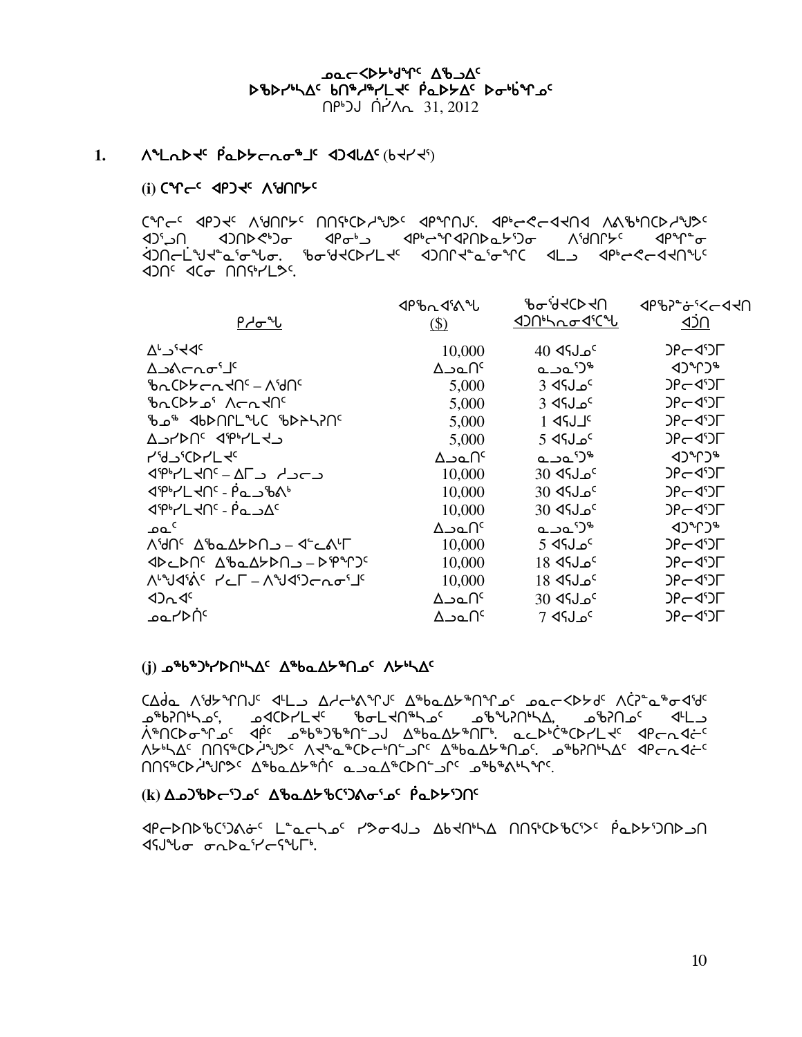ᓄᓇᓕᐸᐅᔭᒃᑯᖏᑦ ᐃᖅᑲᐃᑦ
ᐅᖃᐅᓯᖅᓴᐃᑦ ᑲᑎᖕᓱᖅᓯᒪᔪᑦ ᑮᓇᐅᔭᐃᑦ ᐅᓂᒃᑳᖏᓐᓂᑦ
ᑎᑉᒃᑐ ᑏᓯᐱᕆ 31, 2012

## 1. ᐱᖕᒪᕆᐅᔪᑦ ᑮᓇᐅᔭᓕᕆᓂᕐᒧᑦ ᐊᑐᐊᒐᐃᑦ (ᑲᔪᓯᔪᕐ)

### (i) ᑕᖅᑭᓕᑦ ᐊᑭᑐᔪᑦ ᐱᖁᑎᒋᔭᑦ

ᑕᖅᑭᓕᑦ ᐊᑭᑐᔪᑦ ᐱᖁᑎᒋᔭᑦ ᑎᑎᕋᖅᑕᐅᓯᒪᔪᑦ ᐊᑭᖏᑎᒍᑦ. ᐊᑭᓕᕋᓕᐊᔪᑎᐊ ᐱᕕᖃᑎᑕᐅᓯᒪᔪᑦ ᐊᑐᕐᓗᑎ ᐊᑐᑎᐅᕙᒃᑐᓂ ᐊᑭᓂᒃᓗ ᐊᑭᓕᖅᐊᕈᑎᐅᓇᔭᕐᑐᓂ ᐱᖁᑎᒋᔭᑦ ᐊᑭᖏᓐᓂ ᐊᑐᑎᓕᒫᖑᔪᓐᓇᕐᓂᖅᓴᓂ. ᖃᓂᖁᔪᑕᐅᓯᒪᔪᑦ ᐊᑐᑎᒋᔪᓐᓇᕐᓂᖅᑕ ᐊᒻᒪ ᐊᑭᓕᕋᓕᐊᔪᑎᖓᑦ ᐊᑐᑦ ᐊᑕᓂ ᑎᑎᕋᖅᓯᒪᔭᑦ.

| ᑭᓯᓂᖓ | ᐊᑭᖓ ᐊᕐᕕᖓ ($) | ᖃᓂᖁᔪᑕᐅᔪᑎ ᐊᑐᑎᖅᓴᕆᓂᐊᕐᑕᖓ | ᐊᑭᖓᓐᓂᕐᐸᓕᐊᔪᑎ ᐊᑐᑎ |
|---|---|---|---|
| ᐃᒡᓗᕐᔪᐊᑦ | 10,000 | 40 ᐊᕐᕌᒍᓄᑦ | ᑐᑭᓕᐊᕐᑐᒥ |
| ᐃᓗᐱᓕᕆᓂᕐᒧᑦ | ᐃᓗᓇᑎᑦ | ᓇᓗᓇᕐᑐᖅ | ᐊᑐᖏᑐᖅ |
| ᖃᕆᑕᐅᔭᓕᕆᔪᑎᑦ – ᐱᖁᑎᑦ | 5,000 | 3 ᐊᕐᕌᒍᓄᑦ | ᑐᑭᓕᐊᕐᑐᒥ |
| ᖃᕆᑕᐅᔭᓄᕐ ᐱᓕᕆᔪᑎᑦ | 5,000 | 3 ᐊᕐᕌᒍᓄᑦ | ᑐᑭᓕᐊᕐᑐᒥ |
| ᖃᓄᖅ ᐊᑲᐅᑎᒋᒪᖔᑕ ᖃᐅᔨᓴᕐᑎᑦ | 5,000 | 1 ᐊᕐᕌᒍᒧᑦ | ᑐᑭᓕᐊᕐᑐᒥ |
| ᐃᓗᓯᐅᑎᑦ ᐊᑭᒃᓯᒪᔪᓗ | 5,000 | 5 ᐊᕐᕌᒍᓄᑦ | ᑐᑭᓕᐊᕐᑐᒥ |
| ᓯᕐᑯᕐᑕᐅᓯᒪᔪᑦ | ᐃᓗᓇᑎᑦ | ᓇᓗᓇᕐᑐᖅ | ᐊᑐᖏᑐᖅ |
| ᐊᑭᒃᓯᒪᔪᑎᑦ – ᐃᒥᓗ ᓱᓗᓕᓗ | 10,000 | 30 ᐊᕐᕌᒍᓄᑦ | ᑐᑭᓕᐊᕐᑐᒥ |
| ᐊᑭᒃᓯᒪᔪᑎᑦ - ᑮᓇᓗᖃᕕᒃ | 10,000 | 30 ᐊᕐᕌᒍᓄᑦ | ᑐᑭᓕᐊᕐᑐᒥ |
| ᐊᑭᒃᓯᒪᔪᑎᑦ - ᑮᓇᓗᐃᑦ | 10,000 | 30 ᐊᕐᕌᒍᓄᑦ | ᑐᑭᓕᐊᕐᑐᒥ |
| ᓄᓇᑦ | ᐃᓗᓇᑎᑦ | ᓇᓗᓇᕐᑐᖅ | ᐊᑐᖏᑐᖅ |
| ᐱᖁᑎᑦ ᐃᖃᓇᐃᔭᐅᑎᓗ – ᐊᓪᓚᕕᒥ | 10,000 | 5 ᐊᕐᕌᒍᓄᑦ | ᑐᑭᓕᐊᕐᑐᒥ |
| ᐊᐅᓚᐅᑎᑦ ᐃᖃᓇᐃᔭᐅᑎᓗ – ᐅᕿᖏᑐᑦ | 10,000 | 18 ᐊᕐᕌᒍᓄᑦ | ᑐᑭᓕᐊᕐᑐᒥ |
| ᐱᒡᒍᐊᕐᕖᑦ ᓯᓚᒥ – ᐱᖑᐊᕐᑐᓕᕆᓂᕐᒧᑦ | 10,000 | 18 ᐊᕐᕌᒍᓄᑦ | ᑐᑭᓕᐊᕐᑐᒥ |
| ᐊᑐᕆᐊᑦ | ᐃᓗᓇᑎᑦ | 30 ᐊᕐᕌᒍᓄᑦ | ᑐᑭᓕᐊᕐᑐᒥ |
| ᓄᓇᓯᐅᑏᑦ | ᐃᓗᓇᑎᑦ | 7 ᐊᕐᕌᒍᓄᑦ | ᑐᑭᓕᐊᕐᑐᒥ |

### (j) ᓄᖃᖅᑐᔅᓯᐅᑎᒃᓴᐃᑦ ᐃᖅᑲᓇᐃᔭᖅᑎᓄᑦ ᐱᔭᒃᓴᐃᑦ

ᑕᐃᑯᓇ ᐱᕐᔪᖓᑎᒍᑦ ᐊᒻᒪᓗ ᐃᓱᓕᒃᐱᖓᒍᑦ ᐃᖅᑲᓇᐃᔭᖅᑎᖏᓄᑦ ᓄᓇᓕᐸᐅᔭᒃᑯᑦ ᐱᑖᕈᓐᓇᖅᓯᐊᖃᑦ ᓄᖃᕈᑎᒃᓴᓄᑦ, ᓄᐊᑕᐅᓯᒪᔪᑦ ᖃᓂᒪᔪᑎᖅᓴᓄᑦ ᓄᖃᖓᕈᑎᒃᓴᐃ, ᓄᖃᕈᑎᓄᑦ ᐊᒻᒪᓗ ᐋᖅᑎᑕᐅᓂᖏᓐᓄᑦ ᐊᑭᑦ ᓄᖃᖅᑐᖅᑯᖅᑎᓪᓗᒍ ᐃᖅᑲᓇᐃᔭᖅᑎᒥᒃ. ᓇᓚᐅᑖᖅᑕᐅᓯᒪᔪᑦ ᐊᑭᓕᐊᓖᑦ ᐱᔭᒃᓴᑦ ᑎᑎᕋᖅᑕᐅᓚᐅᖅᓯᒪᔪᑦ ᐱᔪᓇᖅᑕᐅᓕᒃᑎᓪᓗᒋᑦ ᐃᖅᑲᓇᐃᔭᖅᑎᓄᑦ. ᓄᖃᕈᑎᒃᓴᐃᑦ ᐊᑭᓕᐊᓖᑦ ᑎᑎᕋᖅᑕᐅᓂᖏᑦ ᐃᖅᑲᓇᐃᔭᖅᑏᑦ ᓇᓗᓇᐃᖅᑕᐅᑎᓪᓗᒋᑦ ᓄᖃᖅᐱᒃᓴᖏᑦ.

### (k) ᐃᓄᑐᖃᐅᓕᕐᑐᓄᑦ ᐃᖃᓇᐃᔭᖃᑦᑐᐱᓂᕐᓄᑦ ᑮᓇᐅᔭᕐᑐᑎᑦ

ᐊᑭᓕᐅᑎᐅᖃᑦᑐᐱᓃᑦ ᒫᓐᓇᓕᓴᓄᑦ ᓯᕗᓂᐊᒍᓗ ᐃᑲᔪᑎᒃᓴᐃ ᑎᑎᕋᖅᑕᐅᖃᑦᑕᕐᑕᐸᑦ ᑮᓇᐅᔭᕐᑐᑎᐅᓗᑎ ᐊᕐᕌᒍᖓᓂ ᓂᕆᐅᓇᕐᓯᓕᕐᕿᖓᒥᒃ.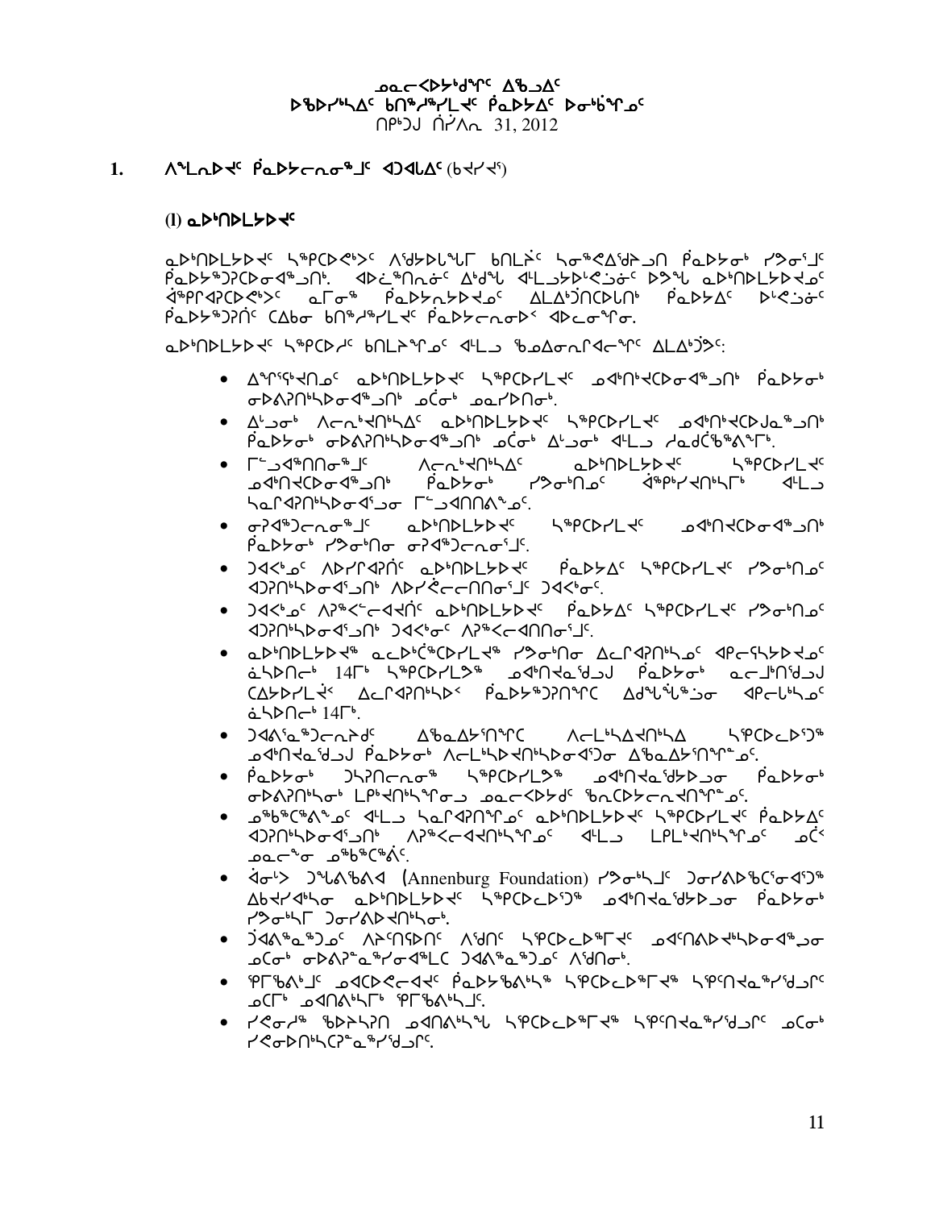ᓄᓇᓕᐸᐅᔭᒃᑯᖏᑦ ᐃᖅᑲᐃᑦ
ᐅᖃᐅᓯᖅᓴᐃᑦ ᑲᑎᖅᓱᖅᓯᒪᔪᑦ ᑮᓇᐅᔭᐃᑦ ᐅᓂᒃᑳᖏᓐᓂᑦ
ᑎᑉᐳᒍ ᑏᓯᐱᕆ 31, 2012

## 1. ᐱᖕᒪᕆᐅᔪᑦ ᑮᓇᐅᔭᓕᕆᓂᕐᒧᑦ ᐊᑐᐊᒐᐃᑦ (ᑲᔪᓯ)

### (l) ᓇᐅᒃᑎᐅᒪᔭᐅᔪᑦ

ᓇᐅᒃᑎᐅᒪᔭᐅᔪᑦ ᓴᖅᑭᑕᐅᕙᒃᐳᑦ ᐱᖁᔭᐅᓚᖓᒥ ᑲᑎᒪᔨᑦ ᓴᓂᖅᑮᖁᔾᔭᓗᑎ ᑮᓇᐅᔭᓂᒃ ᓯᕗᓂᖕᒧᑦ ᑮᓇᐅᔭᖅᑐᕈᑕᐅᓂᐊᕐᓗᑎᒃ. ᐊᐅᓚᖅᑎᕆᓂᑦ ᐃᒃᑯᖓ ᐊᒻᒪᓗᓴᐅᒡᕙᓗᓃᑦ ᐅᐳᖓ ᓇᐅᒃᑎᐅᒪᔭᐅᔪᓄᑦ ᐊᖅᑭᐊᕈᑕᐅᕙᒃᐳᑦ ᓇᒥᓂᖅ ᑮᓇᐅᔭᕆᔭᐅᔪᓄᑦ ᐃᒪᐃᒃᑐᑎᑕᐅᒐᒃ ᑮᓇᐅᔭᐃᑦ ᐅᒡᕙᓗᓃᑦ ᑮᓇᐅᔭᖅᑐᕈᑎᑦ ᑕᐃᒃᑯᓂ ᑲᑎᖅᓱᖅᓯᒪᔪᑦ ᑮᓇᐅᔭᓕᕆᓂᐅᑉ ᐊᑐᓂᖏᓂ.

ᓇᐅᒃᑎᐅᒪᔭᐅᔪᑦ ᓴᖅᑭᑕᓱᑦ ᑲᑎᒪᔨᖏᓐᓄᑦ ᐊᒻᒪᓗ ᖃᓄᐃᓂᕆᐊᓕᖏᑦ ᐃᒪᐃᒃᑑᑉᐳᑦ:

- ᐃᖏᕐᖃᔪᑎᓄᑦ ᓇᐅᒃᑎᐅᒪᔭᐅᔪᑦ ᓴᖅᑭᑕᐅᓯᒪᔪᑦ ᓄᐊᒃᑎᒃᑲᑕᐅᓂᐊᕐᓗᑎᒃ ᑮᓇᐅᔭᓂᒃ ᓂᕈᐋᕈᑎᒃᓴᐅᓂᐊᕐᓗᑎᒃ ᓄᑖᓂᒃ ᓄᓇᓯᐅᑎᓂᒃ.
- ᐃᒡᓗᓂᒃ ᐱᓕᕆᐊᕐᑎᒃᓴᐃᑦ ᓇᐅᒃᑎᐅᒪᔭᐅᔪᑦ ᓴᖅᑭᑕᐅᓯᒪᔪᑦ ᓄᐊᒃᑎᒃᑲᑕᐅᒍᓐᓇᕐᓗᑎᒃ ᑮᓇᐅᔭᓂᒃ ᓂᕈᐋᕈᑎᒃᓴᐅᓂᐊᕐᓗᑎᒃ ᓄᑖᓂᒃ ᐃᒡᓗᓂᒃ ᐊᒻᒪᓗ ᓱᓇᑯᑖᖅᑲᐅᔪᖏᒃ.
- ᒥᑦᓗᐊᖅᑎᑎᓂᕐᒧᑦ ᐱᓕᕆᐊᕐᑎᒃᓴᐃᑦ ᓇᐅᒃᑎᐅᒪᔭᐅᔪᑦ ᓴᖅᑭᑕᐅᓯᒪᔪᑦ ᓄᐊᒃᑎᑲᑕᐅᓂᐊᕐᓗᑎᒃ ᑮᓇᐅᔭᓂᒃ ᓯᕗᓂᒃᑎᓄᑦ ᐋᖅᑭᒃᓯᐊᕈᑎᒃᓴᒥᒃ ᐊᒻᒪᓗ ᓴᓇᒋᐊᕈᑎᒃᓴᐅᓂᐊᕐᒧᓂ ᒥᑦᓗᐊᑎᑎᕙᖕᓄᑦ.
- ᓂᕈᐊᖅᑕᓕᕆᓂᕐᒧᑦ ᓇᐅᒃᑎᐅᒪᔭᐅᔪᑦ ᓴᖅᑭᑕᐅᓯᒪᔪᑦ ᓄᐊᒃᑎᑲᑕᐅᓂᐊᕐᓗᑎᒃ ᑮᓇᐅᔭᓂᒃ ᓯᕗᓂᒃᑎᓂ ᓂᕈᐊᖅᑕᓕᕆᓂᕐᒧᑦ.
- ᑐᐊᕙᒃᓄᑦ ᐱᐅᓯᒋᐊᕈᑎᑦ ᓇᐅᒃᑎᐅᒪᔭᐅᔪᑦ ᑮᓇᐅᔭᐃᑦ ᓴᖅᑭᑕᐅᓯᒪᔪᑦ ᓯᕗᓂᒃᑎᓄᑦ ᐊᑐᕈᑎᒃᓴᐅᓂᐊᕐᓗᑎᒃ ᐱᐅᓯᕚᓕᓕᑎᑎᓂᕐᒧᑦ ᑐᐊᕙᒃᓂᑦ.
- ᑐᐊᕙᒃᓄᑦ ᐱᕈᖅᐸᓪᓕᐊᔪᑎᑦ ᓇᐅᒃᑎᐅᒪᔭᐅᔪᑦ ᑮᓇᐅᔭᐃᑦ ᓴᖅᑭᑕᐅᓯᒪᔪᑦ ᓯᕗᓂᒃᑎᓄᑦ ᐊᑐᕈᑎᒃᓴᐅᓂᐊᕐᓗᑎᒃ ᑐᐊᕙᒃᓂᑦ ᐱᕈᖅᐸᓪᓕᐊᑎᑎᓂᕐᒧᑦ.
- ᓇᐅᒃᑎᐅᒪᔭᐅᔪᖅ ᓇᓚᐅᒃᑖᖅᑕᐅᓯᒪᔪᖅ ᓯᕗᓂᒃᑎᓂ ᐃᓚᒋᐊᕈᑎᒃᓴᓄᑦ ᐊᐳᕆᓴᔭᐅᔪᓄᑦ ᓈᓴᐅᑎᓕᒃ 14ᒥᒃ ᓴᖅᑭᑕᐅᓯᒪᒐᖅ ᓄᐊᒃᑎᔪᓇᖅᑯᓘᒍ ᑮᓇᐅᔭᓂᒃ ᓇᓕᖏᑎᖅᑯᓘᒍ ᑕᐃᔭᐅᓯᒪᔪᑉ ᐃᓚᒋᐊᕈᑎᒃᓴᐅᑉ ᑮᓇᐅᔭᖅᑐᕈᑎᖓᑕ ᐃᑯᖓᖕᖑᖅᑐᓂ ᐊᑉᐸᓚᒃᓴᓄᑦ ᓈᓴᐅᑎᓕᒃ 14ᒥᒃ.
- ᑐᐊᐱᕐᓇᖅᑐᓕᕆᔾᔪᑦ ᐃᖅᑲᐃᔭᕐᑎᖏᑦ ᐱᓕᒻᒪᒃᓴᐃᑎᒃᓴᐃ ᓴᕿᑕᐅᔪᖅ ᓄᐊᒃᑎᑲᕐᓱᓗᒍ ᑮᓇᐅᔭᓂᒃ ᐱᓕᒻᒪᒃᓴᐅᑎᒃᓴᐅᓂᐊᕐᑐᓂ ᐃᖅᑲᐃᔭᕐᑎᖏᓐᓄᑦ.
- ᑮᓇᐅᔭᓂᒃ ᑐᓴᕈᑎᓕᕆᓂᖅ ᓴᖅᑭᑕᐅᓯᒪᔪᖅ ᓄᐊᒃᑎᑲᕐᑯᔭᐅᓗᓂ ᑮᓇᐅᔭᓂᒃ ᓂᕈᐋᕈᑎᒃᓴᓂᒃ ᒪᒃᐱᒐᒃᑎᒃᓴᖏᓐᓄᑦ ᓄᓇᓕᐸᐅᔭᒃᑯᑦ ᖃᕆᑕᐅᔭᓕᕆᔨᒃᑯᖏᓐᓄᑦ.
- ᓄᖅᑲᖅᑕᕝᕕᖕᓄᑦ ᐊᒻᒪᓗ ᓴᓇᒋᐊᕈᑎᖏᓐᓄᑦ ᓇᐅᒃᑎᐅᒪᔭᐅᔪᑦ ᓴᖅᑭᑕᐅᓯᒪᔪᑦ ᑮᓇᐅᔭᐃᑦ ᐊᑐᕈᑎᒃᓴᐅᓂᐊᕐᓗᑎᒃ ᐱᕈᖅᐸᓪᓕᐊᑎᑦᓯᓂᖕᓄᑦ ᐊᒻᒪᓗ ᒪᒪᖕᒋᖅᑎᑦᓯᓂᖕᓄᑦ ᓄᓖᑦ ᓄᓇᓕᖕᓂ ᓄᖅᑲᖅᑕᕝᕖᑦ.
- ᐋᓂᐳ ᑐᖕᕕᖅᕕᐊ (Annenburg Foundation) ᓯᕗᓂᒃᓴᒧᑦ ᑐᓂᓯᕕᐅᖃᑦᑕᐊᑐᖅ ᐃᑲᔪᐊᖅᓯᓂ ᓇᐅᒃᑎᐅᒪᔭᐅᔪᑦ ᓴᖅᑭᑕᓚᐅᑐᖅ ᓄᐊᒃᑎᑲᕐᑯᔭᐅᓗᓂ ᑮᓇᐅᔭᓂᒃ ᓯᕗᓂᒃᓴᒥ ᑐᓂᓯᕕᐅᔪᑎᒃᓴᓂᒃ.
- ᑑᐊᐱᖅᓇᖅᑐᓄᑦ ᐱᔨᑦᑎᕐᕆᑎᑦ ᐱᖁᑎᑦ ᓴᖅᑭᑕᓚᐅᖅᒥᔪᑦ ᓄᐊᑦᑎᕕᐅᔪᖅᓴᐅᓂᐊᖅᑐᓂ ᓄᑕᓂᒃ ᓂᕈᐋᕈᓐᓇᖅᓯᓂᐊᖅᒪᑕ ᑑᐊᐱᖅᓇᖅᑐᓄᑦ ᐱᖁᑎᓂᒃ.
- ᕿᒥᕝᕕᒃᒧᑦ ᓄᐊᑕᐅᕙᓕᐊᔪᑦ ᑮᓇᐅᔭᖃᕝᕕᒃᓴᖅ ᓴᖅᑭᑕᐅᖅᒥᔪᖅ ᓴᕿᑎᔪᓇᖅᓯᖁᔭᐅᓗᑎᒡ ᓄᑕᒥᒃ ᓄᐊᑎᕝᕕᖕᒥᒃ ᕿᒥᕝᕕᒃᓴᒧᑦ.
- ᓯᕙᓂᓱᖅ ᖃᐅᔨᓴᕐᑎ ᓄᐊᑎᕝᕕᒃᓴᖕ ᓴᖅᑭᑕᐅᖅᒥᔪᖅ ᓴᕿᑎᔪᓇᖅᓯᖁᔭᐅᓗᑎᒡ ᓄᑕᓂᒃ ᓯᕙᓂᐅᑎᒃᓴᑕᕐᓇᖅᓯᖁᔭᐅᓗᑎᒡ.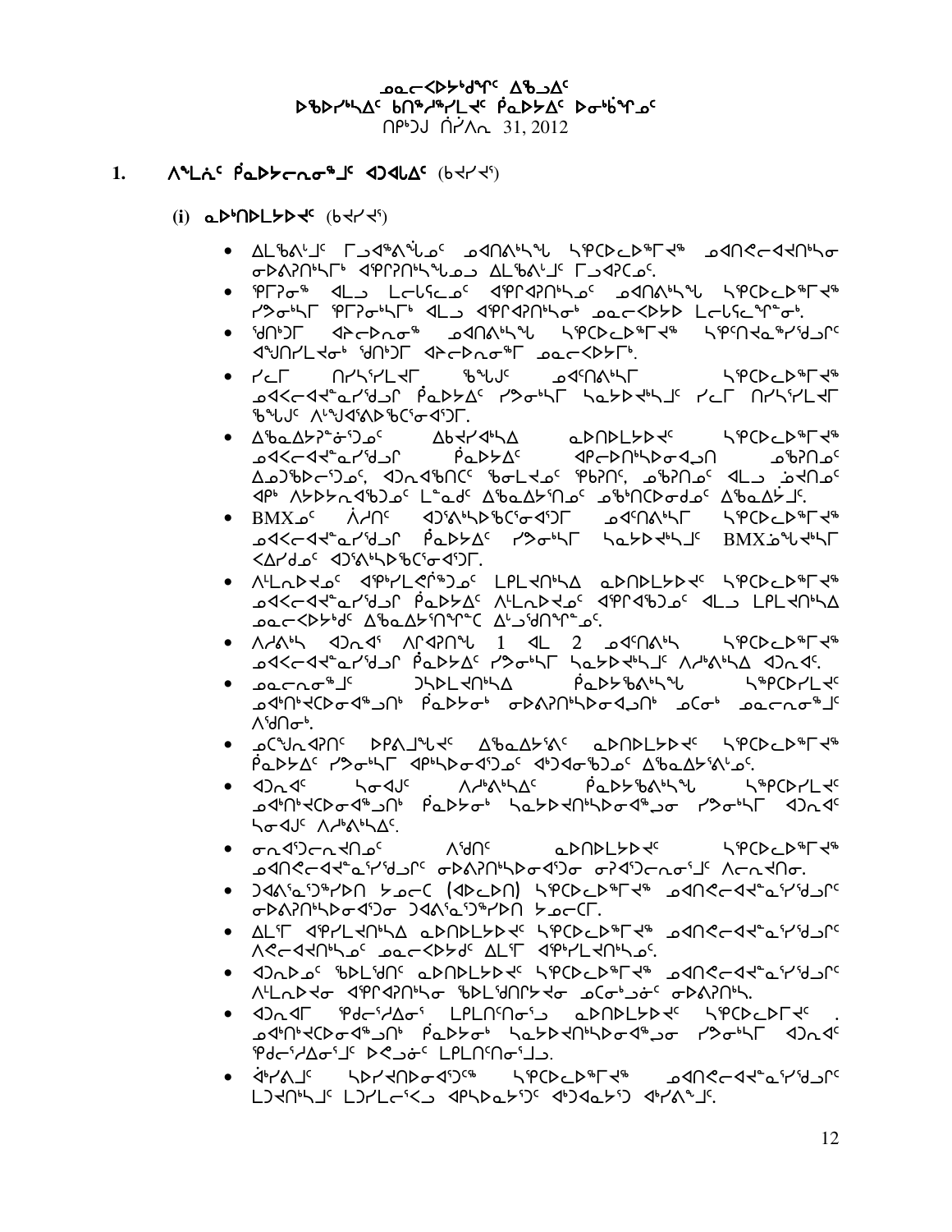ᓄᓇᓕᐸᐅᔾᑯᑦ ᐃᖅᑲᐃᑦ
ᐅᖃᐅᓯᖅᓴᐃᑦ ᑲᑎᙵᓯᒪᔪᑦ ᑮᓇᐅᔭᐃᑦ ᐅᓂᒃᑳᖏᑦ
ᑎᑉᐳᒃ ᑏᓯᐱᕆ 31, 2012

## 1. ᐱᕐᒪᕆᑦ ᑮᓇᐅᔭᓕᕆᓂᕐᒧᑦ ᐊᑐᐊᒐᐃᑦ (ᑲᔪᓯ)

### (i) ᓇᐅᑎᑦᑎᒪᔭᐅᔪᑦ (ᑲᔪᓯ)

- ᐃᒪᖃᐱᒻᒧᑦ ᒥᖅᑯᐱᖕᖑᓄᑦ ᓄᐃᑎᐱᔅᓴᖓ ᓴᖅᑕᐅᓚᐅᖅᑐᖅ ᓄᐃᑎᕝᕕᓕᐊᕆᔭᐅᓂ ᓂᐅᕕᕆᔭᐅᓯᒪᖕᒥᒃ ᐊᖏᕈᕆᔭᐅᓯᖕᒥᒃ ᐃᒪᖃᐱᒻᒧᑦ ᒥᖅᑯᐃᓕᓂᑦ.
- ᖁᒥᕆᓂᖅ ᐊᒻᒪ ᒪᓕᒐᓕᓄᑦ ᐊᖏᕐᐊᕆᔭᐅᓂᑦ ᓄᐃᑎᕝᕕᓯᖓ ᓴᖅᑕᐅᓚᐅᖅᑐᖅ ᓯᕗᓂᖓᓂ ᖁᒥᕆᓂᖓᓂᒃ ᐊᒻᒪ ᐊᖏᕐᐊᕆᔭᐅᓂᒃ ᓄᓇᓕᐸᐅᔭᐅ ᒪᓕᒐᓕᕆᓂᕐᒥᒃ.
- ᖁᑎᒃᑐᒥ ᐊᔾᔨᐅᑎᓂᖅ ᓄᐃᑎᕝᕕᓯᖓ ᓴᖅᑕᐅᓚᐅᖅᑐᖅ ᓴᖅᑎᑦᑎᓂᖅᓯᒍᓐᓂᑦ ᐊᖑᑎᓯᒪᔪᓂᒃ ᖁᑎᒃᑐᒥ ᐊᔾᔨᐅᑎᓂᖅᒥᒃ ᓄᓇᓕᐸᐅᔭᒥᒃ.
- ᓯᓚᒥ ᑎᓯᔅᓯᒪᔪᒥ ᖃᖓᒍᑦ ᓄᐊᑦᑎᕝᕕᓯᒥ ᓴᖅᑕᐅᓚᐅᖅᑐᖅ ᓄᐊᑉᐸᓕᐊᔪᓐᓇᓯᖁᒍᑦ ᑮᓇᐅᔭᐃᑦ ᓯᕗᓂᖓᓂ ᓴᓇᔭᐅᔪᓴᒧᑦ ᓯᓚᒥ ᑎᓯᔅᓯᒪᔪᒥ ᖃᖓᒍᑦ ᐱᒋᐊᕐᕕᐅᖃᑦᑕᕐᓂᐊᖅᑐᒥ.
- ᐃᖅᑲᓇᐃᔭᕐᓃᖅᓯᓄᑦ ᐃᑲᔪᐊᓯᐊ ᓇᐅᑎᑦᑎᒪᔭᐅᔪᑦ ᓴᖅᑕᐅᓚᐅᖅᑐᖅ ᓄᐊᑉᐸᓕᐊᔪᓐᓇᓯᖁᒍᑦ ᑮᓇᐅᔭᐃᑦ ᐊᖅᑲᐅᑎᓯᐅᓂᐊᕈᑎ ᓄᖃᕈᑎᓄᑦ ᐃᓄᒃᖃᐅᓕᖅᑐᓄᑦ, ᐊᑐᕆᐊᖃᑎᑦ ᖃᓂᒪᔪᓄᑦ ᖁᑲᕈᑎᑦ, ᓄᖃᕈᑎᓄᑦ ᐊᒻᒪ ᓅᑎᓄᑦ ᐊᑉ ᐱᔭᐅᔭᕆᐊᖃᕐᓂᑦ ᒪᓐᓇᑯᑦ ᐃᖅᑲᓇᐃᔭᖅᑎᓄᑦ ᓄᖃᑦᑎᑕᐅᓂᒧᓄᑦ ᐃᖅᑲᓇᐃᔭᒧᑦ.
- BMXᓄᑦ ᐲᓱᑎᑦ ᐊᑐᖅᕕᒃᓴᐅᑲᑦᑕᓂᐊᖅᑐᒥ ᓄᐊᑦᑎᕝᕕᓯᒥ ᓴᖅᑕᐅᓚᐅᖅᑐᖅ ᓄᐊᑉᐸᓕᐊᔪᓐᓇᓯᖁᒍᑦ ᑮᓇᐅᔭᐃᑦ ᓯᕗᓂᖓᓂ ᓴᓇᔭᐅᔪᓴᒧᑦ BMXᓅᕐᖓᔪᖓᓂ ᐸᐃᓯᑯᓄᑦ ᐊᑐᖅᕕᒃᓴᐅᑲᑦᑕᓂᐊᖅᑐᒥ.
- ᐱᒻᒪᕆᐅᔪᓄᑦ ᐊᕐᕕᓯᒪᕙᓖᖅᑐᓄᑦ ᒪᓕᒐᔪᑎᖕᖓᐃ ᓇᐅᑎᑦᑎᒪᔭᐅᔪᑦ ᓴᖅᑕᐅᓚᐅᖅᑐᖅ ᓄᐊᑉᐸᓕᐊᔪᓐᓇᓯᖁᒍᑦ ᑮᓇᐅᔭᐃᑦ ᐱᒻᒪᕆᐅᔪᓄᑦ ᐊᖏᕐᐊᖅᑐᓄᑦ ᐊᒻᒪ ᒪᓕᒐᔪᑎᖕᖓᐃ ᓄᓇᓕᐸᐅᔭᑯᑦ ᐃᖅᑲᓇᐃᔭᖅᑎᕐᓂᕐᑕ ᐃᒻᒧᖁᑎᕐᓂᖅᓄᑦ.
- ᐱᓯᕕᒃᓴ ᐊᑐᓇᖅ ᐱᒋᐊᕈᑎᖕᖑ 1 ᐊᒻᒪ 2 ᓄᐊᑦᑎᕝᕕᒃᓴ ᓴᖅᑕᐅᓚᐅᖅᑐᖅ ᓄᐊᑉᐸᓕᐊᔪᓐᓇᓯᖁᒍᑦ ᑮᓇᐅᔭᐃᑦ ᓯᕗᓂᖓᓂ ᓴᓇᔭᐅᔪᓴᒧᑦ ᐱᓯᕕᒃᓴᐃ ᐊᑐᓇᖅ.
- ᓄᓇᓕᓐᓂᕐᒧᑦ ᑐᓴᐅᒪᔪᑎᖕᖓᐃ ᑮᓇᐅᔭᖃᕕᒃᓴᖓ ᓴᖅᑕᐅᓯᒪᔪᑦ ᓄᐊᑦᑎᔪᑕᐅᓂᐊᖅᑐᑎᒃ ᑮᓇᐅᔭᓂᒃ ᓂᕈᐊᕆᔭᐅᓂᐊᖅᑐᑎᒃ ᓄᑕᓂᒃ ᓄᓇᓕᓐᓂᕐᒧᑦ ᐱᖁᑎᓂᒃ.
- ᓄᑕᖑᕆᐊᕆᑦ ᐅᑭᐊᒧᕐᒐᔪᑦ ᐃᖅᑲᓇᐃᔭᕕᑦ ᓇᐅᑎᑦᑎᒪᔭᐅᔪᑦ ᓴᖅᑕᐅᓚᐅᖅᑐᖅ ᑮᓇᐅᔭᐃᑦ ᓯᕗᓂᖓᓂ ᐊᑉᓴᐅᓂᐊᖅᑐᓄᑦ ᐊᑐᐊᓂᖅᑐᓄᑦ ᐃᖅᑲᓇᐃᔭᕝᕕᐅᓄᑦ.
- ᐊᑐᓇᑦ ᓴᓂᐊᒍᑦ ᐱᓱᒃᐱᒃᓴᐃᑦ ᑮᓇᐅᔭᖃᕕᒃᓴᖓ ᓴᖅᑕᐅᓯᒪᔪᑦ ᓄᐊᑉᐸᓕᐊᔪᑕᐅᓂᐊᖅᑐᑎᒃ ᑮᓇᐅᔭᓂᒃ ᓴᓇᔭᐅᔪᓐᓇᓯᖁᒍᑦ ᓯᕗᓂᖓᓂ ᐊᑐᓇᑦ ᓴᓂᐊᒍᑦ ᐱᓱᒃᐱᒃᓴᐃᑦ.
- ᓂᕆᐊᕐᓗᓕᖅᑎᓄᑦ ᐱᖁᑎᑦ ᓇᐅᑎᑦᑎᒪᔭᐅᔪᑦ ᓴᖅᑕᐅᓚᐅᖅᑐᖅ ᓄᐃᑎᕝᕕᓕᐊᕆᔭᐅᓗᓂᑦ ᓂᕈᐊᕆᔭᐅᓂᐊᖅᑐᓂ ᓂᕆᐊᕐᓗᓕᕐᓂᖅᓄᑦ ᐱᓕᕆᕝᕕᓂ.
- ᑐᐊᕕᓇᖅᑐᖅᓯᐅᑎ ᔭᓄᓕᑦ (ᐊᐅᓚᐅᑎ) ᓴᖅᑕᐅᓚᐅᖅᑐᖅ ᓄᐃᑎᕝᕕᓕᐊᕆᔭᐅᓗᓂᑦ ᓂᕈᐊᕆᔭᐅᓂᐊᖅᑐᓂ ᑐᐊᕕᓇᖅᑐᖅᓯᐅᑎ ᔭᓄᓕᑦ.
- ᐃᒪᕐᒥ ᐊᖏᓯᒪᔪᑎᖕᖓᐃ ᓇᐅᑎᑦᑎᒪᔭᐅᔪᑦ ᓴᖅᑕᐅᓚᐅᖅᑐᖅ ᓄᐃᑎᕝᕕᓕᐊᕆᔭᐅᓗᓂᑦ ᐱᕙᓕᐊᔪᑎᖕᖓᓄᑦ ᓄᓇᓕᐸᐅᔭᐅᑦ ᐃᒪᕐᒥ ᐊᖏᓯᒪᔪᑎᖕᖓᓄᑦ.
- ᐊᑐᓇᐅᓄᑦ ᖃᐅᒪᖁᑎᑦ ᓇᐅᑎᑦᑎᒪᔭᐅᔪᑦ ᓴᖅᑕᐅᓚᐅᖅᑐᖅ ᓄᐃᑎᕝᕕᓕᐊᕆᔭᐅᓗᓂᑦ ᐱᒻᒪᕆᐅᔪᓂ ᐊᖏᕐᐊᕆᔭᐅᓂ ᖃᐅᒪᖁᑎᔾᔪᓂ ᓄᑕᓂᒃ ᓂᐅᕕᕆᔭᐅ.
- ᐊᑐᓇᒥ ᖁᑭᖅᓯᐃᓂᖅ ᒪᓕᒐᑎᑦᑎᓂᖅᑐ ᓇᐅᑎᑦᑎᒪᔭᐅᔪᑦ ᓴᖅᑕᐅᓚᐅᖅᑐᖅ. ᓄᐊᑉᐸᓕᐊᔪᑕᐅᓂᐊᖅᑐᑎᒃ ᑮᓇᐅᔭᓂᒃ ᓴᓇᔭᐅᔪᓐᓇᓯᖁᒍᑦ ᓯᕗᓂᖓᓂ ᐊᑐᓇᑦ ᖁᑭᖅᓯᐃᓂᖅᒧᑦ ᐅᐸᒍᓐᓂᑦ ᒪᓕᒐᑎᑦᑎᓂᖅᒧᑦ.
- ᐋᖅᓯᕕᒧᑦ ᓴᐅᓯᔪᑎᐅᓂᐊᖅᑐᖅ ᓴᖅᑕᐅᓚᐅᖅᑐᖅ ᓄᐃᑎᕝᕕᓕᐊᕆᔭᐅᓗᓂᑦ ᒪᑐᔪᑎᖕᖑᑦ ᒪᑐᓯᒪᓕᖅᐸᓗ ᐊᑉᓴᐅᓇᔭᖅᑐᑦ ᐊᖅᑐᐊᓇᔭᖅᑐ ᐋᖅᓯᕕᖕᒧᑦ.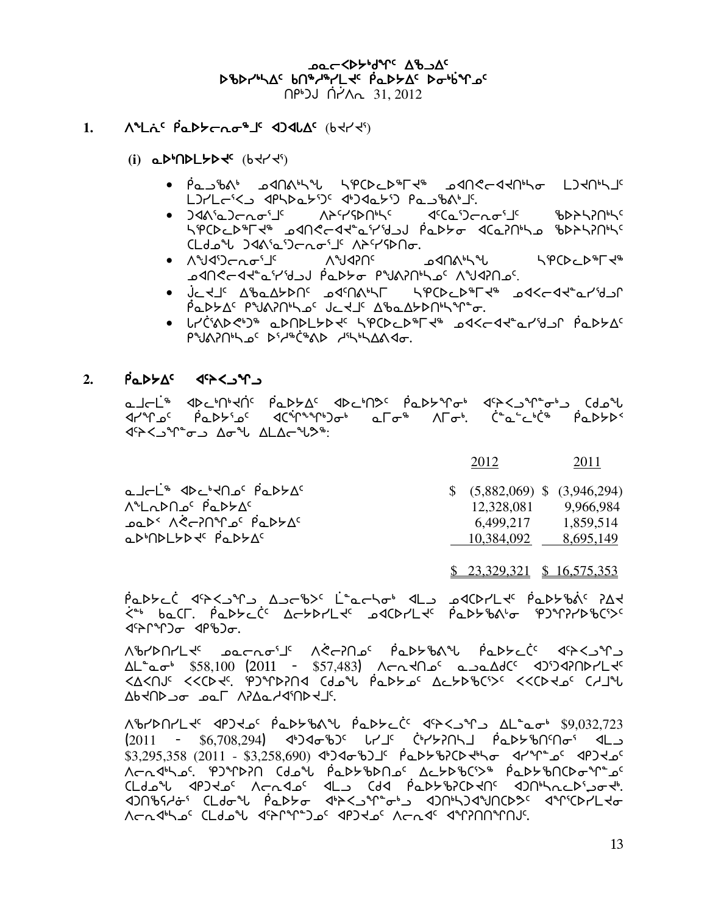ᓄᓇᕗᑦ ᐱᕙᖅᑐᖅᑎᑦ ᐃᖅᑲᐃᑦ
ᐅᖃᐅᓯᖅᓯᐃᑦ ᑲᑎᖅᓱᖅᓯᒪᔪᑦ ᑮᓇᐅᔭᐃᑦ ᐅᓂᒃᑳᖓᓐ
ᑎᑉᐳᒍ ᑏᓯᐱᓛ 31, 2012

## 1. ᐱᒪᕇᑦ ᑮᓇᐅᔭᓕᕆᓂᖓᓐ ᐊᑐᐊᒪᐃᑦ (ᑲᔪᓯᔪᑦ)

### (i) ᓇᐅᑎᐅᒪᔭᐅᔪᑦ (ᑲᔪᓯᔪᑦ)

- ᑮᓇᐅᖃᕕᒃ ᓄᐊᑎᕙᖕᓯᖓᓐ ᓴᕿᑕᐅᓚᐅᖅᒥᔪᖅ ᓄᐊᑎᕙᓕᐊᔪᑎᖕᓂ ᒪᑐᔪᑎᖕᒧᑦ ᒪᑐᓯᒪᓕᕐᐸᓗ ᐊᑭᓯᐅᓇᔭᕐᑐᑦ ᐊᑐᐊᓇᔭᕐᑐ ᑭᓇᐅᖃᕕᒃᑯᑦ.
- ᑐᐊᕕᕐᓇᑐᓕᕆᓂᕐᒧᑦ ᐱᔾᔪᑎᓯᒪᔪᑦ ᐊᑦᑕᕐᑐᓕᕆᓂᕐᒧᑦ ᖃᐅᔨᓴᕐᑎᒍᑦ ᓴᕿᑕᐅᓚᐅᖅᒥᔪᖅ ᓄᐊᑎᕙᓕᐊᔪᓐᓇᕐᓯᕐᑐᒍ ᑮᓇᐅᔭᓂ ᐊᑦᑕᕐᑎᖓᓄ ᖃᐅᔨᓴᕐᑎᖓᓐ ᑕᒪᑯᓇᖓ ᑐᐊᕕᕐᓇᕐᑐᓕᕆᓂᕐᒧᑦ ᐱᔾᔪᑎᓯᒪᓂ.
- ᐱᖑᐊᕐᑐᓕᕆᓂᕐᒧᑦ ᐱᖑᐊᕐᑎᑦ ᓄᐊᑎᕙᖕᓯᖓᓐ ᓴᕿᑕᐅᓚᐅᖅᒥᔪᖅ ᓄᐊᑎᕙᓕᐊᔪᓐᓇᕐᓯᕐᑐᒍ ᑮᓇᐅᔭᓂ ᑭᖑᕙᕆᑎᖓᓐ ᐱᖑᐊᕆᑎᓄᑦ.
- ᒎᓕᔪᒧᑦ ᐃᖃᓇᐃᔭᐅᑎᑦ ᓄᐊᑎᕙᖕᓯᒥ ᓴᕿᑕᐅᓚᐅᖅᒥᔪᖅ ᓄᐊᓕᐊᔪᓐᓇᕐᓯᕐᑐᒥ ᑮᓇᐅᔭᐃᑦ ᑭᖑᕙᕆᑎᖓᓐ ᒎᓕᔪᒧᑦ ᐃᖃᓇᐃᔭᐅᑎᖓᖕᓂ.
- ᒪᓯᑖᕝᕕᐅᕙᒃᑐᖅ ᓇᐅᑎᐅᒪᔭᐅᔪᑦ ᓴᕿᑕᐅᓚᐅᖅᒥᔪᖅ ᓄᐊᓕᐊᔪᓐᓇᕐᓯᕐᑐᒥ ᑮᓇᐅᔭᐃᑦ ᑭᖑᕙᕆᑎᖓᓐ ᐅᓯᖅᑖᕝᕕᐅ ᓱᓴᖕᓴᐃᕙᐊᓂ.

## 2. ᑮᓇᐅᔭᐃᑦ ᐊᔾᔨᐸᓗᖕᒍ

ᓇᒧᓕᒫᖅ ᐊᐅᓚᑎᑦᔪᑎᑦ ᑮᓇᐅᔭᐃᑦ ᐊᐅᓚᑎᕗᑦ ᑮᓇᐅᔭᖑᓂᒃ ᐊᔾᔨᐸᓗᖕᖏᓂᒃᑯ ᑕᑯᓐᓇᖅ ᐊᓯᖕᖏᓐᓂᑦ ᑮᓇᐅᔭᖕᓂᑦ ᐊᑦᑖᖑᖕᖏᑦᑐᓂᒃ ᓇᒥᓂᖅ ᐱᒥᓂᒃ. ᑖᓐᓇᓪᓚᒃᑖᖅ ᑮᓇᐅᔭᐅᑉ ᐊᔾᔨᐸᓗᖕᖏᓐᓂ ᐃᓂᖕᓂ ᐃᒪᐃᓕᖕᖓᕐᖅ:

| | 2012 | 2011 |
|---|---|---|
| ᓇᒧᓕᒫᖅ ᐊᐅᓚᑦᔪᑎᓄᑦ ᑮᓇᐅᔭᐃᑦ | $ (5,882,069) | $ (3,946,294) |
| ᐱᒪᕆᐅᑎᓄᑦ ᑮᓇᐅᔭᐃᑦ | 12,328,081 | 9,966,984 |
| ᓄᓇᐅᑉ ᐱᕚᓕᕈᑎᖕᒋᓄᑦ ᑮᓇᐅᔭᐃᑦ | 6,499,217 | 1,859,514 |
| ᓇᐅᑎᐅᒪᔭᐅᔪᑦ ᑮᓇᐅᔭᐃᑦ | 10,384,092 | 8,695,149 |
| | $ 23,329,321 | $ 16,575,353 |

ᑮᓇᐅᔭᓚᑖ ᐊᔾᔨᐸᓗᖕᒍ ᐃᓗᓕᕝᕙᑦ ᒫᓐᓇᓕᓴᓂᒃ ᐊᒻᒪᓗ ᓄᐊᑕᐅᓯᒪᔪᑦ ᑮᓇᐅᔭᖃᕝᕕᐅ ᓯᐃᔪ ᐹᖕ ᑲᓇᑕᒥ. ᑮᓇᐅᔭᓚᑖᑦ ᐃᓕᔭᐅᓯᒪᔪᑦ ᓄᐊᑕᐅᓯᒪᔪᑦ ᑮᓇᐅᔭᖃᕝᕕᖕᓂ ᕿᑐᕐᖏᕐᓯᐅᖃᑦᑕᕐᓯᑦ ᐊᔾᔨᖕᖏᑐᓂ ᐊᑭᖃᑐᓂ.

ᐱᖃᓯᐅᑎᓯᒪᔪᑦ ᓄᓇᓕᕆᓂᕐᒧᑦ ᐱᕚᓕᕆᓄᑦ ᑮᓇᐅᔭᖃᕝᕕᖓᓐ ᑮᓇᐅᔭᓚᑖᑦ ᐊᔾᔨᐸᓗᖕᒍ ᐃᒪᖕᓇᓂᒃ $58,100 (2011 - $57,483) ᐱᓕᕆᔪᑎᓄᑦ ᓇᓗᓇᐃᑦᑕᑦ ᐊᑐᕐᑐᐊᕈᑎᐅᓯᒪᔪᑦ ᐸᐃᐸᑎᒧᑦ ᐸᐸᑕᐅᔪᑦ. ᕿᑐᕐᖑᐅᕐᓯᐊ ᑕᑯᓐᓇᖅ ᑮᓇᐅᔭᓄᑦ ᐃᓚᔭᐅᖃᑦᑕᕐᓯᑦ ᐸᐸᑕᐅᔪᓄᑦ ᑕᓱᒧᖕᒪ ᐃᑲᔪᑎᐅᓗᓂ ᓄᓇᒥ ᐱᕚᓇᓯᐊᕐᑎᐅᔪᒧᑦ.

ᐱᖃᓯᐅᑎᓯᒪᔪᑦ ᐊᑭᑐᔪᓄᑦ ᑮᓇᐅᔭᖃᕝᕕᖓᓐ ᑮᓇᐅᔭᓚᑖᑦ ᐊᔾᔨᐸᓗᖕᒍ ᐃᒪᖕᓇᓂᒃ $9,032,723 (2011 - $6,708,294) ᐊᑐᐊᓂᖃᑐᑦ ᒪᓯᒧᑦ ᑳᓯᔭᕐᑎᓴᒧ ᑮᓇᐅᔭᖃᕐᑎᑦᑎᓂᖅ ᐊᒻᒪᓗ $3,295,358 (2011 - $3,258,690) ᐊᑐᐊᓂᖃᑐᒧᑦ ᑮᓇᐅᔭᖃᕐᓯᑕᐅᔪᖓᓐ ᐊᓯᖕᖏᓐᓂᑦ ᐊᑭᑐᔪᓄᑦ ᐱᓕᕆᐊᖓᓐ. ᕿᑐᕐᖏᕐᓯ ᑕᑯᓐᓇᖅ ᑮᓇᐅᔭᖃᕐᑎᑎᓄᑦ ᐃᓕᔭᐅᖃᑦᑕᕐᓯᑦ ᑮᓇᐅᔭᖃᕐᑎᑕᐅᖓᕐᓂᖓᓐ ᑕᒪᑯᓇᖓ ᐊᑭᑐᔪᓄᑦ ᐱᓕᕆᐊᓄᑦ ᐊᒻᒪᓗ ᑕᑯᐊ ᑮᓇᐅᔭᖃᕐᓯᑕᐅᔪᑦ ᐊᑐᑎᖅᓯᓇᓕᐅᕐᓱᓂᒃ. ᐊᑐᑎᖃᕐᓂᖅ ᑕᑯᓐᓇᖅ ᑮᓇᐅᔭᓂ ᐊᔾᔨᐸᓗᖕᖏᓐᓂᒃ ᐊᑐᑎᖅᓯᐊᕐᑐᑎᑕᐅᔪᑦ ᐊᕐᕕᑕᐅᓯᒪᔪᓂ ᐱᓕᕆᐊᖅᓯᓂᑦ ᑕᑯᓐᓇᖅ ᐊᔾᔨᖕᖏᑐᓂ ᐊᑭᑐᓂᑦ ᐱᓕᕆᐊᑦ ᐊᕐᕕᑎᑎᖕᖏᑎᑦ.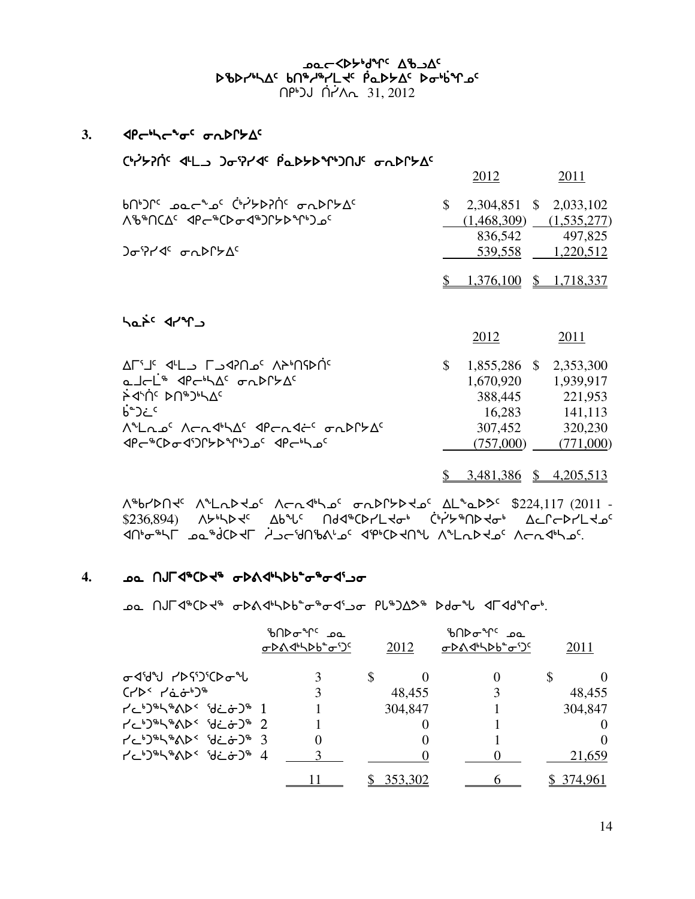ᓄᓇᓕᕙᐅᔭᒃᑯᓐᒋᑦ ᐃᖅᑲᐃᑦ
ᐅᖃᐅᓯᖅᓴᐃᑦ ᑲᑎᖕᓱᖅᓯᒪᔪᑦ ᑭᓇᐅᔭᐃᑦ ᐅᓂᒃᑳᖕᒋᓄᑦ
ᑎᑭᑦᑐᒍ ᑏᓯᐱᕆ 31, 2012

## 3. ᐊᑭᓕᒃᓴᓕᖕᓂᑦ ᓂᕈᐅᒥᔭᐃᑦ

ᑖᒃᓰᔭᕈᑏᑦ ᐊᒻᒪᓗ ᑐᓂᕐᓯᐊᑦ ᑮᓇᐅᔭᐅᖕᒃᑐᑎᒍᑦ ᓂᕈᐅᒥᔭᐃᑦ

| | 2012 | 2011 |
|---|---|---|
| ᑲᑎᒃᑐᒋᑦ ᓄᓇᓕᖕᓄᑦ ᑖᒃᓰᔭᐅᑏᑦ ᓂᕈᐅᒥᔭᐃᑦ | $ 2,304,851 | $ 2,033,102 |
| ᐱᖅᖁᑎᑕᐃᑦ ᐊᑭᓕᖅᑕᐅᓂᐊᖅᑐᒥᔭᐅᖕᒃᑐᓄᑦ | (1,468,309) | (1,535,277) |
| | 836,542 | 497,825 |
| ᑐᓂᕐᓯᐊᑦ ᓂᕈᐅᒥᔭᐃᑦ | 539,558 | 1,220,512 |
| | $ 1,376,100 | $ 1,718,337 |

ᓴᓇᓐᓂᑦ ᐊᓯᖕᒋᓗ

| | 2012 | 2011 |
|---|---|---|
| ᐃᒥᕐᒧᑦ ᐊᒻᒪᓗ ᒥᓗᐊᕈᑎᓄᑦ ᐱᔨᒃᑎᕐᐅᑏᑦ | $ 1,855,286 | $ 2,353,300 |
| ᓇᒨᓕᒫᖅ ᐊᑭᓕᒃᓴᐃᑦ ᓂᕈᐅᒥᔭᐃᑦ | 1,670,920 | 1,939,917 |
| ᓵᐊᕐᑏᑦ ᐅᑎᖅᑐᒃᓴᐃᑦ | 388,445 | 221,953 |
| ᑳᓐᑐᓛᑦ | 16,283 | 141,113 |
| ᐱᖕᒪᕆᓄᑦ ᐱᓕᕆᐊᒃᓴᐃᑦ ᐊᑭᓕᕆᐊᓖᑦ ᓂᕈᐅᒥᔭᐃᑦ | 307,452 | 320,230 |
| ᐊᑭᓕᖅᑕᐅᓂᐊᕐᑐᒥᔭᐅᖕᒃᑐᓄᑦ ᐊᑭᓕᒃᓴᓄᑦ | (757,000) | (771,000) |
| | $ 3,481,386 | $ 4,205,513 |

ᐱᖅᑲᓱᐅᑎᐊᑦ ᐱᖕᒪᕆᐅᔭᓄᑦ ᐱᓕᕆᐊᒃᓴᓄᑦ ᓂᕈᐅᒥᔭᐅᔭᓄᑦ ᐃᒪᖕᓇᐅᕝᕙᑦ $224,117 (2011 - $236,894) ᐱᔾᔪᑎᖃᕐᒪᑦ ᐃᑲᖕᒐᑦ ᑎᑯᐊᖅᑕᐅᓯᒪᔪᓂᒃ ᑖᒃᓰᔭᖅᑎᐅᔪᓂᒃ ᐃᓚᒋᓕᐅᓯᒪᔪᓄᑦ ᐊᑎᒍᖅᓴᒥ ᓄᓇᖅᑰᑕᐅᔪᒥ ᓲᓗᓕᕐᑯᑎᖃᕕᒃᓄᑦ ᐊᕿᒃᑕᐅᔪᑎᖕᒐ ᐱᖕᒪᕆᐅᔪᓄᑦ ᐱᓕᕆᐊᒃᓴᓄᑦ.

## 4. ᓄᓇ ᑎᒍᒥᐊᖅᑕᐅᔪᖅ ᓂᐅᕕᐊᒃᓴᐅᑳᓂᖅᓂᐊᕐᓗᓂ

ᓄᓇ ᑎᒍᒥᐊᖅᑕᐅᔪᖅ ᓂᐅᕕᐊᒃᓴᐅᑳᓂᖅᓂᐊᕐᓗᓂ ᑭᒡᒐᖅᑐᐃᔾᔪᖅ ᐅᑯᓂᖓ ᐊᒥᐊᑯᖕᒋᓂᒃ.

| | ᖃᑎᐅᓂᖕᒋᑦ ᓄᓇ ᓂᐅᕕᐊᒃᓴᐅᑳᓂᕐᑐᑦ | 2012 | ᖃᑎᐅᓂᖕᒋᑦ ᓄᓇ ᓂᐅᕕᐊᒃᓴᐅᑳᓂᕐᑐᑦ | 2011 |
|---|---|---|---|---|
| ᓂᐊᕐᑯᖕᒐ ᓯᐅᕿᑦᑐᖅᑕᐅᓂᖕᒐ | 3 | $ 0 | 0 | $ 0 |
| ᑕᓯᐅᑉ ᓯᓈᓃᑦᑐᖅ | 3 | 48,455 | 3 | 48,455 |
| ᓯᓚᒃᑐᖅᓴᖅᐱᐅᑉ ᕿᓪᓕᓃᑦᑐᖅ 1 | 1 | 304,847 | 1 | 304,847 |
| ᓯᓚᒃᑐᖅᓴᖅᐱᐅᑉ ᕿᓪᓕᓃᑦᑐᖅ 2 | 1 | 0 | 1 | 0 |
| ᓯᓚᒃᑐᖅᓴᖅᐱᐅᑉ ᕿᓪᓕᓃᑦᑐᖅ 3 | 0 | 0 | 1 | 0 |
| ᓯᓚᒃᑐᖅᓴᖅᐱᐅᑉ ᕿᓪᓕᓃᑦᑐᖅ 4 | 3 | 0 | 0 | 21,659 |
| | 11 | $ 353,302 | 6 | $ 374,961 |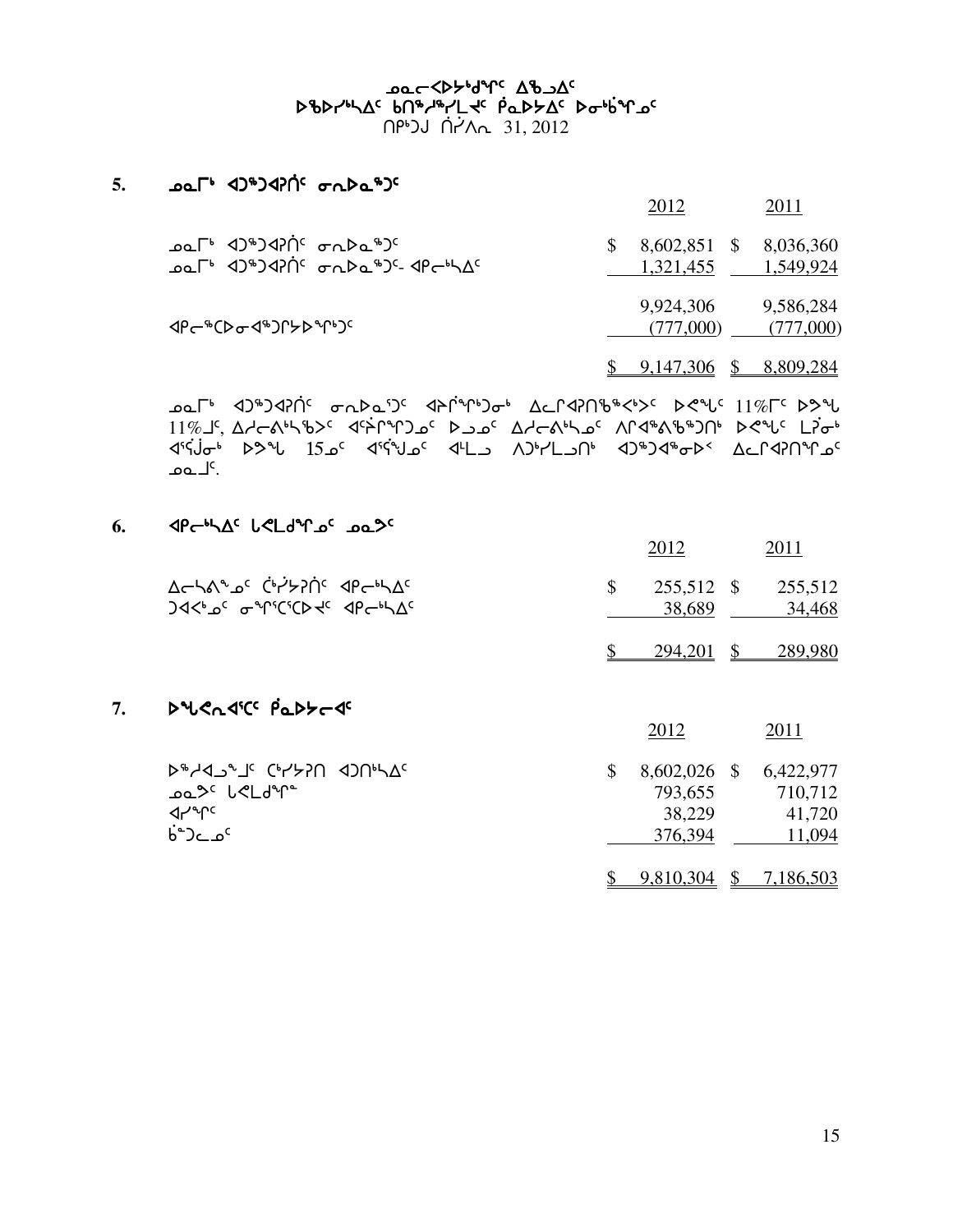# ᓄᓇᓕᐊᐅᔾᑯᑎᑦ ᐃᖃᓗᐃᑦ
## ᐅᖃᐅᓯᕐᒃᓴᐃᑦ ᑲᑎᖕᓱᖅᓯᒪᔪᑦ ᑮᓇᐅᔭᐃᑦ ᐅᓂᒃᑳᖏᓐᓂᑦ
ᑎᑉᕆᒧ ᑏᓯᐱᕆ 31, 2012

## 5. ᓄᓇᒥᒃ ᐊᑐᖅᑕᐅᑎᑦ ᓂᕆᐅᓇᖅᑐᑦ

| | 2012 | 2011 |
|---|---|---|
| ᓄᓇᒥᒃ ᐊᑐᖅᑕᐅᑎᑦ ᓂᕆᐅᓇᖅᑐᑦ | $ 8,602,851 | $ 8,036,360 |
| ᓄᓇᒥᒃ ᐊᑐᖅᑕᐅᑎᑦ ᓂᕆᐅᓇᖅᑐᑦ- ᐊᑭᓕᒃᓴᐃᑦ | 1,321,455 | 1,549,924 |
| | 9,924,306 | 9,586,284 |
| ᐊᑭᓕᖅᑕᐅᓂᐊᖅᑐᒥᔭᐅᖕᒋᒃᑐᑦ | (777,000) | (777,000) |
| | $ 9,147,306 | $ 8,809,284 |

ᓄᓇᒥᒃ ᐊᑐᖅᑕᐅᑎᑦ ᓂᕆᐅᓇᕐᑐᑦ ᐊᔾᓕᖕᒋᒃᑐᓂᒃ ᐃᓚᒋᐊᕈᑎᖃᖅᐸᒃᐳᑦ ᐅᐸᖓᑦ 11%ᒥᑦ ᐅᕝᕙ 11%ᒧᑦ, ᐃᓱᓕᕕᒃᓴᖃᐳᑦ ᐊᑦᔨᒌᖕᒋᑐᓄᑦ ᐅᓗᓄᑦ ᐃᓱᓕᕕᒃᓴᓄᑦ ᐱᒋᐊᖅᕕᖃᖅᑐᑎᒃ ᐅᐸᖓᑦ ᒪᕐᓂᒃ ᐊᕐᕌᒍᓂᒃ ᐅᕝᕙ 15ᓄᑦ ᐊᕐᕌᒍᓄᑦ ᐊᒻᒪᓗ ᐱᔾᔪᓯᒪᓗᑎᒃ ᐊᑐᖅᑕᐅᖅᓂᐅᑉ ᐃᓚᒋᐊᕈᑎᖏᓄᑦ ᓄᓇᒧᑦ.

## 6. ᐊᑭᓕᒃᓴᐃᑦ ᒐᕙᒪᑯᖏᓄᑦ ᓄᓇᕗᑦ

| | 2012 | 2011 |
|---|---|---|
| ᐃᓕᓴᕕᖕᓄᑦ ᑖᓯᔅᓯᕈᑎᑦ ᐊᑭᓕᒃᓴᐃᑦ | $ 255,512 | $ 255,512 |
| ᑐᐊᕙᒃᓄᑦ ᓂᖕᒋᑦᑕᑦᑕᐅᔪᑦ ᐊᑭᓕᒃᓴᐃᑦ | 38,689 | 34,468 |
| | $ 294,201 | $ 289,980 |

## 7. ᐅᖓᕙᕆᐊᑦᑕᑦ ᑮᓇᐅᔭᓕᐊᑦ

| | 2012 | 2011 |
|---|---|---|
| ᐅᖅᓱᐊᓗᖕᒧᑦ ᑖᔅᓯᔭᕆᑎ ᐊᑐᑎᒃᓴᐃᑦ | $ 8,602,026 | $ 6,422,977 |
| ᓄᓇᕗᑦ ᒐᕙᒪᒃᑯᖕᒋ | 793,655 | 710,712 |
| ᐊᓯᖏᑦ | 38,229 | 41,720 |
| ᑳᓐᑐᓕᓄᑦ | 376,394 | 11,094 |
| | $ 9,810,304 | $ 7,186,503 |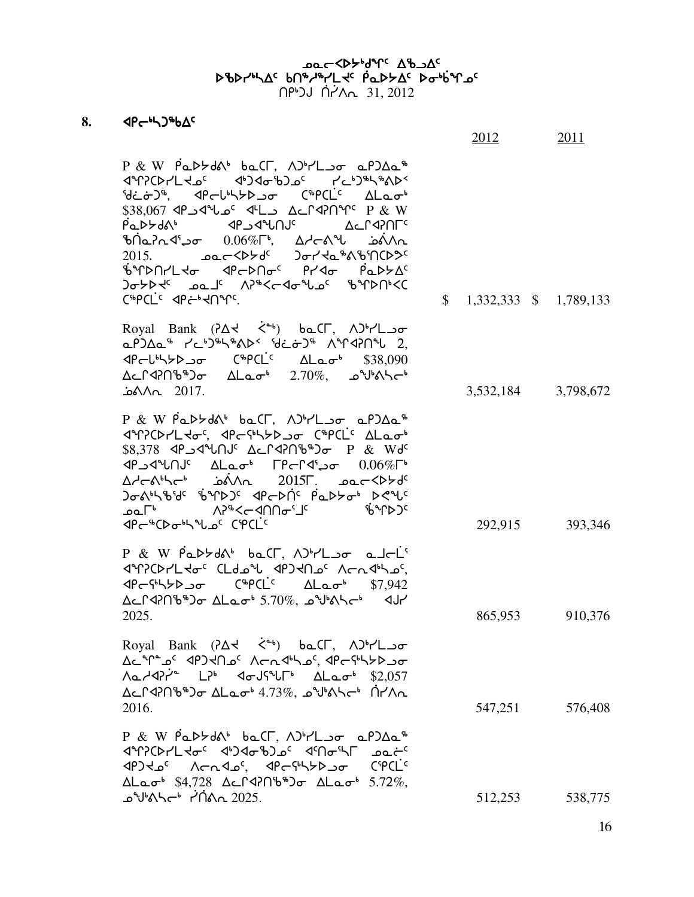ᓄᓇᓕᐸᐅᔾᔪᑎᒋᔪᑦ ᐃᖅᑲᓇᐃᔭᕐᕕᖓᑦ
ᐅᖃᐅᓯᖅᓴᐃᑦ ᑲᑎᖅᓱᖅᓯᒪᔪᑦ ᑮᓇᐅᔭᐃᑦ ᐅᓂᒃᑳᖏᑦ
ᑎᓯᒻᒥ ᒫᔾᔮ 31, 2012

## 8. ᐊᑭᓕᕐᓱᖅᑲᐃᑦ

| | 2012 | 2011 |
|---|---|---|
| P & W ᑮᓇᐅᔭᒃᓴᒃ ᑲᓇᑕᒥ, ᐱᑐᐃᓯᒪᓗᓂ ᓇᑭᑐᐃᓇᖅ ᐊᖏᕈᑕᐅᓯᒪᔪᓄᑦ ᐊᑐᐊᓂᖃᑐᓄᑦ ᓯᓚᑦᑐᖅᓴᖅᐱᐅᑉ ᖁᓛᓃᑦᑐᖅ, ᐊᑭᓕᒃᓴᐅᑐᓂ ᑕᖅᑭᑕᒫᑦ ᐃᒪᓇᓂᒃ $38,067 ᐊᑭᓗᐊᕐᕕᓄᑦ ᐊᒻᒪᓗ ᐃᓚᒋᐊᕈᑎᖏᑦ P & W ᑮᓇᐅᔭᒃᓴᒃ ᐊᑭᓗᐊᕐᕕᑎᒍᑦ ᐃᓚᒋᐊᕈᑎᒥᑦ ᑲᑎᓐᓇᕈᓐᓇᐊᕐᓗᓂ 0.06%ᒥᒃ, ᐃᓱᓕᕝᕕᖓ ᒫᑉᐱᕆ 2015. ᓄᓇᓕᐸᐅᔭᑦ ᑐᓂᔪᓐᓇᖅᐱᑲᑎᑕᐅᔭᑦ ᖃᖏᐅᑎᓯᒪᔪᓂ ᐊᑭᓕᐅᑎᓂᑦ ᑭᓯᐊᓂ ᑮᓇᐅᔭᐃᑦ ᑐᓂᔭᐅᔪᑦ ᓄᓇᒧᑦ ᐱᕈᖅᐸᓕᐊᓂᖓᓄᑦ ᖃᖏᐅᑎᒃᐸᑕ ᑕᖅᑭᑕᒫᑦ ᐊᑭᓖᒃᔪᐊᑎᖏᑦ. | $ 1,332,333 | $ 1,789,133 |
| Royal Bank (ᕈᐃᔭ ᐸᖕᒃ) ᑲᓇᑕᒥ, ᐱᑐᐃᓯᒪᓗᓂ ᓇᑭᑐᐃᓇᖅ ᓯᓚᑦᑐᖅᓴᖅᐱᐅᑉ ᖁᓛᓃᑦᑐᖅ ᐱᖏᐊᕈᑎᖓ 2, ᐊᑭᓕᒃᓴᐅᑐᓂ ᑕᖅᑭᑕᒫᑦ ᐃᒪᓇᓂᒃ $38,090 ᐃᓚᒋᐊᕈᑎᖃᖅᑐᓂ ᐃᒪᓇᓂᒃ 2.70%, ᓄᙱᕝᕙᓯᓕᒃ ᒫᑉᐱᕆ 2017. | 3,532,184 | 3,798,672 |
| P & W ᑮᓇᐅᔭᒃᓴᒃ ᑲᓇᑕᒥ, ᐱᑐᐃᓯᒪᓗᓂ ᓇᑭᑐᐃᓇᖅ ᐊᖏᕈᑕᐅᓯᒪᔪᓂᑦ, ᐊᑭᓕᖅᓱᐃᔪᓂ ᑕᖅᑭᑕᒫᑦ ᐃᒪᓇᓂᒃ $8,378 ᐊᑭᓗᐊᕐᕕᑎᒍᑦ ᐃᓚᒋᐊᕈᑎᖃᖅᑐᓂ P & Wᑯᑦ ᐊᑭᓗᐊᕐᕕᑎᒍᑦ ᐃᒪᓇᓂᒃ ᒥᑭᓕᕆᐊᕐᓗᓂ 0.06%ᒥᒃ ᐃᓱᓕᕝᕕᓕᒃ ᒫᑉᐱᕆ 2015ᒥ. ᓄᓇᓕᐸᐅᔭᑯᑦ ᑐᓂᕝᕕᓕᖅᑲᖅᑯᑦ ᖃᖏᐅᑐᑦ ᐊᑭᓕᐅᑏᑦ ᑮᓇᐅᔭᓂᒃ ᐅᐸᙱᒃᑯᑦ ᓄᓇᒥᒃ ᐱᕈᖅᐸᓕᐊᑎᑎᓂᖏᓐᓄᑦ ᖃᖏᐅᑐᑦ ᐊᑭᓕᖅᑕᐅᓂᕐᓴᖓᓄᑦ ᑕᖅᑭᑕᒫᑦ | 292,915 | 393,346 |
| P & W ᑮᓇᐅᔭᒃᓴᒃ ᑲᓇᑕᒥ, ᐱᑐᐃᓯᒪᓗᓂ ᓇᒧᓕᒫᖅ ᐊᖏᕈᑕᐅᓯᒪᔪᓂᑦ ᑕᒪᑯᓇᖓ ᐊᑭᑐᔪᑎᓄᑦ ᐱᓕᕆᐊᒃᓴᓄᑦ, ᐊᑭᓕᖅᓱᐃᔪᓂ ᑕᖅᑭᑕᒫᑦ ᐃᒪᓇᓂᒃ $7,942 ᐃᓚᒋᐊᕈᑎᖃᖅᑐᓂ ᐃᒪᓇᓂᒃ 5.70%, ᓄᙱᕝᕙᓯᓕᒃ ᐊᒍᓯ 2025. | 865,953 | 910,376 |
| Royal Bank (ᕈᐃᔭ ᐸᖕᒃ) ᑲᓇᑕᒥ, ᐱᑐᐃᓯᒪᓗᓂ ᐃᓚᖏᓐᓄᑦ ᐊᑭᑐᔪᑎᓄᑦ ᐱᓕᕆᐊᒃᓴᓄᑦ, ᐊᑭᓕᖅᓱᐃᔪᓂ ᐱᓇᓱᐊᕈᓯᖕ ᒪᕐᕉᒃ ᐊᓂᒍᖅᖃᖕᒥᒃ ᐃᒪᓇᓂᒃ $2,057 ᐃᓚᒋᐊᕈᑎᖃᖅᑐᓂ ᐃᒪᓇᓂᒃ 4.73%, ᓄᙱᕝᕙᓯᓕᒃ ᒫᔾᔮ 2016. | 547,251 | 576,408 |
| P & W ᑮᓇᐅᔭᒃᓴᒃ ᑲᓇᑕᒥ, ᐱᑐᐃᓯᒪᓗᓂ ᓇᑭᑐᐃᓇᖅ ᐊᖏᕈᑕᐅᓯᒪᔪᓂᑦ ᐊᑐᐊᓂᖃᑐᓄᑦ ᐊᑎᓂᖅᓯᒥ ᓄᓇᓖᑦ ᐊᑭᑐᔪᓄᑦ ᐱᓕᕆᐊᓄᑦ, ᐊᑭᓕᖅᓱᐃᔪᓂ ᑕᖅᑭᑕᒫᑦ ᐃᒪᓇᓂᒃ $4,728 ᐃᓚᒋᐊᕈᑎᖃᖅᑐᓂ ᐃᒪᓇᓂᒃ 5.72%, ᓄᙱᕝᕙᓯᓕᒃ ᓯᑎᐱᕆ 2025. | 512,253 | 538,775 |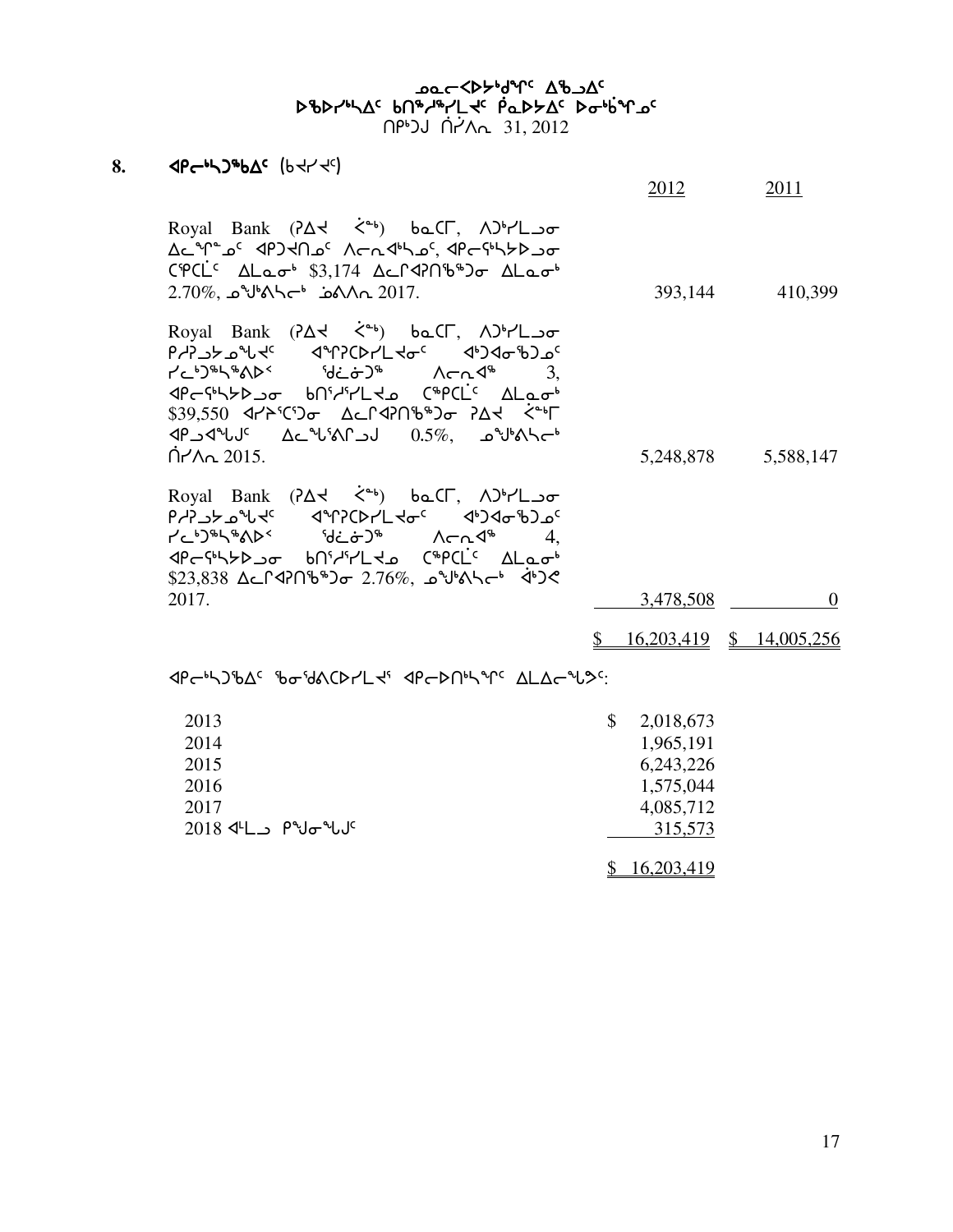ᓄᓇᓕᐅᑉᐳᖅᑯᕐᑦ ᐃᖃᓗᐃᑦ
ᐅᖃᐅᓯᕐᓯᐃᑦ ᑲᑎᖅᓱᖅᓯᒪᔪᑦ ᑮᓇᐅᔭᐃᑦ ᐅᓂᒃᑳᕐᓂᑦ
ᑎᑉᑐᒧ ᑏᓯᐱᕆ 31, 2012

## 8. ᐊᑭᓕᒃᓴᕝᑲᐃᑦ (ᑲᔪᔪᑦ)

| | 2012 | 2011 |
|---|---|---|
| Royal Bank (ᕈᐃᔭ ᐹᓐᒃ) ᑲᓇᑕᒥ, ᐱᑐᒃᓯᒪ�René ᐀ | | |

ᓄᓇᓕᐅᑉᐳᖅᑯᕐᑦ ᐃᖃᓗᐃᑦ
ᐅᖃᐅᓯᕐᓯᐃᑦ ᑲᑎᖅᓱᖅᓯᒪᔪᑦ ᑮᓇᐅᔭᐃᑦ ᐅᓂᒃᑳᕐᓂᑦ
ᑎᑉᑐᒧ ᑏᓯᐱᕆ 31, 2012

## 8. ᐊᑭᓕᒃᓴᕝᑲᐃᑦ (ᑲᔪᔪᑦ)

| | 2012 | 2011 |
|---|---|---|
| Royal Bank (ᕈᐃᔭ ᐹᓐᒃ) ᑲᓇᑕᒥ, ᐱᑐᒃᓯᒪᔪᓂ ᐃᓕᖕᓂᖕᓄᑦ ᐊᑭᑐᔪᑎᓄᑦ ᐱᓕᕆᐊᒃᓴᓄᑦ, ᐊᑭᓕᕐᖃᔅᓴᐅᔪᓂ ᑕᕐᑭᑖᑦ ᐃᒪᓇᓂᒃ $3,174 ᐃᓕᒋᐊᕈᑎᖃᖅᑐᓂ ᐃᒪᓇᓂᒃ 2.70%, ᓄᖑᑉᐱᓴᓕᒃ ᓅᕙᐱᕆ 2017. | 393,144 | 410,399 |
| Royal Bank (ᕈᐃᔭ ᐹᓐᒃ) ᑲᓇᑕᒥ, ᐱᑐᒃᓯᒪᔪᓂ ᑭᒍᕈᔪᓄᖓᔪᑦ ᐊᖏᕈᑕᐅᓯᒪᔪᓂᑦ ᐊᑐᐊᓂᖃᑐᓄᑦ ᓯᓚᒃᑐᖅᓴᖅᐱᐅᑉ ᖁᓛᓃᑐᖅ ᐱᓕᕆᐊᖅ 3, ᐊᑭᓕᕐᖃᔅᓴᐅᔪᓂ ᑲᑎᕐᓯᕐᓯᒪᔪᓄ ᑕᕐᑭᑖᑦ ᐃᒪᓇᓂᒃ $39,550 ᐊᓯᔾᔨᕐᑐᓂ ᐃᓕᒋᐊᕈᑎᖃᖅᑐᓂ ᕈᐃᔭ ᐹᓐᒃᒥ ᐊᑭᓗᐊᖑᒍᑦ ᐃᓚᖑᕐᕕᒋᓗᒍ 0.5%, ᓄᖑᑉᐱᓴᓕᒃ ᑏᓯᐱᕆ 2015. | 5,248,878 | 5,588,147 |
| Royal Bank (ᕈᐃᔭ ᐹᓐᒃ) ᑲᓇᑕᒥ, ᐱᑐᒃᓯᒪᔪᓂ ᑭᒍᕈᔪᓄᖓᔪᑦ ᐊᖏᕈᑕᐅᓯᒪᔪᓂᑦ ᐊᑐᐊᓂᖃᑐᓄᑦ ᓯᓚᒃᑐᖅᓴᖅᐱᐅᑉ ᖁᓛᓃᑐᖅ ᐱᓕᕆᐊᖅ 4, ᐊᑭᓕᕐᖃᔅᓴᐅᔪᓂ ᑲᑎᕐᓯᕐᓯᒪᔪᓄ ᑕᕐᑭᑖᑦ ᐃᒪᓇᓂᒃ $23,838 ᐃᓕᒋᐊᕈᑎᖃᖅᑐᓂ 2.76%, ᓄᖑᑉᐱᓴᓕᒃ ᐋᒍᓯ 2017. | 3,478,508 | 0 |
| | $ 16,203,419 | $ 14,005,256 |

ᐊᑭᓕᒃᓴᕝᑲᐃᑦ ᖃᓂᖏᕙᑕᐅᓯᒪᔪᑦ ᐊᑭᓕᐅᑎᒃᓴᕐᑦ ᐃᒪᐃᓕᖕᒐᕗᑦ:

| | |
|---|---|
| 2013 | $ 2,018,673 |
| 2014 | 1,965,191 |
| 2015 | 6,243,226 |
| 2016 | 1,575,044 |
| 2017 | 4,085,712 |
| 2018 ᐊᒻᒪᓗ ᑭᖑᓂᖓᒍᑦ | 315,573 |
| | $ 16,203,419 |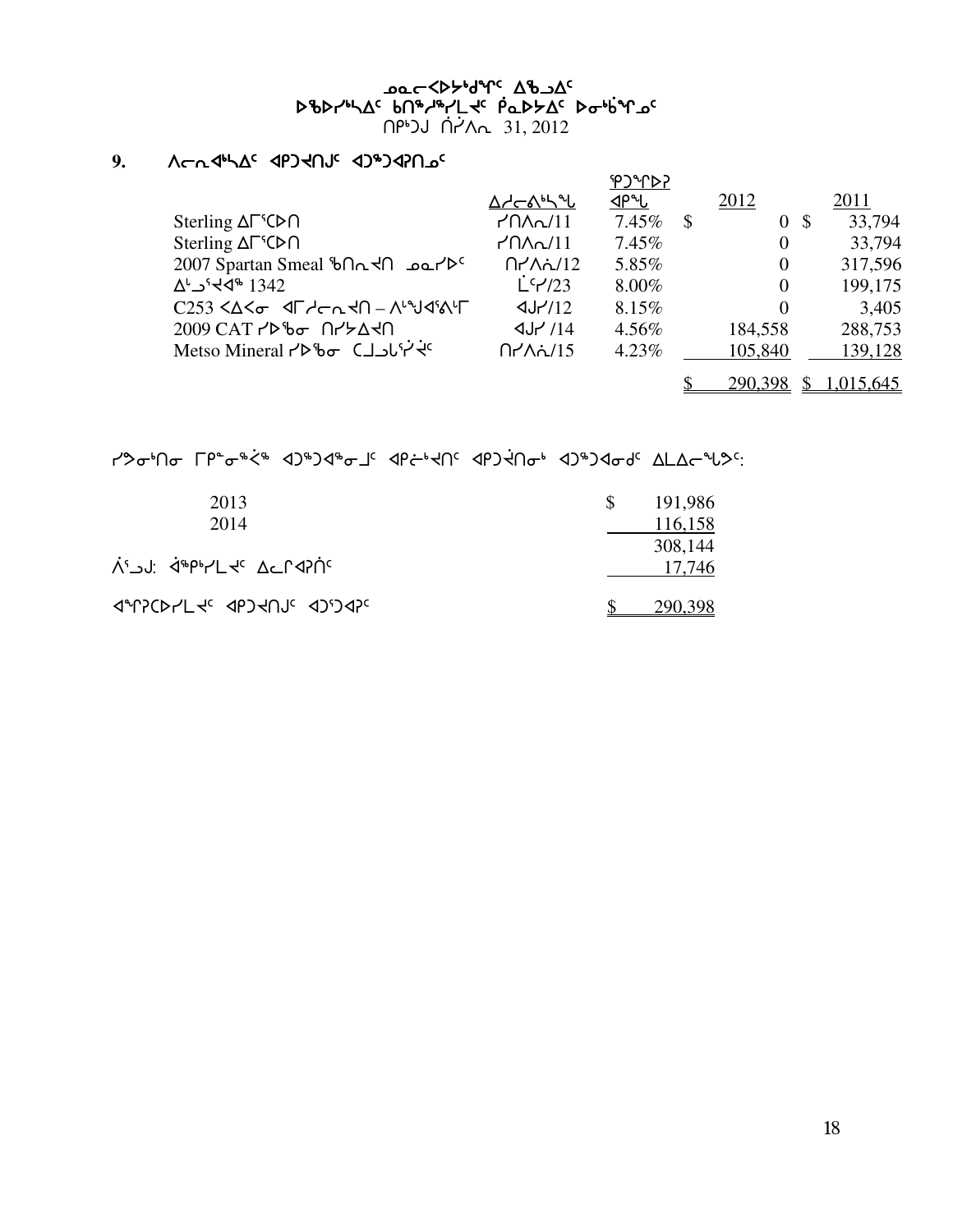ᓄᓇᓕᐊᕈᓯᒃᑯᕐᑦ ᐃᖃᓗᐃᑦ
ᐅᖃᐅᓯᖕᐃᑦ ᑲᑎᖅᓱᖅᓯᒪᔪᑦ ᑮᓇᐅᔭᐃᑦ ᐅᓂᒃᑳᕐᓄᑦ
ᑎᑭᑦᑐ ᑏᓰᐱᕆ 31, 2012

## 9. ᐱᓕᕆᐊᖃᐃᑦ ᐊᑭᑐᔪᑎᑦ ᐊᑐᖅᑐᐊᕈᑎᓄᑦ

| | ᐃᓱᓕᕕᒃᓴᖓ | ᖁᑦᑎᖕᐅᕈ ᐊᑭᖓ | 2012 | 2011 |
|---|---|---|---|---|
| Sterling ᐃᒥᕐᑕᐅᑎ | ᓯᑎᐱᕆ/11 | 7.45% | $ 0 | $ 33,794 |
| Sterling ᐃᒥᕐᑕᐅᑎ | ᓯᑎᐱᕆ/11 | 7.45% | 0 | 33,794 |
| 2007 Spartan Smeal ᖃᑎᕆᔪᑎ ᓄᓇᓯᐅᑦ | ᑎᓯᐱᕆ/12 | 5.85% | 0 | 317,596 |
| ᐃᒡᓗᕐᔪᐊᖅ 1342 | ᒫᑦᓯ/23 | 8.00% | 0 | 199,175 |
| C253 ᐸᐃᐸᓂ ᐊᒥᓱᓕᕆᔪᑎ – ᐱᕐᖑᐊᕐᕕᒥ | ᐊᒍᓯ/12 | 8.15% | 0 | 3,405 |
| 2009 CAT ᓯᐅᖄᓂ ᑎᓯᔾᐃᔪᑎ | ᐊᒍᓯ /14 | 4.56% | 184,558 | 288,753 |
| Metso Mineral ᓯᐅᖄᓂ ᑕᒍᓚᕐᓰᔪᑦ | ᑎᓯᐱᕆ/15 | 4.23% | 105,840 | 139,128 |
| | | | $ 290,398 | $ 1,015,645 |

ᓯᕗᓂᒃᑎᓂ ᒥᑭᓐᓂᖅᑳᖅ ᐊᑐᖅᑐᐊᖅᓂᓗᑦ ᐊᑭᓖᒃᔪᑎᑦ ᐊᑭᑐᔫᑎᓂᒃ ᐊᑐᖅᑐᐊᓂᒃᑦ ᐃᒪᐃᓕᖕᒐᕗᑦ:

| | |
|---|---|
| 2013 | $ 191,986 |
| 2014 | 116,158 |
| | 308,144 |
| ᐲᕐᓗᒍ: ᐋᖅᑭᒃᓯᒪᔪᑦ ᐃᓚᒋᐊᕈᑏᑦ | 17,746 |
| ᐊᖏᕈᑕᐅᓯᒪᔪᑦ ᐊᑭᑐᔪᑎᑦ ᐊᑐᕐᑐᐊᕈᑦ | $ 290,398 |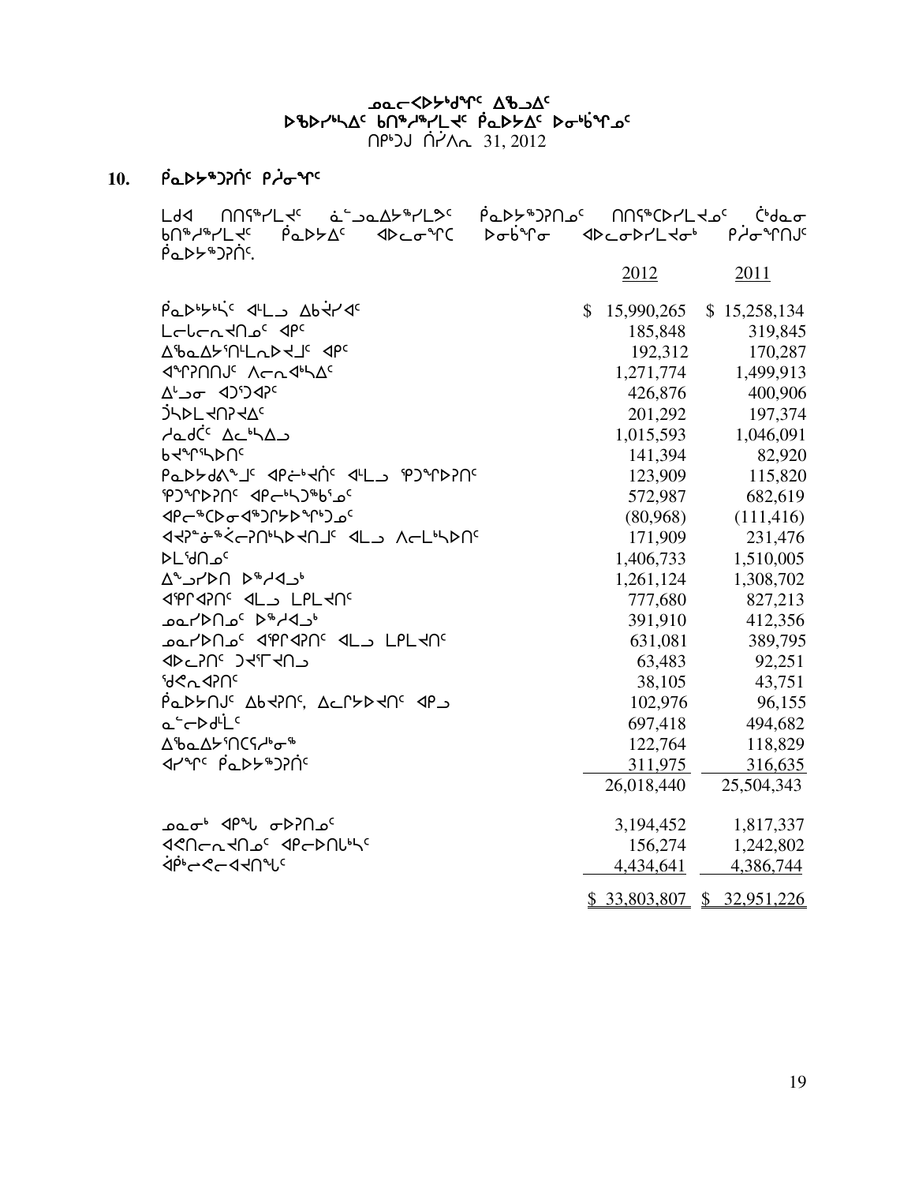ᓄᓇᓕᐸᐅᔾᑯᖏᑦ ᐃᖃᓗᐃᑦ
ᐅᖃᐅᓯᖅᓴᐃᑦ ᑲᑎᖅᓱᖅᓯᒪᔪᑦ ᑮᓇᐅᔭᐃᑦ ᐅᓂᒃᑳᖏᓐᓄᑦ
ᑎᑉᓯᒧ ᑏᓯᐱᕆ 31, 2012

## 10. ᑮᓇᐅᔭᖅᑐᕈᑏᑦ ᑭᒍᓂᖏᑦ

ᒪᑯᐊ ᑎᑎᕋᖅᓯᒪᔪᑦ ᓈᓪᓗᓇᐃᔭᖅᓯᒪᕗᑦ ᑮᓇᐅᔭᖅᑐᕈᑎᓄᑦ ᑎᑎᕋᖅᑕᐅᓯᒪᔪᓄᑦ ᑖᒃᑯᓇᓂ ᑲᑎᖅᓱᖅᓯᒪᔪᑦ ᑮᓇᐅᔭᐃᑦ ᐊᐅᓚᓂᖓᑕ ᐅᓂᒃᑳᖓᓂ ᐊᐅᓚᓂᐅᓯᒪᔪᓂᒃ ᑭᒍᓂᖏᑎᒍᑦ ᑮᓇᐅᔭᖅᑐᕈᑏᑦ.

| | 2012 | 2011 |
|---|---|---|
| ᑮᓇᐅᔾᔭᔅᓴᑦ ᐊᒻᒪᓗ ᐃᑲᔪᓯᐊᑦ | $ 15,990,265 | $ 15,258,134 |
| ᒪᓕᒐᓕᕆᔨᑎᓄᑦ ᐊᑭᑦ | 185,848 | 319,845 |
| ᐃᖅᑲᐃᔭᕐᑎᒻᒪᕆᐅᔪᒧᑦ ᐊᑭᑦ | 192,312 | 170,287 |
| ᐊᖏᕈᑎᑎᒍᑦ ᐱᓕᕆᐊᒃᓴᐃᑦ | 1,271,774 | 1,499,913 |
| ᐃᒡᓗᓂ ᐊᑐᕐᑐᐊᕈᑦ | 426,876 | 400,906 |
| ᑑᓴᐅᒪᔪᑎᕈᔪᐃᑦ | 201,292 | 197,374 |
| ᓱᓇᑯᑖᑦ ᐃᓚᒃᓴᐃᓗ | 1,015,593 | 1,046,091 |
| ᑲᔪᖏᕐᓴᐅᑎᑦ | 141,394 | 82,920 |
| ᑭᓇᐅᔭᑯᕕᖕᒧᑦ ᐊᑮᓐᓂᖅᑐᐃᑦ ᐊᒻᒪᓗ ᕿᑐᖕᒋᐅᕈᑎᑦ | 123,909 | 115,820 |
| ᕿᑐᖕᒋᐅᕈᑎᑦ ᐊᑮᓐᓇᑦᓴᖅᑲᕐᓄᑦ | 572,987 | 682,619 |
| ᐊᑮᓐᓂᖅᑕᐅᓂᐊᖅᑐᕐᔭᐅᖕᒋᒃᑐᓄᑦ | (80,968) | (111,416) |
| ᐊᔪᕆᓐᓂᖅᑮᓕᕈᑎᒃᓴᐅᔪᑎᒧᑦ ᐊᒻᒪᓗ ᐱᓕᒪᒃᓴᐅᑎᑦ | 171,909 | 231,476 |
| ᐅᒪᕐᑯᑎᓄᑦ | 1,406,733 | 1,510,005 |
| ᐃᖕᒍᓯᐅᑎ ᐅᖅᓱᐊᓗᒃ | 1,261,124 | 1,308,702 |
| ᐊᕿᑦᐊᕈᑎᑦ ᐊᒻᒪᓗ ᒪᑭᒪᔪᑎᑦ | 777,680 | 827,213 |
| ᓄᓇᓯᐅᑎᓄᑦ ᐅᖅᓱᐊᓗᒃ | 391,910 | 412,356 |
| ᓄᓇᓯᐅᑎᓄᑦ ᐊᕿᑦᐊᕈᑎᑦ ᐊᒻᒪᓗ ᒪᑭᒪᔪᑎᑦ | 631,081 | 389,795 |
| ᐊᐅᓚᕈᑎᑦ ᑐᔪᕐᒥᔪᑎᓗ | 63,483 | 92,251 |
| ᖁᕙᓇᐊᕈᑎᑦ | 38,105 | 43,751 |
| ᑮᓇᐅᔭᑎᒍᑦ ᐃᑲᔪᕈᑎᑦ, ᐃᓚᒋᔭᐅᔪᑎᑦ ᐊᑭᓗ | 102,976 | 96,155 |
| ᓇᓪᓕᐅᑯᒫᑦ | 697,418 | 494,682 |
| ᐃᖅᑲᐃᔭᕐᑎᑕᕐᓱᒃᓯᓂᖅ | 122,764 | 118,829 |
| ᐊᓯᖏᑦ ᑮᓇᐅᔭᖅᑐᕈᑏᑦ | 311,975 | 316,635 |
| | 26,018,440 | 25,504,343 |
| ᓄᓇᓂᒃ ᐊᑭᖓ ᓂᐅᕈᑎᓄᑦ | 3,194,452 | 1,817,337 |
| ᐊᕙᑎᓕᕆᔨᑎᓄᑦ ᐊᑭᓕᐅᑎᒐᒃᓴᑦ | 156,274 | 1,242,802 |
| ᐋᑭᒃᓕᕙᓕᐊᔪᑎᖓᑦ | 4,434,641 | 4,386,744 |
| | $ 33,803,807 | $ 32,951,226 |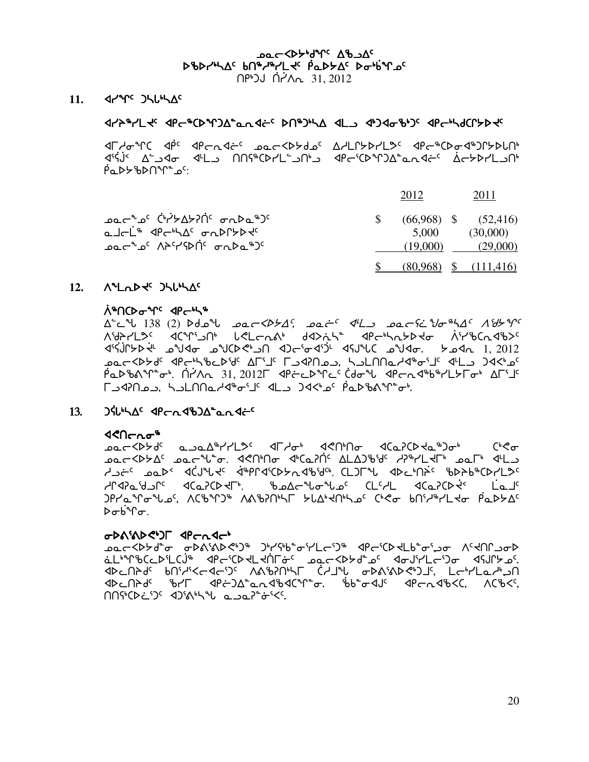ᓄᓇᓕᐊᐳᔭᒃᑯᓐᑦ ᐃᖅᑲᐃᑦ
ᐅᖃᐅᓯᖅᓴᐃᑦ ᑲᑎᖅᓱᖅᓯᒪᔪᑦ ᑮᓇᐅᔭᐃᑦ ᐅᓂᒃᑳᖏᓐᓄᑦ
ᑎᑭᒃᑐᒍ ᑏᓯᐱᕆ 31, 2012

## 11. ᐊᓯᖏᑦ ᑐᓴᒃᓴᐃᑦ

### ᐊᓯᔾᔨᖅᓯᒪᔪᑦ ᐊᐳᓕᖅᑕᐅᖏᑐᐃᓐᓇᓂᐊᓖᑦ ᐅᑎᖅᑐᒃᓴᐃ ᐊᒻᒪᓗ ᐊᒃᑐᐊᓂᖅᑑᑦ ᐊᐳᓕᒃᓴᑦᑎᐳᔭᐅᔪᑦ

ᐊᒥᓱᓂᖏᑦ ᐊᑮᑦ ᐊᐳᓕᕆᐊᓖᑦ ᓄᓇᓕᐊᐳᔭᒃᑯᓐᑦ ᐃᓱᒪᒋᔭᐅᓯᒪᕗᑦ ᐊᐳᓕᖅᑕᐅᓂᐊᖅᑐᐳᔭᐅᓚᐅᑎᒃ ᐊᕿᒃᑰ ᐃᓪᓗᐊᓂ ᐊᒻᒪᓗ ᑎᑎᕋᖅᑕᐅᓯᒪᓪᓗᑎᒃᓗ ᐊᐳᓕᕐᑕᐅᖏᑐᐃᓐᓇᓂᐊᓖᑦ ᐆᓕᔭᐅᓯᒪᓗᑎᒃ ᑮᓇᐅᔭᖃᐅᑎᖏᓐᓄᑦ:

| | 2012 | 2011 |
|---|---|---|
| ᓄᓇᓕᖕᓄᑦ ᑖᒃᓯᔭᐃᔭᕈᑏᑦ ᓂᕆᐅᓇᖅᑐᑦ | $ (66,968) | $ (52,416) |
| ᓇᒧᓕᒫᖅ ᐊᐳᓕᒃᓴᐃᑦ ᓂᕆᐅᒋᔭᐅᔪᑦ | 5,000 | (30,000) |
| ᓄᓇᓕᖕᓄᑦ ᐱᔨᑦᓯᕚᐅᑏᑦ ᓂᕆᐅᓇᖅᑐᑦ | (19,000) | (29,000) |
| | $ (80,968) | $ (111,416) |

## 12. ᐱᖓᓇᐅᔪᑦ ᑐᓴᒃᓴᐃᑦ

### ᐋᖅᑎᑕᐅᓂᖏᑦ ᐊᐳᓕᒃᓴᖅ

ᐃᓚᓐᖓ 138 (2) ᐅᑯᓄᖓ ᓄᓇᓕᐊᐳᔭᐃᕝ, ᓄᓇᓖᑦ ᐊᒻᒪᓗ ᓄᓇᓕᕐᕿᖑᐃᓂᖅᓴᐃᑦ ᐱᖁᔭᖏᑦ ᐱᖁᔨᓯᒪᕗᑦ ᐊᑕᖏᕐᑐᑎᒃ ᒐᕙᒪᓕᕆᔩᒃ ᑯᐊᐳᕇᓴᓐ ᐊᐳᓕᒃᓴᓂᐳᔭᐅᓂ ᐲᕐᓯᖃᑕᐅᑉᐳᑦ ᐊᕿᒃᑰᓯᐳᔭᐅᑏᓪ ᓄᖑᐊᓂ ᓄᖑᑕᐅᕙᒃᑐᑎ ᐊᑐᓕᕐᓂᐊᕐᑑᒻ ᐊᕿᒍᖓᑕ ᓄᖑᐊᓂ. ᔭᓄᐊᕆ 1, 2012 ᓄᓇᓕᐊᐳᔭᒃᑯᑦ ᐊᐳᓕᒃᓴᖃᓚᐅᖅᑯᑦ ᐃᒥᕐᒧᑦ ᒥᒍᐊᕈᑎᓄᓗ, ᓴᓗᒪᑎᑎᓇᓱᐊᖅᓯᕐᒧᑦ ᐊᒻᒪᓗ ᑐᐊᐸᒃᓄᑦ ᑮᓇᐅᑲᐱᖏᓐᓂᒃ. ᑏᓯᐱᕆ 31, 2012ᒥ ᐊᐳᓕᓚᐅᖏᓪᓚᑦ ᑖᑯᓂᖓ ᐊᐳᓕᕆᐊᖃᖅᓯᒪᔭᒥᓂᒃ ᐃᒥᕐᒧᑦ ᒥᒍᐊᕈᑎᓄᓗ, ᓴᓗᒪᑎᑎᓇᓱᐊᖅᓯᕐᒧᑦ ᐊᒻᒪᓗ ᑐᐊᐸᒃᓄᑦ ᑮᓇᐅᑲᐱᖏᓐᓂᒃ.

## 13. ᑐᕌᒃᓴᐃᑦ ᐊᐳᓕᕆᐊᖃᕐᑐᐃᓐᓇᓂᐊᓖᑦ

### ᐊᕙᑎᓕᕆᓂᖅ

ᓄᓇᓕᐊᐳᔭᒃᑯᑦ ᓇᓗᓇᐃᖅᓯᓯᒪᕗᑦ ᐊᒥᓱᓂᒃ ᐊᕙᑎᒃᑎᓂ ᐊᑕᓇᕈᑕᐅᔪᓇᖅᑐᓂᒃ ᑖᒃᑯᓂ ᓄᓇᓕᐊᐳᔭᐃᑦ ᓄᓇᓕᖓᓐᖓᓂ. ᐊᕙᑎᒃᑎᓂ ᐊᒃᑕᓇᕈᑏᑦ ᐃᒪᐃᑐᖃᑦᑕᕐᑐᑦ ᓱᕈᖅᓯᒪᔪᒥᒃ ᓄᓇᒥᒃ ᐊᒻᒪᓗ ᓱᓗᓖᑦ ᓄᓇᐅᐸ ᐊᑖᒍᖓᔪᑦ ᐋᖅᑭᐊᕐᑕᐅᔭᕆᐊᖃᕐᑕᑦ. ᑕᒪᑐᒥᖓ ᐊᐅᓚᒃᑎᕈᑏᑦ ᖃᐅᔨᒃᑲᖅᑕᐅᓯᒪᕗᑦ ᓱᒋᐊᕈᖃᑦᑐᒥᑦ ᐊᑕᓇᕈᑕᐅᔪᒥᑦ. ᖃᓄᐃᓕᖓᓂᖓᓄᑦ ᑕᒪᑦᓱᒪ ᐊᑕᓇᕈᑕᐅᔪᑉ ᒪᓂᒧᑦ ᑐᑭᓯᓇᖏᓂᖓᓄᑦ, ᐱᑕᖃᕐᑐᖅ ᐱᕙᖅᑎᒃᓴᒥ ᔭᒪᐃᒃᐊᑎᒃᓴᓄᑦ ᑕᒃᑯᓂ ᑲᑎᖅᓱᖅᓯᒪᔪᓂ ᑮᓇᐅᔭᐃᑦ ᐅᓂᒃᑳᖏᓂ.

### ᓂᐅᕕᕐᕕᐅᑉᐳᒥ ᐊᐳᓕᓂᐊᓕᒃ

ᓄᓇᓕᐊᐳᔭᒃᑯᓂ ᓂᐅᕕᕐᕕᐅᑉᐳᖅ ᑐᒃᓯᕋᖅᓂᕐᓯᒪᓕᕐᑐᖅ ᐊᐳᓕᕐᑕᐅᒪᓚᒃᑲᓂᕐᓗᓂ ᐱᑦᑎᑎᒍᓂᐅ ᓈᒪᒃᓯᒃᑕᐅᑉᐸᓪᓚᑐᖅ ᐊᐳᓕᕐᑕᐅᒪᔪᐃᑎᒥᓃᑦ ᓄᓇᓕᐊᐳᔭᒃᑯᓐᓄᑦ ᐊᓂᒍᕐᓯᒪᓕᕐᑐᓂ ᐊᕐᒍᑎᔭᓄᑦ. ᐊᐅᓚᑎᔨᑦ ᑲᑎᕐᓱᕐᐸᓕᐊᕐᑐᑦ ᐱᕙᖅᑎᒃᓴᒥ ᒑᓱᒧᖓ ᓂᐅᕕᕐᕕᐅᑉᐳᒧᑦ, ᒪᓕᒃᓯᒪᓇᓱᒃᓗᑎ ᐊᐅᓚᑎᔨᑦ ᖃᓯᒥ ᐊᐳᓖᑐᐃᓐᓇᓂᐊᖃᐊᖅᑕᖏᓐᓂ. ᖃᑲᓂᐊᒍᑦ ᐊᐳᓕᕆᐊᖃᖅᐸ, ᐱᑕᖃᖅᐸ, ᑎᑎᕋᖅᑕᐅᓚᐅᖏᑦ ᐊᑐᕐᕕᓴᖓ ᓇᓗᓇᕐᓂᕐᐸᑦ.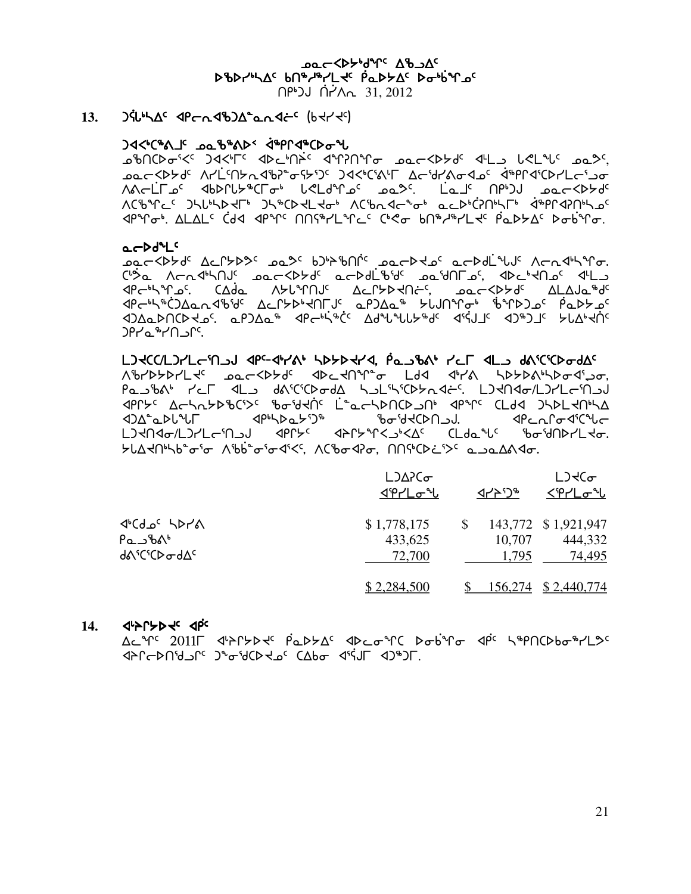ᓄᓇᓕᐸᐅᔾᔪᑎᒃᑦ ᐃᖃᓗᐃᑦ
ᐅᖃᐅᓯᖅᓴᐃᑦ ᑲᑎᖅᓱᖅᓯᒪᔪᑦ ᑮᓇᐅᔭᐃᑦ ᐅᓂᒃᑳᖏᓐᓄᑦ
ᑎᑭᑦᑐᒍ ᑏᓯᐱᕆ 31, 2012

## 13. ᑐᕌᖅᓴᐃᑦ ᐊᑦᓕᕆᐊᖅᑐᐃᓐᓇᕆᐊᓖᑦ (ᑲᔪᓯᔪᑦ)

### ᑐᐊᑉᐸᒃᐱᒧᑦ ᓄᓇᖃᖅᐱᐅᑉ ᐋᖅᑭᐊᖅᑕᐅᓂᖓ

ᓄᖃᑎᑕᐅᓂᐸᑦ ᑐᐊᑉᐳᑦ ᐊᐅᓚᑦᑎᕈᑦ ᐊᖏᕈᑎᖏᓂ ᓄᓇᓕᐸᐅᔭᑦ ᐊᒻᒪᓗ ᒐᕙᒪᖓᑦ ᓄᓇᕗᑦ, ᓄᓇᓕᐸᐅᔭᑦ ᐱᓯᒪᑦᑎᔭᕆᐊᖃᕈᓂᕐᔪᑦ ᑐᐊᑉᐸᒃᐱᐅᒥ ᐃᓕᖁᓯᐱᓂᐊᓄᑦ ᐋᖅᑭᐊᖅᑕᐅᓯᒪᓕᕐᓗᓂ ᐱᐱᓕᒫᒥᓄᑦ ᐊᑲᐅᒋᕗᖅᑕᒥᒃ ᒐᕙᒪᒃᑯᓐᓄᑦ ᓄᓇᕗᑦ. ᒪᓇᒧᑦ ᑎᑭᑦᑐᒍ ᓄᓇᓕᐸᐅᔭᑦ ᐱᑕᖃᖏᓚᑦ ᑐᓴᐅᒪᐅᔪᒥᒃ ᑐᓴᖅᑕᐅᔪᒪᔪᓂᒃ ᐱᑕᖃᓐᓂᐊᕐᓂᒃ ᓇᓚᐅᑖᑎᒪᓕᒃ ᐋᖅᑭᐊᕈᑎᒪᓄᑦ ᐊᑭᖏᓂᒃ. ᐃᒪᐃᒪᑦ ᑖᒃᑯᐊ ᐊᑭᖏᑦ ᑎᑎᕋᖅᓯᒪᖏᓚᑦ ᑖᒃᓱᓂ ᑲᑎᖅᓱᖅᓯᒪᔪᑦ ᑮᓇᐅᔭᐃᑦ ᐅᓂᒃᑳᖏᓐᓂ.

### ᓇᓕᐅᑯᒻᒪᑦ

ᓄᓇᓕᐸᐅᔭᑦ ᐃᓚᒋᔭᐅᕗᑦ ᓄᓇᕗᑦ ᑲᑐᔾᔨᖃᑎᒌᑦ ᓄᓇᓕᐅᔪᓄᑦ ᓇᓕᐅᑯᒫᖑᒍᑦ ᐱᓕᕆᐊᖅᓴᖏᓐᓂ. ᑖᕝᕙ ᐱᓕᕆᐊᖅᓴᑎᒍᑦ ᓄᓇᓕᐸᐅᔭᑦ ᓇᓕᐅᑯᒫᖅᑐᑦ ᓄᓇᖁᑎᒥᓄᑦ, ᐊᐅᓚᔪᑎᓄᑦ ᐊᒻᒪᓗ ᐊᑦᓕᖅᓴᖏᓐᓄᑦ. ᑕᐃᒃᑯᓇ ᐱᔭᕐᓂᖏᑦᑐᑦ ᐃᓚᒋᔭᐅᔪᑎᓖᑦ, ᓄᓇᓕᐸᐅᔭᑦ ᐃᓚᐃᒍᓇᖅᑐᑦ ᐊᑦᓕᖅᓴᖅᑖᐅᓇᓂᐊᖅᑐᑦ ᐃᓚᒋᔭᐅᔾᔪᑎᒥᒍᑦ ᓇᑭᑐᐃᓐᓇᖅ ᔭᒐᑎᖏᓂᒃ ᖃᖏᒃᑐᓄᑦ ᑮᓇᐅᔭᓄᑦ ᐊᑐᐃᓇᐅᑎᑕᐅᔪᓄᑦ. ᓇᑭᑐᐃᓐᓇᖅ ᐊᑦᓕᖅᓴᖅᑖ ᐃᑯᖓᖓᓪᓗᒋᑦ ᐊᕐᕌᒍᒧᑦ ᐊᑐᖅᑐᒧᑦ ᔭᒐᐃᔭᕐᓂᑦ ᑐᑭᓯᓇᖅᓯᑎᓗᒋᑦ.

ᒪᑐᐃᑦᑕ/ᒪᑐᓯᒪᓕᕐᑎᓗᒍ ᐊᑦᓕ-ᐊᓯᐊᓂ ᓴᐳᔾᔭᐅᔪᐊ, ᑮᓇᒃᑲᐅᑉ ᓯᓚᒥ ᐊᒻᒪᓗ ᑯᐊᕐᑕᖅᑕᐅᓂᑯᐃᑦ
ᐱᖃᓯᐅᔭᐅᓯᒪᔪᑦ ᓄᓇᓕᐸᐅᔭᑦ ᐊᐅᓚᔪᑎᖏᓐᓂ ᒪᑯᐊ ᐊᓯᐊᓂ ᓴᐳᔾᔭᐅᓯᒪᓂᐊᕐᓗᓂ, ᑮᓇᒃᑲᐅᑉ ᓯᓚᒥ ᐊᒻᒪᓗ ᑯᐊᕐᑕᖅᑕᐅᓂᑯᐃᑦ ᓴᓗᒪᖅᓴᖅᑕᐅᔭᕆᐊᓖᑦ. ᒪᑐᐃᑎᐊᓂ/ᒪᑐᓯᒪᓕᕐᑎᓗᒍ ᐊᑭᓕᔪᑦ ᐃᓕᓴᕆᔭᐅᖅᑕᐅᔪᑦ ᒫᓇᓕᓴᐅᑎᑕᐅᓗᑎᒃ ᐊᑭᖏᑦ ᑕᒪᑐᐊ ᑐᓴᐅᒪᑎᑦᓴᐃ ᐊᑯᓐᓇᐅᑎᖓᓂ ᐊᐳᓴᐅᓇᔭᕐᑐᖅ ᖃᓂᕐᔪᒃᑕᐅᑎᓗᒍ. ᐊᑦᓕᕆᓂᐊᕐᑕᖅᑕᓕ ᒪᑐᐃᑎᐊᓂ/ᒪᑐᓯᒪᓕᕐᑎᓗᒍ ᐊᑭᓕᔪᑦ ᐊᔨᒋᔭᖅᐸᓗᒃᐸᐃᑦ ᑕᒪᑐᒪᖓᑦ ᖃᓂᕐᔪᑎᐅᓯᒪᔪᓂ. ᓴᓚᐃᔪᑎᖅᓴᖃᓂᖏᓐᓂ ᐱᖃᓐᓂᖏᓐᓂᐊᕐᑉ, ᐱᑕᖃᓂᐊᕈᓂ, ᑎᑎᕋᖅᑕᐅᓛᕐᔪᑦ ᓇᓗᓇᐃᕕᐊᓂ.

| | ᒪᑐᐃᕈᑕᓂ ᐊᕿᓯᒪᓂᖓ | ᐊᓯᔾᔨᕐᓂᖅ | ᒪᑐᐃᑕᓂ ᐸᕿᓯᒪᓂᖓ |
|---|---|---|---|
| ᐊᑦᑕᓗᓐ ᓴᐳᔾᔨᐊ | $ 1,778,175 | $ 143,772 | $ 1,921,947 |
| ᑮᓇᒃᑲᐅᑉ | 433,625 | 10,707 | 444,332 |
| ᑯᐊᕐᑕᖅᑕᐅᓂᑯᐃᑦ | 72,700 | 1,795 | 74,495 |
| | $ 2,284,500 | $ 156,274 | $ 2,440,774 |

## 14. ᐊᓯᔾᔨᐅᔪᑦ ᐊᑮᑦ

ᐃᓚᖏᑦ 2011ᒥ ᐊᓯᔾᔨᐅᔪᑦ ᑮᓇᐅᔭᐃᑦ ᐊᐅᓚᓂᖏᑕ ᐅᓂᒃᑳᖏᓐᓂ ᐊᑮᑦ ᓴᖅᑭᑎᑕᐅᓂᖅᓯᒪᕗᑦ ᐊᔾᔨᓕᐅᑎᖁᓪᓗᒋᑦ ᑐᓐᓂᖁᑕᐅᔪᓄᑦ ᑕᐃᑲᓂ ᐊᕐᕌᒍᒥ ᐊᑐᖅᑐᒥ.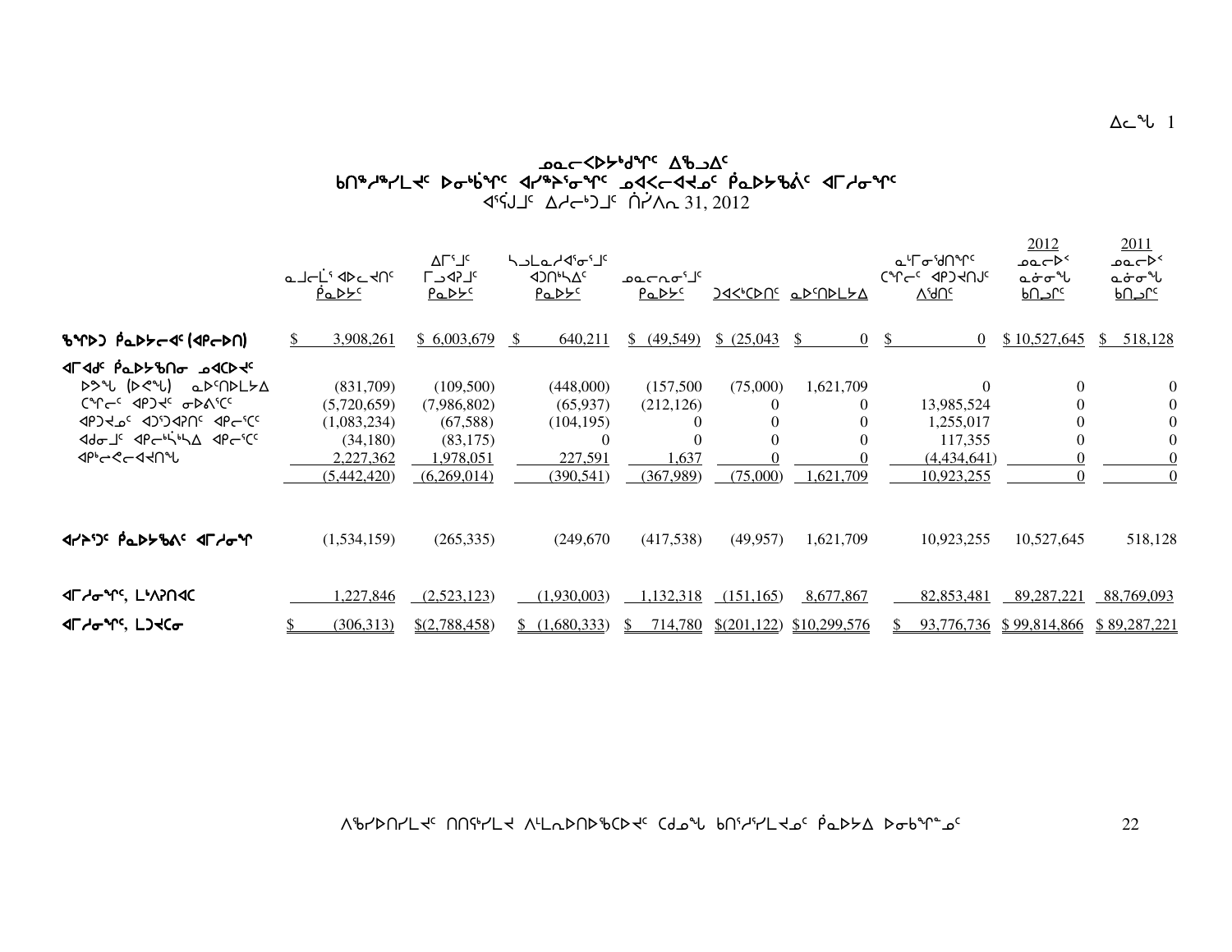# ᓄᓇᓕᐸᐅᔾᔪᑎᒋᔭᖏᑦ ᐃᖅᑲᐃᑦ
## ᑲᑎᖕᒋᖅᓯᒪᔪᑦ ᐅᓂᒃᑳᖏᑦ ᐊᓯᔾᔨᕐᓂᖏᑦ ᓄᐊᑦᓕᐊᔪᓄᑦ ᑮᓇᐅᔭᖃᐃᑦ ᐊᒥᓱᓂᖏᑦ
### ᐊᕐᕌᒍᑦ ᐃᓱᓕᒃᑐᒍᑦ ᒫᔾᔭ 31, 2012

| | ᓇᒧᓕᒫᑦ ᐊᐅᓚᔪᑎᑦ ᑮᓇᐅᔭᑦ | ᐃᒥᕐᒧᑦ ᒥᒃᓵᒧᑦ ᑮᓇᐅᔭᑦ | ᓴᐳᒪᓱᐊᕐᓂᕐᒧᑦ ᐊᑐᑎᖅᓴᐃᑦ ᑮᓇᐅᔭᑦ | ᓄᓇᓕᓐᓂᕐᒧᑦ ᑮᓇᐅᔭᑦ | ᑐᐊᐹᑕᐅᑎᑦ | ᓇᐅᑎᐅᑎᒪᔭᐃ | ᓇᒻᒥᓂᕐᑯᑎᖏᑦ ᑕᖏᓕᑦ ᐊᑐᔪᑎᒧᑦ ᐱᖁᑎᑦ | 2012 ᓄᓇᓕᐅᑉ ᓇᓃᓂᖓ ᑲᑎᒍᒥᑦ | 2011 ᓄᓇᓕᐅᑉ ᓇᓃᓂᖓ ᑲᑎᒍᒥᑦ |
|---|---|---|---|---|---|---|---|---|---|
| ᑲᖏᐅᑐ ᑮᓇᐅᔭᓕᐊᑦ (ᐊᑭᓕᐅᑎ) | $ 3,908,261 | $ 6,003,679 | $ 640,211 | $ (49,549) | $ (25,043 | $ 0 | $ 0 | $ 10,527,645 | $ 518,128 |
| ᐊᒥᐊᖅ ᑮᓇᐅᔭᑲᑎᓂ ᓄᐊᑕᐅᔪᑦ | | | | | | | | | |
| ᐅᕝᕙ (ᐅᕙᖓ) ᓇᐅᑎᐅᑎᒪᔭᐃ | (831,709) | (109,500) | (448,000) | (157,500 | (75,000) | 1,621,709 | 0 | 0 | 0 |
| ᑕᖏᓕᑦ ᐊᑐᔪᑦ ᓂᐅᐱᑦᑕ | (5,720,659) | (7,986,802) | (65,937) | (212,126) | 0 | 0 | 13,985,524 | 0 | 0 |
| ᐊᑐᔪᓄᑦ ᐊᑦᑐᐊᕈᑎᑦ ᐊᑭᓕᑦᑕ | (1,083,234) | (67,588) | (104,195) | 0 | 0 | 0 | 1,255,017 | 0 | 0 |
| ᐊᑯᓂᒍᑦ ᐊᑭᓕᒃᓵᖅᓴᐃ ᐊᑭᓕᑦᑕ | (34,180) | (83,175) | 0 | 0 | 0 | 0 | 117,355 | 0 | 0 |
| ᐊᑉᐱᕆᓕᐊᔪᑎᖓ | 2,227,362 | 1,978,051 | 227,591 | 1,637 | 0 | 0 | (4,434,641) | 0 | 0 |
| | (5,442,420) | (6,269,014) | (390,541) | (367,989) | (75,000) | 1,621,709 | 10,923,255 | 0 | 0 |
| ᐊᓯᔾᔪᑦ ᑮᓇᐅᔭᖃᐃᑦ ᐊᒥᓱᓂᖏ | (1,534,159) | (265,335) | (249,670 | (417,538) | (49,957) | 1,621,709 | 10,923,255 | 10,527,645 | 518,128 |
| ᐊᒥᓱᓂᖏᑦ, ᒪᒃᐱᑎᐊᑕ | 1,227,846 | (2,523,123) | (1,930,003) | 1,132,318 | (151,165) | 8,677,867 | 82,853,481 | 89,287,221 | 88,769,093 |
| ᐊᒥᓱᓂᖏᑦ, ᒪᑐᔪᑕᓂ | $ (306,313) | $(2,788,458) | $ (1,680,333) | $ 714,780 | $(201,122) | $10,299,576 | $ 93,776,736 | $ 99,814,866 | $ 89,287,221 |

ᐱᖁᑎᑎᓯᒪᔪᑦ ᑎᑎᕋᖅᓯᒪᔪ ᐱᓕᒪᕆᐅᑎᐅᖃᑕᐅᔪᑦ ᑕᒪᓐᓇ ᑲᑎᕐᓱᕐᓯᒪᔪᓄᑦ ᑮᓇᐅᔭᐃ ᐅᓂᒃᑳᖏᓐᓄᑦ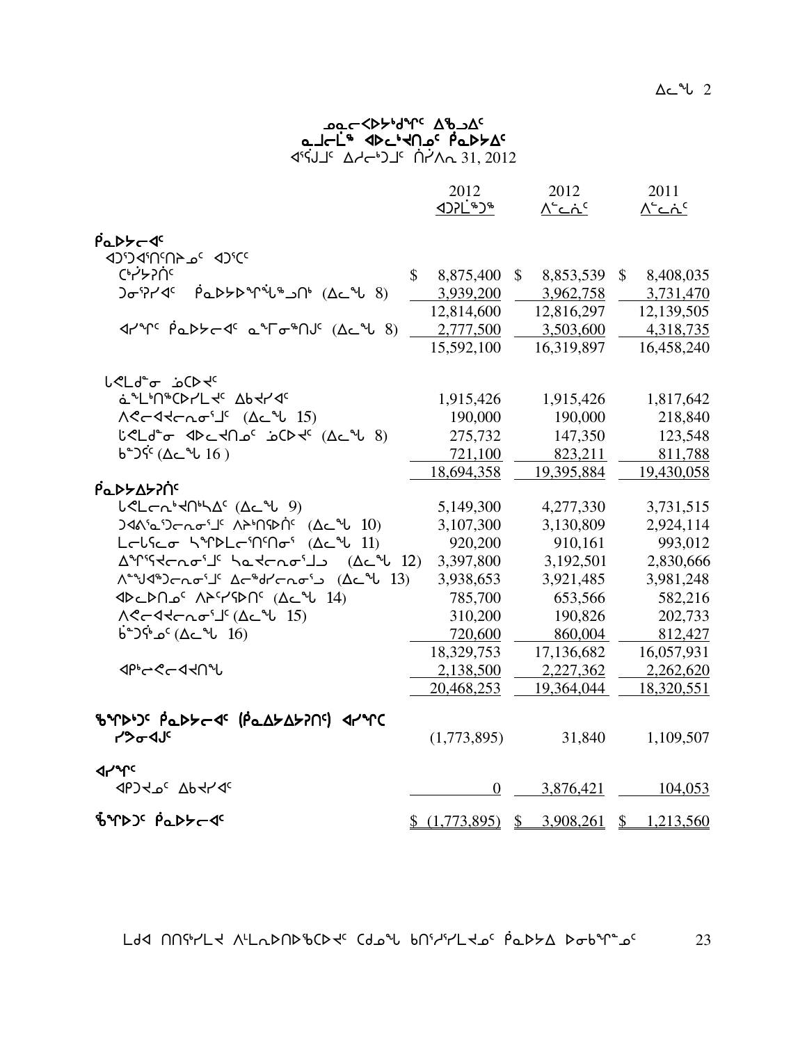# ᓄᓇᓕᖅᐸᐅᔾᔭᒃᑯᖏᑦ ᐃᖅᑲᓗᐃᑦ
## ᓇᒧᓕᒫᖅ ᐊᐅᓚᒃᑲᑎᓄᑦ ᑮᓇᐅᔭᐃᑦ
### ᐊᕐᕌᒍᒧᑦ ᐃᓱᓕᒃᑐᒧᑦ ᑏᓯᐱᕆ 31, 2012

| | 2012 ᐊᑐᕐᒥᖅᑐᖅ | 2012 ᐱᓪᓚᕐᓂᑦ | 2011 ᐱᓪᓚᕐᓂᑦ |
|---|---|---|---|
| **ᑮᓇᐅᔭᓕᐊᑦ** | | | |
| ᐊᑐᐊᖅᑎᑦᑎᔾᔪᓄᑦ ᐊᑐᑦᑕᑦ | | | |
| ᑖᒃᓯᔾᔨᑏᑦ | $ 8,875,400 | $ 8,853,539 | $ 8,408,035 |
| ᑐᓂᕐᕈᓯᐊᑦ ᑮᓇᐅᔾᔨᐅᖏᓪᖕᒍᑎᒃ (ᐃᓚᖓ 8) | 3,939,200 | 3,962,758 | 3,731,470 |
| | 12,814,600 | 12,816,297 | 12,139,505 |
| ᐊᓯᖏᑦ ᑮᓇᐅᔭᓕᐊᑦ ᓇᖏᓐᓂᖅᑎᒍᑦ (ᐃᓚᖓ 8) | 2,777,500 | 3,503,600 | 4,318,735 |
| | 15,592,100 | 16,319,897 | 16,458,240 |
| ᒐᕙᒪᒃᑯᓐᓂ ᓈᑕᐅᔪᑦ | | | |
| ᓈᖕᒪᒃᑎᖅᑕᐅᓯᒪᔪᑦ ᐃᑲᔪᓯᐊᑦ | 1,915,426 | 1,915,426 | 1,817,642 |
| ᐱᕙᓪᓕᐊᔪᓕᕆᓂᕐᒧᑦ (ᐃᓚᖓ 15) | 190,000 | 190,000 | 218,840 |
| ᒐᕙᒪᒃᑯᓐᓂ ᐊᐅᓚᔪᑎᓄᑦ ᓈᑕᐅᔪᑦ (ᐃᓚᖓ 8) | 275,732 | 147,350 | 123,548 |
| ᑲᓐᑐᕌᑦ (ᐃᓚᖓ 16 ) | 721,100 | 823,211 | 811,788 |
| | 18,694,358 | 19,395,884 | 19,430,058 |
| **ᑮᓇᐅᔭᐃᔭᕈᑏᑦ** | | | |
| ᒐᕙᒪᓕᕆᓂᒃᑯᑎᒃᓴᐃᑦ (ᐃᓚᖓ 9) | 5,149,300 | 4,277,330 | 3,731,515 |
| ᑐᐊᕕᖅᓇᕐᑐᓕᕆᓂᕐᒧᑦ ᐱᔨᑦᑎᕋᐅᑏᑦ (ᐃᓚᖓ 10) | 3,107,300 | 3,130,809 | 2,924,114 |
| ᒪᓕᒐᕐᑲᓂ ᓴᖏᐅᒪᓕᕐᑎᑦᑎᓂᕐ (ᐃᓚᖓ 11) | 920,200 | 910,161 | 993,012 |
| ᐃᖏᕐᕋᔪᓕᕆᓂᕐᒧᑦ ᓴᓇᔪᓕᕆᓂᕐᒧᓗ (ᐃᓚᖓ 12) | 3,397,800 | 3,192,501 | 2,830,666 |
| ᐱᓐᖑᐊᖅᑐᓕᕆᓂᕐᒧᑦ ᐃᓕᖅᑯᓯᓕᕆᓂᕐᒧ (ᐃᓚᖓ 13) | 3,938,653 | 3,921,485 | 3,981,248 |
| ᐊᐅᓚᐅᑎᓄᑦ ᐱᔨᑦᓯᕋᐅᑎᑦ (ᐃᓚᖓ 14) | 785,700 | 653,566 | 582,216 |
| ᐱᕙᓪᓕᐊᔪᓕᕆᓂᕐᒧᑦ (ᐃᓚᖓ 15) | 310,200 | 190,826 | 202,733 |
| ᑳᓐᑐᕌᒃᑯᓄᑦ (ᐃᓚᖓ 16) | 720,600 | 860,004 | 812,427 |
| | 18,329,753 | 17,136,682 | 16,057,931 |
| ᐊᑭᒃᓕᕙᓕᐊᔪᑎᖓ | 2,138,500 | 2,227,362 | 2,262,620 |
| | 20,468,253 | 19,364,044 | 18,320,551 |
| **ᖃᖏᐅᒃᑐᑦ ᑮᓇᐅᔭᓕᐊᑦ (ᑮᓇᐃᔭᐃᔭᕈᑎᑦ) ᐊᓯᖏᑕ ᓯᕗᓂᐊᒍᑦ** | (1,773,895) | 31,840 | 1,109,507 |
| **ᐊᓯᖏᑦ** | | | |
| ᐊᑭᑐᔪᓄᑦ ᐃᑲᔪᓯᐊᑦ | 0 | 3,876,421 | 104,053 |
| **ᖄᖏᐅᑐᑦ ᑮᓇᐅᔭᓕᐊᑦ** | $ (1,773,895) | $ 3,908,261 | $ 1,213,560 |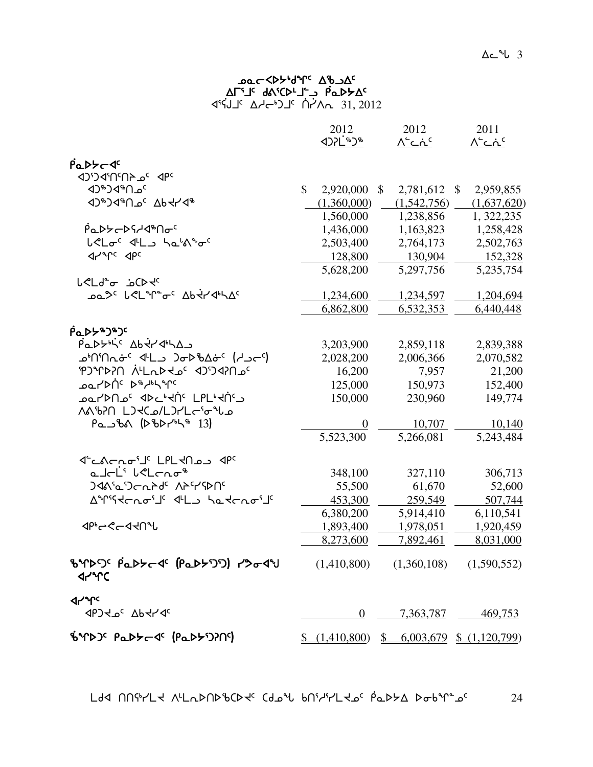# ᓄᓇᓕᐸᐅᔭᒃᑯᕐᓂᑦ ᐃᖃᓗᐃᑦ
## ᐃᒥᕐᒧᑦ ᑯᐱᕐᑕᐅᒪᒻᒧ ᑮᓇᐅᔭᐃᑦ
ᐊᕐᕌᒍᒧᑦ ᐃᓱᓕᒃᑐᒧᑦ ᑎᓯᐱᕆ 31, 2012

| | 2012 ᐊᑐᕈᒪᒃᑐᖅ | 2012 ᐱᓪᓚᕆᑦ | 2011 ᐱᓪᓚᕆᑦ |
|---|---|---|---|
| **ᑮᓇᐅᔭᓕᐊᑦ** | | | |
| ᐊᑐᕐᑐᐊᕐᑎᑦᑎᔾᔪᑦ ᐊᑭᑦ | | | |
| ᐊᑐᖅᑐᐊᖅᑎᓄᑦ | $ 2,920,000 | $ 2,781,612 | $ 2,959,855 |
| ᐊᑐᖅᑐᐊᖅᑎᓄᑦ ᐃᑲᔪᕐᓯᐊᖅ | (1,360,000) | (1,542,756) | (1,637,620) |
| | 1,560,000 | 1,238,856 | 1, 322,235 |
| ᑮᓇᐅᔭᓕᐅᕐᓯᐊᖅᑎᓂᑦ | 1,436,000 | 1,163,823 | 1,258,428 |
| ᒐᕙᒪᓂᑦ ᐊᒻᒪᓗ ᓴᓇᕝᕕᖕᓂᑦ | 2,503,400 | 2,764,173 | 2,502,763 |
| ᐊᓯᖏᑦ ᐊᑭᑦ | 128,800 | 130,904 | 152,328 |
| | 5,628,200 | 5,297,756 | 5,235,754 |
| ᒐᕙᒪᒃᑯᓐᓂ ᓅᑕᐅᔪᑦ | | | |
| ᓄᓇᕗᑦ ᒐᕙᒪᖓᓐᓂᑦ ᐃᑲᔪᕐᓯᐊᒃᓴᐃᑦ | 1,234,600 | 1,234,597 | 1,204,694 |
| | 6,862,800 | 6,532,353 | 6,440,448 |
| **ᑮᓇᐅᔭᖅᑐᖅᑐᑦ** | | | |
| ᑮᓇᐅᔭᒃᓵᑦ ᐃᑲᔪᕐᓯᐊᒃᓴᐃᓗ | 3,203,900 | 2,859,118 | 2,839,388 |
| ᓄᒃᑎᕐᑎᕆᓂᑦ ᐊᒻᒪᓗ ᑐᓂᐅᖃᐃᓂᑦ (ᓱᓗᓕᑦ) | 2,028,200 | 2,006,366 | 2,070,582 |
| ᕿᑐᙱᐅᕈᑎ ᐋᒻᒪᕆᐅᔪᓄᑦ ᐊᑐᕐᑐᐊᕈᑎᓄᑦ | 16,200 | 7,957 | 21,200 |
| ᓄᓇᓯᐅᑏᑦ ᐅᖅᓱᒃᓴᙱᑦ | 125,000 | 150,973 | 152,400 |
| ᓄᓇᓯᐅᑎᓄᑦ ᐊᐅᓚᒃᑮᑦ ᒪᒥᒪᒃᑮᑦ ᒪᓕᒃᑲᑏᑦᓗ | 150,000 | 230,960 | 149,774 |
| ᐱᕕᖃᕈᑎ ᒪᑐᔪᑕᓄ/ᒪᑐᓯᒪᓕᕐᓂᖓᓄ ᑭᓇᓗᖃᐱ (ᐅᖃᐅᓯᒃᓴᖅ 13) | 0 | 10,707 | 10,140 |
| | 5,523,300 | 5,266,081 | 5,243,484 |
| ᐊᓪᓚᕕᓕᕆᓂᕐᒧᑦ ᒪᒥᒪᔪᑎᓄᓗ ᐊᑭᑦ | | | |
| ᓇᒧᓕᒫᕐ ᒐᕙᒪᓕᕆᓂᖅ | 348,100 | 327,110 | 306,713 |
| ᑐᐊᕕᕐᓇᕐᑐᓕᕆᔨᑯᑦ ᐱᔨᑦᓯᕐᐅᑎᑦ | 55,500 | 61,670 | 52,600 |
| ᐃᖏᕐᓴᔪᓕᕆᓂᕐᒧᑦ ᐊᒻᒪᓗ ᓴᓇᔪᓕᕆᓂᕐᒧᑦ | 453,300 | 259,549 | 507,744 |
| | 6,380,200 | 5,914,410 | 6,110,541 |
| ᐊᑭᓕᕙᓕᐊᔪᑎᖓ | 1,893,400 | 1,978,051 | 1,920,459 |
| | 8,273,600 | 7,892,461 | 8,031,000 |
| **ᖃᖏᐅᑦᑐᑦ ᑮᓇᐅᔭᓕᐊᑦ (ᑮᓇᐅᔭᕐᑐᕐᑐ) ᓯᕗᓂᐊᒍ ᐊᓯᖏᑕ** | (1,410,800) | (1,360,108) | (1,590,552) |
| **ᐊᓯᖏᑦ** | | | |
| ᐊᑭᑐᔪᓄᑦ ᐃᑲᔪᓯᐊᑦ | 0 | 7,363,787 | 469,753 |
| **ᖃᖏᐅᑦᑐᑦ ᑮᓇᐅᔭᓕᐊᑦ (ᑮᓇᐅᔭᕐᑐᕈᑎᑦ)** | $ (1,410,800) | $ 6,003,679 | $ (1,120,799) |

ᒪᑯᐊ ᑎᑎᖅᑭᓯᒪᔪᐊ ᐱᒻᒪᕆᐅᑎᐅᖃᑕᐅᔪᑦ ᑕᑯᓄᖓ ᑲᑎᕐᓱᕐᓯᒪᔪᓄᑦ ᑮᓇᐅᔭᐃ ᐅᓂᑲᖏᓐᓄᑦ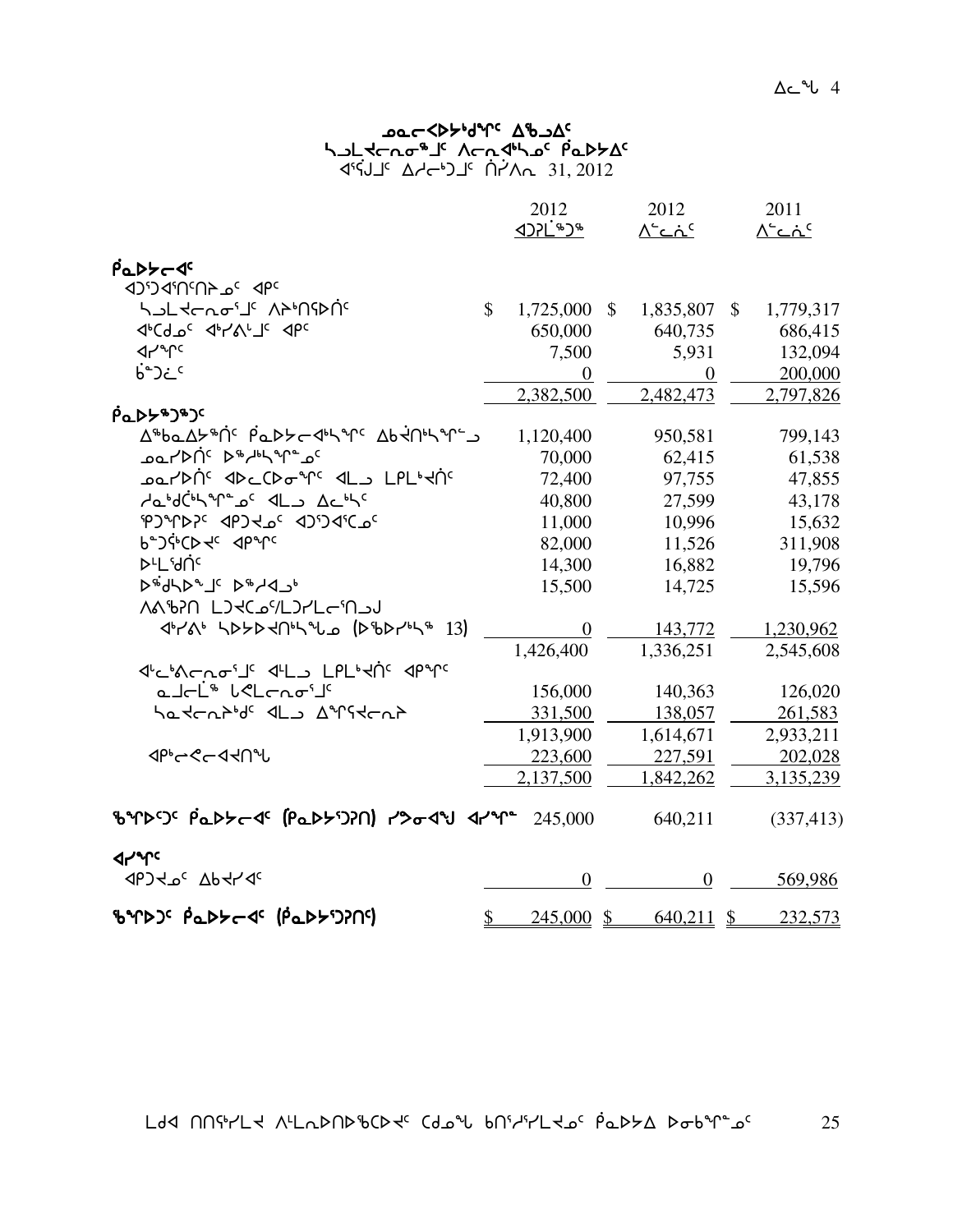# ᓄᓇᓕᐸᐅᔾᑯᕐᑦ ᐃᖃᓗᐃᑦ
## ᓴᓗᒪᔪᓕᕆᓂᖅᒧᑦ ᐱᓕᕆᐊᒃᓴᓂᑦ ᑮᓇᐅᔾᐃᑦ
ᐊᕐᕌᒍᒧᑦ ᐃᓱᓕᒃᑐᒧᑦ ᑎᓯᐱᕆ 31, 2012

| | 2012 ᐊᑐᕈᒪᕗᖅ | 2012 ᐱᓚᓃᑦ | 2011 ᐱᓚᓃᑦ |
|---|---|---|---|
| **ᑮᓇᐅᔭᓕᐊᑦ** | | | |
| ᐊᑐᐊᑎᑎᔾᓂᑦ ᐊᑦ | | | |
| ᓴᓗᒪᔪᓕᕆᓂᖅᒧᑦ ᐱᔾᔪᑎᖃᐅᑎᑦ | $ 1,725,000 | $ 1,835,807 | $ 1,779,317 |
| ᐊᒃᑕᓄᑦ ᐊᒃᓯᐱᒧᑦ ᐊᑦ | 650,000 | 640,735 | 686,415 |
| ᐊᓯᖏᑦ | 7,500 | 5,931 | 132,094 |
| ᑳᓐᑐᑦ | 0 | 0 | 200,000 |
| | 2,382,500 | 2,482,473 | 2,797,826 |
| **ᑮᓇᐅᔭᖅᑐᖅᑐᑦ** | | | |
| ᐃᖅᑲᓇᐃᔭᖅᑎᑦ ᑮᓇᐅᔭᓕᐊᒃᓴᖏᑦ ᐃᑲᔪᑎᒃᓴᖏᓪᓗ | 1,120,400 | 950,581 | 799,143 |
| ᓄᓇᓯᐅᑏᑦ ᐅᖅᓱᒃᓴᖏᓐᓂᑦ | 70,000 | 62,415 | 61,538 |
| ᓄᓇᓯᐅᑏᑦ ᐊᐅᓚᑕᐅᓂᖏᑦ ᐊᒻᒪ ᒪᕿᒪᒃᑯᑏᑦ | 72,400 | 97,755 | 47,855 |
| ᓱᓇᒃᑯᑖᒃᓴᖏᓐᓄᑦ ᐊᒻᒪ ᐃᓚᒃᓴᑦ | 40,800 | 27,599 | 43,178 |
| ᕿᑐᖏᐅᔅᑦ ᐊᑭᑐᔪᓄᑦ ᐊᑐᐊᑕᓄᑦ | 11,000 | 10,996 | 15,632 |
| ᑳᓐᑐᕐᑕᐅᔪᑦ ᐊᑭᖏᑦ | 82,000 | 11,526 | 311,908 |
| ᐅᒻᒪᕐᑯᑏᑦ | 14,300 | 16,882 | 19,796 |
| ᐅᖅᑯᓴᐅᖕᒧᑦ ᐅᖅᓱᐊᓗᒃ | 15,500 | 14,725 | 15,596 |
| ᐱᕕᖃᕈᑎ ᒪᑐᔪᑕᓂᑦ/ᒪᑐᓯᒪᓕᕐᑎᓗᒍ | | | |
| ᐊᒃᓯᕕᒃ ᓴᐳᔾᔪᔪᑎᒃᓴᖓᓄ (ᐅᖃᐅᓯᒃᓴᖅ 13) | 0 | 143,772 | 1,230,962 |
| | 1,426,400 | 1,336,251 | 2,545,608 |
| ᐊᓪᓚᒃᐱᓕᕆᓂᖅᒧᑦ ᐊᒻᒪ ᒪᕿᒪᒃᑯᑏᑦ ᐊᑭᖏᑦ | | | |
| ᓇᒧᓕᒫᖅ ᑲᕙᒪᓕᕆᓂᖅᒧᑦ | 156,000 | 140,363 | 126,020 |
| ᓴᓇᔪᓕᕆᔾᔪᑦ ᐊᒻᒪ ᐃᖏᕐᕋᔪᓕᕆᔾ | 331,500 | 138,057 | 261,583 |
| | 1,913,900 | 1,614,671 | 2,933,211 |
| ᐊᑭᓕᕇᓕᐊᔪᑎᖓ | 223,600 | 227,591 | 202,028 |
| | 2,137,500 | 1,842,262 | 3,135,239 |
| **ᖃᖓᐅᕐᑐᑦ ᑮᓇᐅᔭᓕᐊᑦ (ᑮᓇᐅᔭᕐᑐᕈᑎ) ᓯᕗᓂᐊᖑ ᐊᓯᖏᓐ** | 245,000 | 640,211 | (337,413) |
| **ᐊᓯᖏᑦ** | | | |
| ᐊᑭᑐᔪᓄᑦ ᐃᑲᔪᓯᐊᑦ | 0 | 0 | 569,986 |
| **ᖃᖓᐅᑐᑦ ᑮᓇᐅᔭᓕᐊᑦ (ᑮᓇᐅᔭᕐᑐᕈᑎᑦ)** | $ 245,000 | $ 640,211 | $ 232,573 |

ᒪᒃᑯᐊ ᑎᑎᕐᖃᓯᒪᔪ ᐱᒻᒪᕆᐅᑎᐅᖃᑕᐅᔪᑦ ᑕᒃᑯᓐᖓ ᑲᑎᕐᓱᓯᒪᔪᓄᑦ ᑮᓇᐅᔭᐃ ᐅᓂᒃᑲᖏᓐᓄᑦ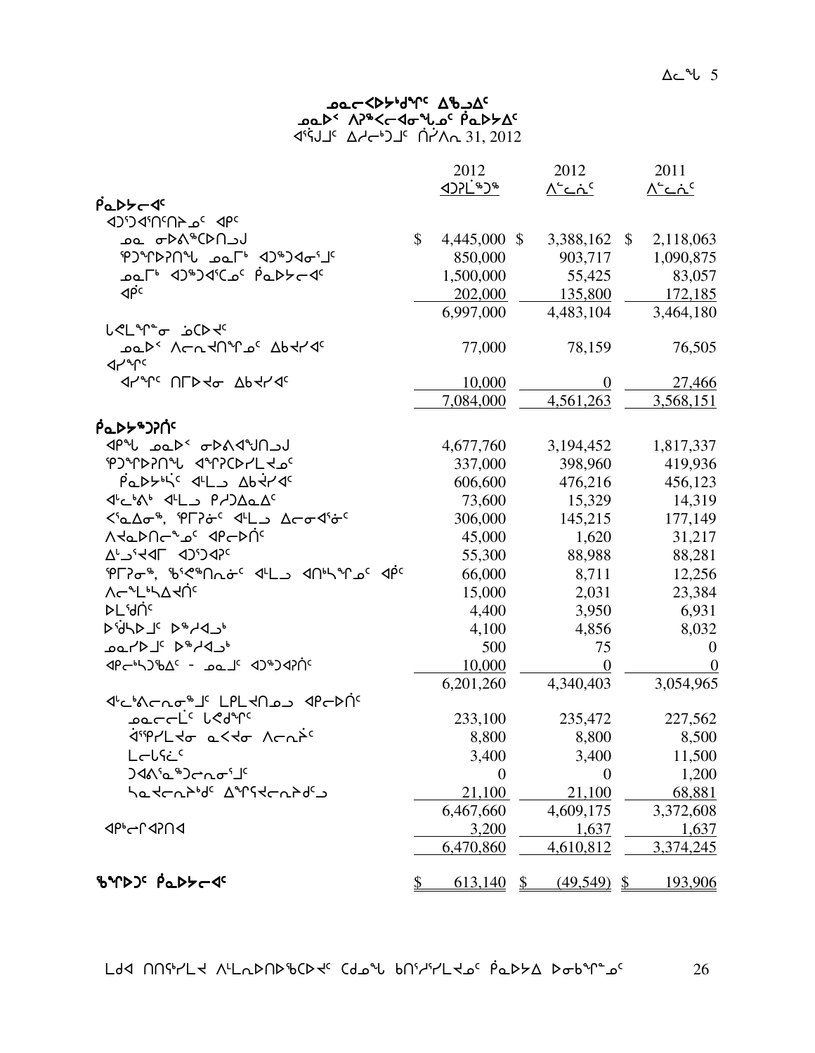## ᓄᓇᓕᐅᕈᓯᒃᑯᖏᑦ ᐃᖃᓗᐃᑦ
## ᓄᓇᐅᑉ ᐱᕈᕝᕙᓕᐊᓂᖓᓄᑦ ᑮᓇᐅᔭᐃᑦ
ᐊᕐᕌᒍᑦ ᐃᓱᓕᒃᑐᑦ ᑎᓯᐱᕆ 31, 2012

| | 2012 ᐊᑐᕐᓗᒍ | 2012 ᐱᓕᕆᓂᑦ | 2011 ᐱᓕᕆᓂᑦ |
|---|---|---|---|
| **ᑮᓇᐅᔭᓕᐊᑦ** | | | |
| ᐊᑐᐊᑎᑦᑎᔨᓄᑦ ᐊᑭᑦ | | | |
| ᓄᓇ ᓂᐅᕕᖅᑕᐅᑎᓗᒍ | $ 4,445,000 | $ 3,388,162 | $ 2,118,063 |
| ᕿᑐᕐᖓᕐᑎᖓ ᓄᓇᒥᒃ ᐊᑐᖅᑐᐊᓂᕐᒧᑦ | 850,000 | 903,717 | 1,090,875 |
| ᓄᓇᒥᒃ ᐊᑐᖅᑐᐊᑦᑕᓄᑦ ᑮᓇᐅᔭᓕᐊᑦ | 1,500,000 | 55,425 | 83,057 |
| ᐊᑮᑦ | 202,000 | 135,800 | 172,185 |
| | 6,997,000 | 4,483,104 | 3,464,180 |
| ᒐᕙᒪᖏᓐᓂ ᓅᑕᐅᔪᑦ | | | |
| ᓄᓇᐅᑉ ᐱᓕᕆᔪᑎᖏᓐᓄᑦ ᐃᑲᔪᓯᐊᑦ | 77,000 | 78,159 | 76,505 |
| ᐊᓯᖏᑦ | | | |
| ᐊᓯᖏᑦ ᑎᒥᐅᔪᓂ ᐃᑲᔪᓯᐊᑦ | 10,000 | 0 | 27,466 |
| | 7,084,000 | 4,561,263 | 3,568,151 |
| **ᑮᓇᐅᔭᖅᑐᕈᑎᑦ** | | | |
| ᐊᑭᖓ ᓄᓇᐅᑉ ᓂᐅᕕᐊᕐᒍᑎᓗᒍ | 4,677,760 | 3,194,452 | 1,817,337 |
| ᕿᑐᕐᖓᕐᑎᖓ ᐊᖏᕈᑕᐅᓯᒪᔪᓄᑦ | 337,000 | 398,960 | 419,936 |
| ᑮᓇᐅᔮᕆᓪᓚᑦ ᐊᒻᒪᓗ ᐃᑲᔫᓯᐊᑦ | 606,600 | 476,216 | 456,123 |
| ᐊᓪᓚᕕᒃ ᐊᒻᒪᓗ ᑭᓯᑐᐃᓇᐃᑦ | 73,600 | 15,329 | 14,319 |
| ᐸᕐᓇᐃᓂᖅ, ᕿᒥᕈᓃᑦ ᐊᒻᒪᓗ ᐃᓕᓂᐊᕐᓃᑦ | 306,000 | 145,215 | 177,149 |
| ᐱᔭᓇᐅᑎᓕᖓᓄᑦ ᐊᑭᓕᐅᑎᑦ | 45,000 | 1,620 | 31,217 |
| ᐃᒡᓗᕐᔪᐊᒥ ᐊᑐᕐᑐᐊᕈᑦ | 55,300 | 88,988 | 88,281 |
| ᕿᒥᕈᓂᖅ, ᖃᕐᕙᖅᑎᕆᓃᑦ ᐊᒻᒪᓗ ᐊᑎᒃᓴᖏᓄᑦ ᐊᑮᑦ | 66,000 | 8,711 | 12,256 |
| ᐱᓕᖕᒪᒃᓴᐃᔪᑎᑦ | 15,000 | 2,031 | 23,384 |
| ᐅᒪᕐᑯᑎᑦ | 4,400 | 3,950 | 6,931 |
| ᐅᕐᑰᓴᐅᒧᑦ ᐅᖅᓱᐊᓗᒃ | 4,100 | 4,856 | 8,032 |
| ᓄᓇᓯᐅᒧᑦ ᐅᖅᓱᐊᓗᒃ | 500 | 75 | 0 |
| ᐊᑭᓪᓴᑐᖃᐃᑦ - ᓄᓇᒧᑦ ᐊᑐᖅᑐᐊᕈᑎᑦ | 10,000 | 0 | 0 |
| | 6,201,260 | 4,340,403 | 3,054,965 |
| ᐊᓪᓚᕕᓕᕆᓂᖅᒧᑦ ᒪᑭᒪᔪᑎᓄᓗ ᐊᑭᓕᐅᑎᑦ | | | |
| ᓄᓇᓕᓕᒫᑦ ᒐᕙᒃᑯᖏᑦ | 233,100 | 235,472 | 227,562 |
| ᐋᖅᑭᓯᒪᔪᓂ ᓇᐸᔪᓂ ᐱᓕᕆᕝᕕᑦ | 8,800 | 8,800 | 8,500 |
| ᒪᓕᒐᓴᓛᑦ | 3,400 | 3,400 | 11,500 |
| ᑐᐊᕕᕐᓇᖅᑐᓕᕆᓂᕐᒧᑦ | 0 | 0 | 1,200 |
| ᓴᓇᔪᓕᕆᒃᑯᑦ ᐃᖏᕐᕋᔪᓕᕆᒃᑯᑦ | 21,100 | 21,100 | 68,881 |
| | 6,467,660 | 4,609,175 | 3,372,608 |
| ᐊᑭᒃᓕᐊᕈᑎᐊ | 3,200 | 1,637 | 1,637 |
| | 6,470,860 | 4,610,812 | 3,374,245 |
| **ᖃᖏᐅᑦ ᑮᓇᐅᔭᓕᐊᑦ** | $ 613,140 | $ (49,549) | $ 193,906 |

ᒪᑯᐊ ᑎᑎᕋᖅᓯᒪᔪ ᐱᒻᒪᕆᐅᑎᐅᖃᑕᐅᔪᑦ ᑕᒪᓐᓇ ᑲᑎᖅᓱᖅᓯᒪᔪᓄᑦ ᑮᓇᐅᔭᐃ ᐅᓂᒃᑳᖏᓐᓄᑦ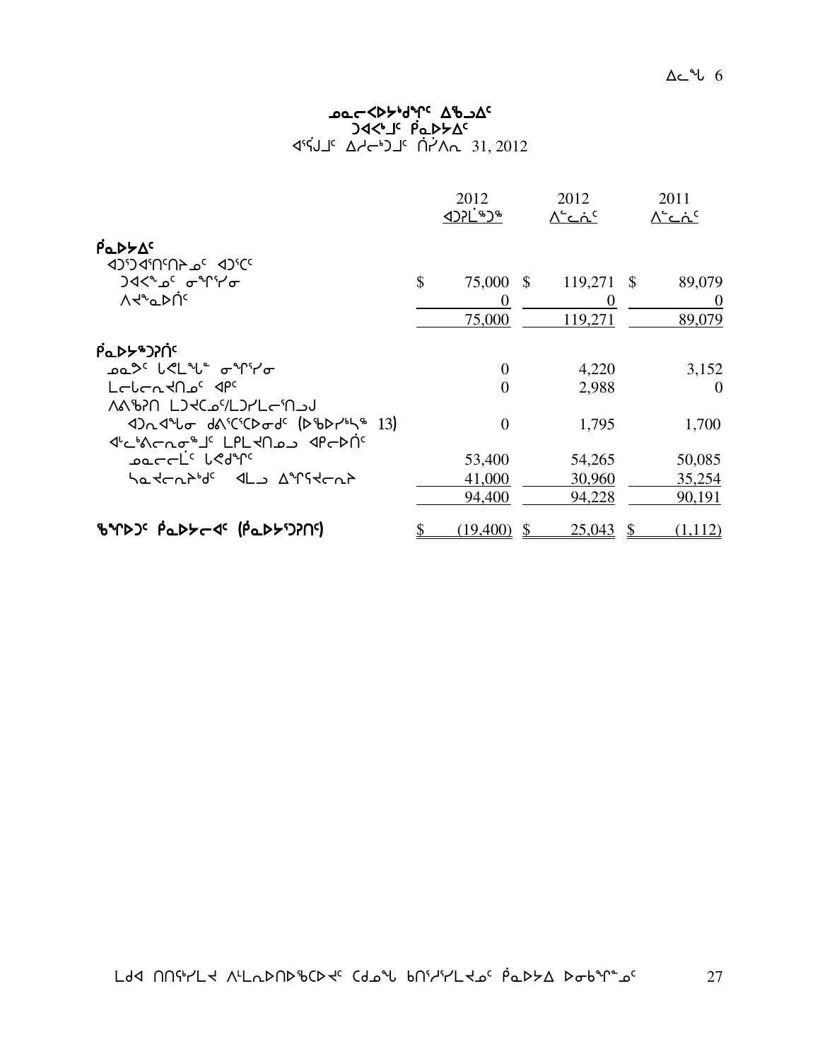### ᓄᓇᓕᐸᐅᓯᒃᑯᖏᑦ ᐃᖃᓗᐃᑦ
### ᑐᐊᐸᒨᑦ ᑮᓇᐅᔭᐃᑦ
ᐊᕐᕌᒍᒧᑦ ᐃᓱᓕᒃᑐᒧᑦ ᑎᓯᐱᕆ 31, 2012

| | 2012 ᐊᑐᕈᒫᖅᑐᖅ | | 2012 ᐱᓪᓚᕆᑦ | | 2011 ᐱᓪᓚᕆᑦ |
|---|---|---|---|---|---|
| **ᑮᓇᐅᔭᐃᑦ** | | | | | |
| ᐊᑐᕐᑐᐊᕐᑎᑦᑎᔾᔪᑎᓄᑦ ᐊᑐᕐᑕᑦ | | | | | |
| ᑐᐊᕙᓄᑦ ᓂᕆᐅᕐᓯᓂ | $ | 75,000 | $ 119,271 | $ | 89,079 |
| ᐱᔪᓐᓇᐅᑎᑦ | | 0 | 0 | | 0 |
| | | 75,000 | 119,271 | | 89,079 |
| **ᑮᓇᐅᔭᖅᑐᕈᑎᑦ** | | | | | |
| ᓄᓇᕗᑦ ᑲᕙᒪᖓᓐ ᓂᕆᐅᕐᓯᓂ | | 0 | 4,220 | | 3,152 |
| ᒪᓕᒐᓕᕆᔩᑎᓄᑦ ᐊᑭᑦ | | 0 | 2,988 | | 0 |
| ᐱᙳᖅᓯᑎ ᒪᑐᐃᑕᓄᑦ/ᒪᑐᓯᒪᓕᕐᑎᓗᒍ | | | | | |
| ᐊᑐᓇᐊᖓᓂ ᑯᐱᕐᑕᕐᑕᐅᓂᖁᑦ (ᐅᖃᐅᓯᖅᓴᖅ 13) | | 0 | 1,795 | | 1,700 |
| ᐊᓪᓚᒃᐱᓕᕆᓂᖅᒧᑦ ᒪᑭᒪᔩᑎᓄᓗ ᐊᑭᓕᐅᑎᑦ | | | | | |
| ᓄᓇᓕᓕᒫᑦ ᑲᕙᒃᑯᖏᑦ | | 53,400 | 54,265 | | 50,085 |
| ᓴᓇᔩᓕᕆᔨᒃᑯᑦ ᐊᒻᒪᓗ ᐃᖏᕋᔩᓕᕆᔨ | | 41,000 | 30,960 | | 35,254 |
| | | 94,400 | 94,228 | | 90,191 |
| **ᖃᖏᐅᑐᑦ ᑮᓇᐅᔭᓕᐊᑦ (ᑮᓇᐅᔭᕐᑐᕈᑎᑦ)** | $ | (19,400) | $ 25,043 | $ | (1,112) |

ᒪᑯᐊ ᑎᑎᕋᖅᓯᒪᔪ ᐱᒻᒪᕆᐅᑎᐅᖃᖅᑕᐅᔪᑦ ᑕᑯᓐᖓ ᑲᑎᕐᓱᕐᓯᒪᔪᓄᑦ ᑮᓇᐅᔭ ᐅᓂᑲᖏᓐᓄᑦ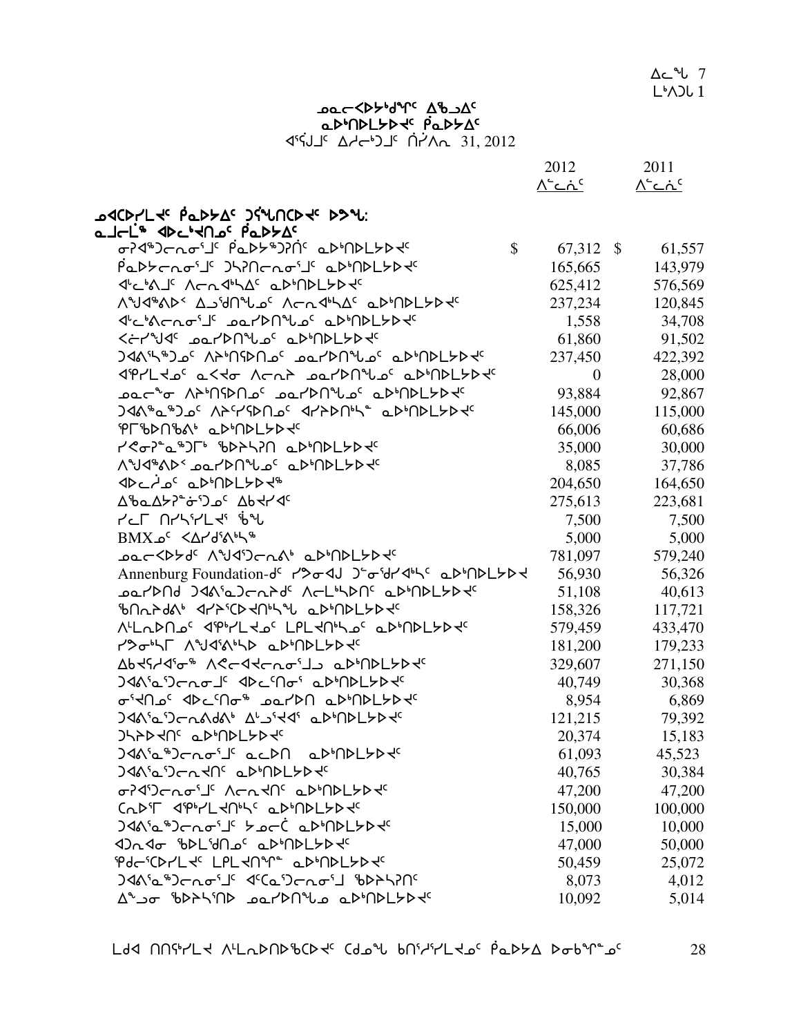ᐃᓚᖓ 7
ᒫᐱᕈᑕ 1

## ᓄᓇᓕᖃᐅᕐᓂᕐᒥᑦ ᐃᖅᑲᓇᐃᔭᕐᓂᐅᔪᓂᒃ
## ᓇᐅᑦᑎᖁᔭᐅᓂᕐᒥᒃ ᑮᓇᐅᔭᕐᓂᒃ

ᐊᕐᕌᒍᖅ ᐃᓱᓕᕝᕕᖓ ᑎᓯᐱᕆ 31, 2012

| | 2012 ᐱᓕᕆᐊᖑᓪᓗᑎᒃ | 2011 ᐱᓕᕆᐊᖑᓪᓗᑎᒃ |
|---|---|---|
| **ᓄᐊᑕᐅᓯᒪᔪᑦ ᑮᓇᐅᔭᐃᑦ ᑐᕌᖓᑎᑕᐅᔪᑦ ᐅᑯᓂᖓ:** | | |
| **ᓇᒧᓕᒫᖅ ᐊᐅᓚᑦᑎᓂᑦ ᑮᓇᐅᔭᐃᑦ** | | |
| ᓂᕿᐊᕐᓗᓕᕆᓂᕐᒧᑦ ᑮᓇᐅᔭᖅᑐᕐᑎᑦ ᓇᐅᑦᑎᖁᔭᐅᔪᑦ | $ 67,312 | $ 61,557 |
| ᑮᓇᐅᔭᓕᕆᓂᕐᒧᑦ ᑐᓴᕐᑎᓕᕆᓂᕐᒧᑦ ᓇᐅᑦᑎᖁᔭᐅᔪᑦ | 165,665 | 143,979 |
| ᐊᓪᓚᒃᐱᒧᑦ ᐱᓕᕆᐊᕐᓯᐃᑦ ᓇᐅᑦᑎᖁᔭᐅᔪᑦ | 625,412 | 576,569 |
| ᐱᖑᐊᖅᐱᐅᑉ ᐃᓗᕐᑎᖕᒍᓂᑦ ᐱᓕᕆᐊᕐᓯᐃᑦ ᓇᐅᑦᑎᖁᔭᐅᔪᑦ | 237,234 | 120,845 |
| ᐊᓪᓚᒃᐱᓕᕆᓂᕐᒧᑦ ᓄᓇᓯᐅᑎᖕᒍᓂᑦ ᓇᐅᑦᑎᖁᔭᐅᔪᑦ | 1,558 | 34,708 |
| ᐸᓖᓯᖑᐊᑦ ᓄᓇᓯᐅᑎᖕᒍᓂᑦ ᓇᐅᑦᑎᖁᔭᐅᔪᑦ | 61,860 | 91,502 |
| ᑐᐊᕕᕐᕆᖅᑐᓂᑦ ᐱᔾᔪᑎᖃᐅᑎᓂᑦ ᓄᓇᓯᐅᑎᖕᒍᓂᑦ ᓇᐅᑦᑎᖁᔭᐅᔪᑦ | 237,450 | 422,392 |
| ᐊᕿᓯᒪᔪᓂᑦ ᓇᐸᔪᓂ ᐱᓕᕆᔨ ᓄᓇᓯᐅᑎᖕᒍᓂᑦ ᓇᐅᑦᑎᖁᔭᐅᔪᑦ | 0 | 28,000 |
| ᓄᓇᓕᖕᓂ ᐱᔾᔪᑎᖃᐅᑎᓂᑦ ᓄᓇᓯᐅᑎᖕᒍᓂᑦ ᓇᐅᑦᑎᖁᔭᐅᔪᑦ | 93,884 | 92,867 |
| ᑐᐊᕕᖅᓇᖅᑐᓂᑦ ᐱᔾᔪᓯᐅᑎᓂᑦ ᐊᓯᔾᔨᐅᑎᒃᓴᖅ ᓇᐅᑦᑎᖁᔭᐅᔪᑦ | 145,000 | 115,000 |
| ᕿᒥᒃᑯᑎᖃᕕᒃ ᓇᐅᑦᑎᖁᔭᐅᔪᑦ | 66,006 | 60,686 |
| ᓯᕗᓂᕆᓐᓇᖅᑐᒥᒃ ᖃᐅᔨᓴᕈᑎ ᓇᐅᑦᑎᖁᔭᐅᔪᑦ | 35,000 | 30,000 |
| ᐱᖑᐊᖅᐱᐅᑉ ᓄᓇᓯᐅᑎᖕᒍᓂᑦ ᓇᐅᑦᑎᖁᔭᐅᔪᑦ | 8,085 | 37,786 |
| ᐊᐅᓚᔩᓄᑦ ᓇᐅᑦᑎᖁᔭᐅᔪᖅ | 204,650 | 164,650 |
| ᐃᖃᓇᐃᔭᕈᓐᓀᕐᓗᓂᑦ ᐃᑲᔪᓯᐊᑦ | 275,613 | 223,681 |
| ᓯᓚᒥ ᑎᓯᕋᓯᒪᔪᕐ ᑳᖓ | 7,500 | 7,500 |
| BMXᓄᑦ ᐸᐃᓯᑯᕕᒃᓴᖅ | 5,000 | 5,000 |
| ᓄᓇᓕᐸᔭᑯᑦ ᐱᖑᐊᕐᑐᓕᕆᕕᒃ ᓇᐅᑦᑎᖁᔭᐅᔪᑦ | 781,097 | 579,240 |
| Annenburg Foundation-ᑯᑦ ᓯᕗᓂᐊᒍ ᑐᓂᕐᑯᔨᐊᒃᓴᑦ ᓇᐅᑦᑎᖁᔭᐅᔪᐊ | 56,930 | 56,326 |
| ᓄᓇᓯᐅᑎᑯ ᑐᐊᕕᕐᓇᑐᓕᕆᔨᑯᑦ ᐱᓕᒪᒃᓴᐅᑎᑦ ᓇᐅᑦᑎᖁᔭᐅᔪᑦ | 51,108 | 40,613 |
| ᖃᑎᕆᔨᑯᕕᒃ ᐊᓯᔾᔨᕐᑕᐅᔪᑎᒃᓴᖓ ᓇᐅᑦᑎᖁᔭᐅᔪᑦ | 158,326 | 117,721 |
| ᐱᒻᒪᕆᐅᑎᓄᑦ ᐊᕿᒃᓯᒪᔪᓄᑦ ᒪᑭᒪᔪᑎᒃᓴᓄᑦ ᓇᐅᑦᑎᖁᔭᐅᔪᑦ | 579,459 | 433,470 |
| ᓯᕗᓂᒃᓴᒥ ᐱᖑᐊᕐᕕᒃᓴᐅ ᓇᐅᑦᑎᖁᔭᐅᔪᑦ | 181,200 | 179,233 |
| ᐃᑲᔪᕐᓯᐊᕐᓂᖅ ᐱᕙᓪᓕᐊᔪᓕᕆᓂᕐᒧᓗ ᓇᐅᑦᑎᖁᔭᐅᔪᑦ | 329,607 | 271,150 |
| ᑐᐊᕕᕐᓇᕐᑐᓕᕆᓂᕐᒧᑦ ᐊᐅᓚᑦᑎᓂᕐ ᓇᐅᑦᑎᖁᔭᐅᔪᑦ | 40,749 | 30,368 |
| ᓂᕐᔪᑎᓄᑦ ᐊᐅᓚᑦᑎᓂᖅ ᓄᓇᓯᐅᑎ ᓇᐅᑦᑎᖁᔭᐅᔪᑦ | 8,954 | 6,869 |
| ᑐᐊᕕᕐᓇᕐᑐᓕᕆᕕᒃᑯᕕᒃ ᐃᒡᓗᕐᔪᐊᕐ ᓇᐅᑦᑎᖁᔭᐅᔪᑦ | 121,215 | 79,392 |
| ᑐᓴᐅᔪᑎᑦ ᓇᐅᑦᑎᖁᔭᐅᔪᑦ | 20,374 | 15,183 |
| ᑐᐊᕕᕐᓇᖅᑐᓕᕆᓂᕐᒧᑦ ᓇᓚᐅᑎ ᓇᐅᑦᑎᖁᔭᐅᔪᑦ | 61,093 | 45,523 |
| ᑐᐊᕕᕐᓇᕐᑐᓕᔪᑎᑦ ᓇᐅᑦᑎᖁᔭᐅᔪᑦ | 40,765 | 30,384 |
| ᓂᕿᐊᕐᑐᓕᕆᓂᕐᒧᑦ ᐱᓕᕆᔪᑎᑦ ᓇᐅᑦᑎᖁᔭᐅᔪᑦ | 47,200 | 47,200 |
| ᑕᕆᐅᕐᒥ ᐊᕿᒃᓯᒪᔪᑎᒃᓴᑦ ᓇᐅᑦᑎᖁᔭᐅᔪᑦ | 150,000 | 100,000 |
| ᑐᐊᕕᕐᓇᖅᑐᓕᕆᓂᕐᒧᑦ ᔭᓄᓕᑖ ᓇᐅᑦᑎᖁᔭᐅᔪᑦ | 15,000 | 10,000 |
| ᐋᑐᓇᐊᓂ ᖃᐅᒪᕐᑯᑎᓄᑦ ᓇᐅᑦᑎᖁᔭᐅᔪᑦ | 47,000 | 50,000 |
| ᕿᑯᓕᕐᑕᐅᓯᒪᔪᑦ ᒪᑭᒪᔪᑎᒃᓴᖅ ᓇᐅᑦᑎᖁᔭᐅᔪᑦ | 50,459 | 25,072 |
| ᑐᐊᕕᕐᓇᖅᑐᓕᕆᓂᕐᒧᑦ ᐊᑦᑕᕐᓇᕐᑐᓕᕆᓂᕐᒧ ᖃᐅᔨᓴᕐᑎᑦ | 8,073 | 4,012 |
| ᐃᖅᑯᓂ ᖃᐅᔨᓴᕐᑎᐅ ᓄᓇᓯᐅᑎᖕᒍᓄ ᓇᐅᑦᑎᖁᔭᐅᔪᑦ | 10,092 | 5,014 |

ᒪᑯᐊ ᑎᑎᕋᖅᓯᒪᔪᐊ ᐱᒻᒪᕆᐅᑎᐅᕙᒃᑕᐅᔪᑦ ᑕᑯᓇᖓ ᑲᑎᕐᓱᕐᓯᒪᔪᓄᑦ ᑮᓇᐅᔭᐃ ᐅᓂᑲᖕᖑᓄᑦ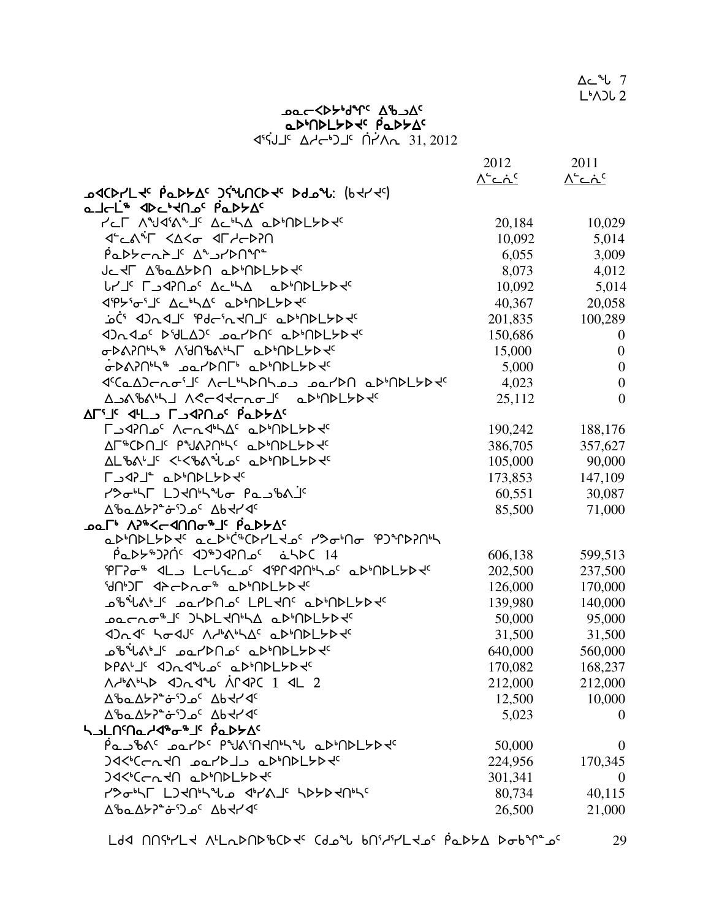ᐃᓚᖓ 7
ᒪᒃᐱᑐᖓ 2

## ᓄᓇᓕᐊᐅᓯᒃᑯᖏᑦ ᐃᖅᑲᐃᑦ
## ᓇᐅᒃᑎᐅᒪᔪᐊᑦ ᑮᓇᐅᔭᐃᑦ
ᐊᕐᕌᒍᑦ ᐃᓱᓕᒃᑐᒥᑦ ᑎᓯᐱᕆ 31, 2012

| | 2012 ᐱᓚᓃᑦ | 2011 ᐱᓚᓃᑦ |
|---|---|---|
| **ᓄᐊᑕᐅᓯᒪᔪᐊᑦ ᑮᓇᐅᔭᐃᑦ ᑐᕌᖓᑎᑕᐅᔪᐊᑦ ᐅᑯᓄᖓ: (ᑲᔪᓯᔪᑦ)** | | |
| **ᓇᒧᓕᒫᖅ ᐊᐅᓚᒃᔪᐊᑎᓄᑦ ᑮᓇᐅᔭᐃᑦ** | | |
| ᓯᓚᒥ ᐱᖑᐊᕐᕕᖕᒧᑦ ᐃᓚᒃᓴᐃ ᓇᐅᒃᑎᐅᒪᔪᐊᑦ | 20,184 | 10,029 |
| ᐊᓪᓚᕖᒥ ᐸᐃᐸᓂ ᐊᒥᓱᓕᐅᕈᑎ | 10,092 | 5,014 |
| ᑮᓇᐅᔭᓕᕆᔨᒧᑦ ᐃᓐᓗᓯᐅᑎᖏᓐ | 6,055 | 3,009 |
| ᒍᓕᔪᒥ ᐃᖃᓇᐃᔭᐅᑎ ᓇᐅᒃᑎᐅᒪᔪᐊᑦ | 8,073 | 4,012 |
| ᒐᓯᒧᑦ ᒥᓗᐊᕈᑎᓄᑦ ᐃᓚᒃᓴᐃ ᓇᐅᒃᑎᐅᒪᔪᐊᑦ | 10,092 | 5,014 |
| ᐊᕿᔭᕐᓂᕐᒧᑦ ᐃᓚᒃᓴᐃᑦ ᓇᐅᒃᑎᐅᒪᔪᐊᑦ | 40,367 | 20,058 |
| ᓅᑖᕐ ᐊᑐᕆᐊᒧᑦ ᕿᑯᓕᕐᕆᐊᑎᒧᑦ ᓇᐅᒃᑎᐅᒪᔪᐊᑦ | 201,835 | 100,289 |
| ᐊᑐᕆᐊᓄᑦ ᐅᖁᒪᐃᑐᑦ ᓄᓇᓯᐅᑎᑦ ᓇᐅᒃᑎᐅᒪᔪᐊᑦ | 150,686 | 0 |
| ᓂᐅᕕᕈᑎᒃᓴᖅ ᐱᖁᑎᖃᕕᒃᓴᒥ ᓇᐅᒃᑎᐅᒪᔪᐊᑦ | 15,000 | 0 |
| ᓃᐅᕕᕈᑎᒃᓴᖅ ᓄᓇᓯᐅᑎᒥᒃ ᓇᐅᒃᑎᐅᒪᔪᐊᑦ | 5,000 | 0 |
| ᐊᑦᑕᓇᐃᑐᓕᕆᓂᕐᒧᑦ ᐱᓕᒪᒃᓴᐅᑎᒃᓴᓄᓗ ᓄᓇᓯᐅᑎ ᓇᐅᒃᑎᐅᒪᔪᐊᑦ | 4,023 | 0 |
| ᐃᓗᕕᖃᕕᒃᓴᒧ ᐱᕙᓕᐊᔪᓕᕆᓂᒧᑦ ᓇᐅᒃᑎᐅᒪᔪᐊᑦ | 25,112 | 0 |
| **ᐃᒥᕐᒧᑦ ᐊᒻᒪᓗ ᒥᕈᐊᕈᑎᓄᑦ ᑮᓇᐅᔭᐃᑦ** | | |
| ᒥᕈᐊᕈᑎᓄᑦ ᐱᓕᕆᐊᒃᓴᐃᑦ ᓇᐅᒃᑎᐅᒪᔪᐊᑦ | 190,242 | 188,176 |
| ᐃᒥᖅᑕᐅᑎᒧᑦ ᑭᖑᕕᕈᑎᒃᓴᑦ ᓇᐅᒃᑎᐅᒪᔪᐊᑦ | 386,705 | 357,627 |
| ᐃᒪᖃᕕᒡᒧᑦ ᐸᓪᐸᖃᕕᖕᖓᓄᑦ ᓇᐅᒃᑎᐅᒪᔪᐊᑦ | 105,000 | 90,000 |
| ᒥᕈᐊᕈᒧᑦ ᓇᐅᒃᑎᐅᒪᔪᐊᑦ | 173,853 | 147,109 |
| ᓯᕗᓂᒃᓴᒥ ᒪᑐᐊᑎᒃᓴᖓᓂ ᑭᓇᓗᖃᕕᒨᑦ | 60,551 | 30,087 |
| ᐃᖃᓇᐃᔭᕈᓐᓃᕐᑐᓄᑦ ᐃᑲᔪᓯᐊᑦ | 85,500 | 71,000 |
| **ᓄᓇᒥᒃ ᐱᕈᖅᐸᓪᓕᐊᑎᑎᓂᖅᒧᑦ ᑮᓇᐅᔭᐃᑦ** | | |
| ᓇᐅᒃᑎᐅᒪᔪᐊᑦ ᓇᓚᐅᒃᑖᖅᑕᐅᓯᒪᓕᐊᓄᑦ ᓯᕗᓂᒃᑎᓂ ᕿᑐᕐᖏᐅᕈᑎᒃᓴ | | |
| ᑮᓇᐅᔭᖅᑐᕈᑎᑦ ᐊᑐᖅᑐᐊᕈᑎᓄᑦ ᓈᓴᐅᑕ 14 | 606,138 | 599,513 |
| ᕿᒥᕈᓂᖅ ᐊᒻᒪ ᒪᓕᒃᓴᓕᓄᑦ ᐊᕿᒋᐊᕈᑎᒃᓴᓄᑦ ᓇᐅᒃᑎᐅᒪᔪᐊᑦ | 202,500 | 237,500 |
| ᖁᑎᒃᑐᒥ ᐊᕉᓕᐅᕆᓂᖅ ᓇᐅᒃᑎᐅᒪᔪᐊᑦ | 126,000 | 170,000 |
| ᓄᖅᑲᖕᕕᒃᒧᑦ ᓄᓇᓯᐅᑎᓄᑦ ᒪᒥᓚᐊᑎᑦ ᓇᐅᒃᑎᐅᒪᔪᐊᑦ | 139,980 | 140,000 |
| ᓄᓇᓕᓐᓂᖅᒧᑦ ᑐᓴᐅᒪᔪᐊᑎᒃᓴᐃ ᓇᐅᒃᑎᐅᒪᔪᐊᑦ | 50,000 | 95,000 |
| ᐊᑐᕆᐊᑦ ᓴᓂᐊᒍᑦ ᐱᓱᒃᕕᒃᓴᐃᑦ ᓇᐅᒃᑎᐅᒪᔪᐊᑦ | 31,500 | 31,500 |
| ᓄᖅᑲᖕᕕᒃᒧᑦ ᓄᓇᓯᐅᑎᓄᑦ ᓇᐅᒃᑎᐅᒪᔪᐊᑦ | 640,000 | 560,000 |
| ᐅᑭᕕᒡᒧᑦ ᐊᑐᕆᐊᖑᓄᑦ ᓇᐅᒃᑎᐅᒪᔪᐊᑦ | 170,082 | 168,237 |
| ᐱᓱᒃᕕᒃᓴᐅ ᐊᑐᕆᐊᖑ ᐋᒥᐊᕈᑕ 1 ᐊᒻ 2 | 212,000 | 212,000 |
| ᐃᖃᓇᐃᔭᕈᓐᓃᕐᑐᓄᑦ ᐃᑲᔪᓯᐊᑦ | 12,500 | 10,000 |
| ᐃᖃᓇᐃᔭᕈᓐᓃᕐᑐᓄᑦ ᐃᑲᔪᓯᐊᑦ | 5,023 | 0 |
| **ᓴᓗᒪᑎᕐᑎᓇᓱᐊᖅᓂᖅᒧᑦ ᑮᓇᐅᔭᐃᑦ** | | |
| ᑮᓇᓗᖃᕕᑦ ᓄᓇᓯᐅᑦ ᑭᖑᕕᕐᑎᐊᑎᒃᓴᖑ ᓇᐅᒃᑎᐅᒪᔪᐊᑦ | 50,000 | 0 |
| ᑐᐊᐸᒃᑖᓕᕆᐊᑎ ᓄᓇᓯᐅᒧᓗ ᓇᐅᒃᑎᐅᒪᔪᐊᑦ | 224,956 | 170,345 |
| ᑐᐊᐸᒃᑖᓕᕆᐊᑎ ᓇᐅᒃᑎᐅᒪᔪᐊᑦ | 301,341 | 0 |
| ᓯᕗᓂᒃᓴᒥ ᒪᑐᐊᑎᒃᓴᖑᓗ ᐊᒃᓯᕕᒧᑦ ᓴᐅᔭᐅᐊᑎᒃᓴᑦ | 80,734 | 40,115 |
| ᐃᖃᓇᐃᔭᕈᓐᓃᕐᑐᓄᑦ ᐃᑲᔪᓯᐊᑦ | 26,500 | 21,000 |

ᒪᑯᐊ ᑎᑎᕋᒃᓯᒪᔪᐊ ᐱᒻᒪᕆᐅᑎᐅᖃᑕᐅᔪᐊᑦ ᑕᑯᓇᖓ ᑲᑎᕐᓱᕐᓯᒪᔪᓄᑦ ᑮᓇᐅᔭᐃ ᐅᓂᑲᖏᓐᓄᑦ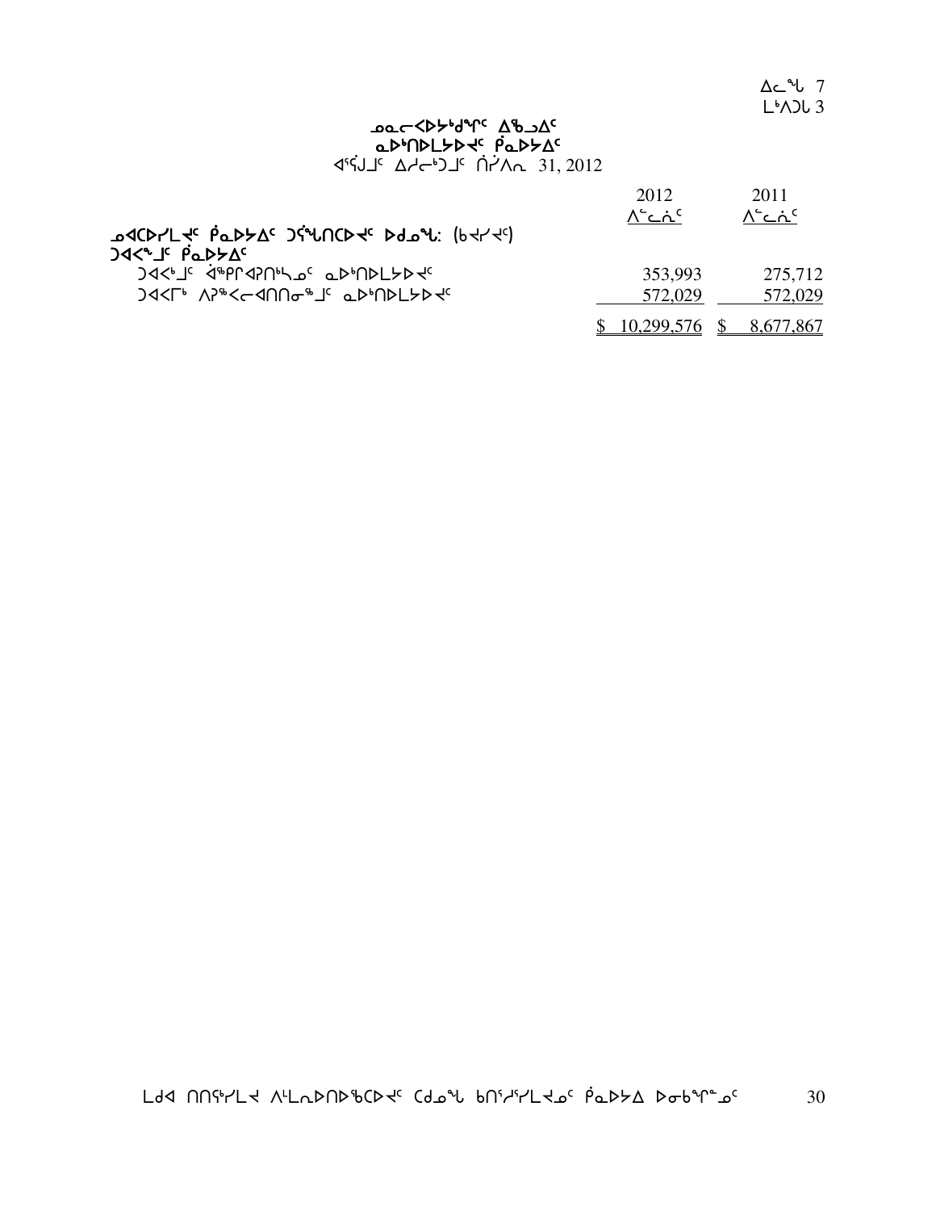ᐃᓚᖓ 7
ᒪᒃᐱᑐᑲ 3

## ᓄᓇᓕᐸᐅᓯᒃᑯᖏᑦ ᐃᖃᓗᐃᑦ
## ᓇᐅᒃᑎᐅᒪᔭᐅᔪᑦ ᑮᓇᐅᔭᐃᑦ
ᐊᕐᕌᒍᒧᑦ ᐃᓱᓕᒃᑐᒧᑦ ᑎᓯᐱᕆ 31, 2012

| | 2012 ᐱᓪᓚᕆᑦ | 2011 ᐱᓪᓚᕆᑦ |
|---|---|---|
| **ᓄᐊᑕᐅᓯᒪᔪᑦ ᑮᓇᐅᔭᐃᑦ ᑐᕌᖓᑎᑕᐅᔪᑦ ᐅᑯᓄᖓ: (ᑲᔪᓯᔪᑦ)** | | |
| **ᑐᐊᕙᖕᒧᑦ ᑮᓇᐅᔭᐃᑦ** | | |
| ᑐᐊᕙᒃᒧᑦ ᐋᖅᑭᐊᕈᑎᒃᓴᓄᑦ ᓇᐅᒃᑎᐅᒪᔭᐅᔪᑦ | 353,993 | 275,712 |
| ᑐᐊᕙᒥᒃ ᐱᕈᖅᐸᓕᐊᑎᑎᓂᕐᒧᑦ ᓇᐅᒃᑎᐅᒪᔭᐅᔪᑦ | 572,029 | 572,029 |
| | $ 10,299,576 | $ 8,677,867 |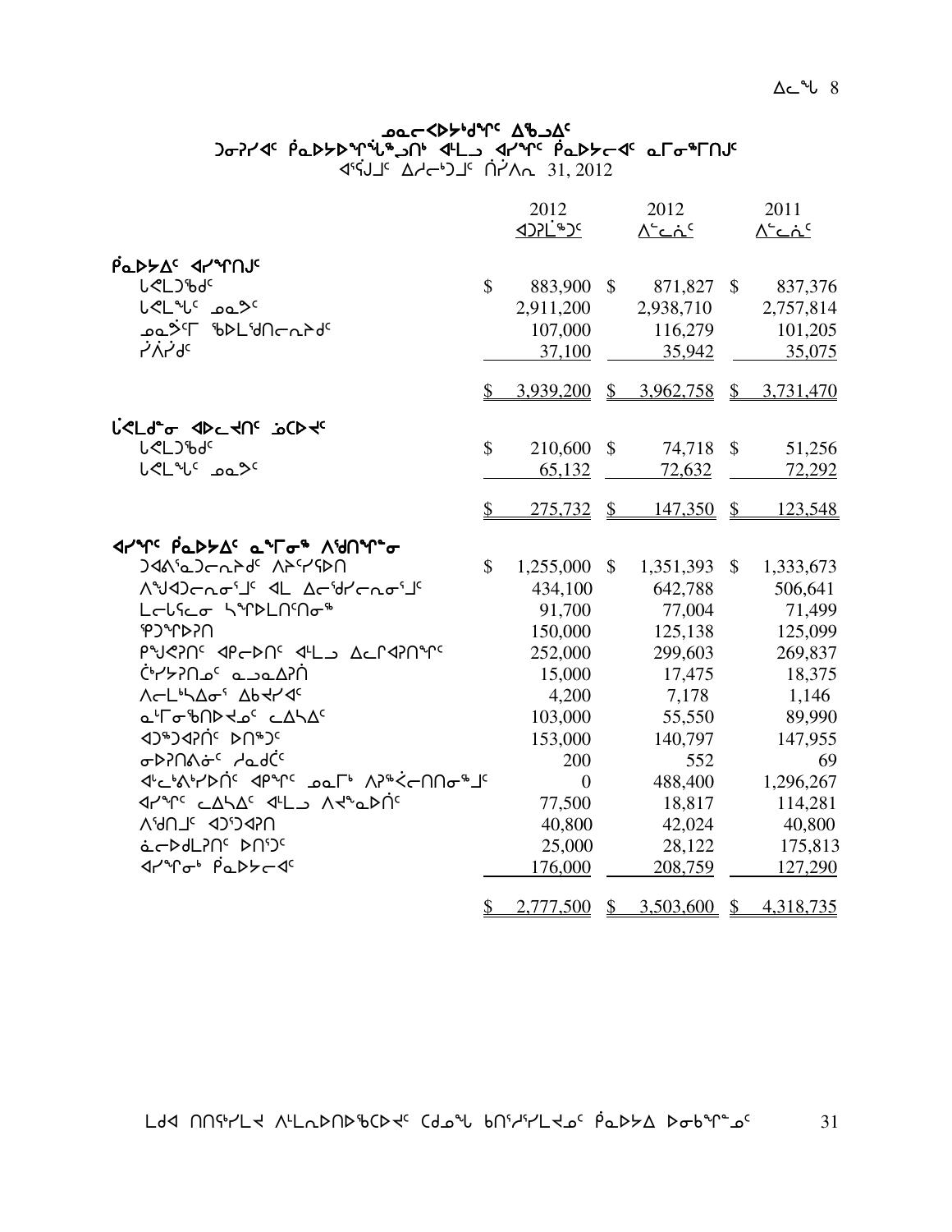# ᓄᓇᓕᐸᐅᔾᔪᑎᖏᑦ ᐃᖅᑲᐃᑦ
## ᑐᓂᓯᔪᑦ ᕿᓇᐅᔭᐅᔪᖁᑎᖓᓂᒃ ᐊᒻᒪᓗ ᐊᓯᖏᑦ ᕿᓇᐅᔭᓕᐊᑦ ᓇᒥᓂᖏᑎᒍᑦ
ᐊᕐᕌᒍᑦ ᐃᓱᓕᒃᑐᒍᑦ ᒫᔾᔨ 31, 2012

| | 2012 ᐊᑐᕐᒪᖔᑦ | 2012 ᐱᓕᕆᓂᑦ | 2011 ᐱᓕᕆᓂᑦ |
|---|---|---|---|
| **ᕿᓇᐅᔭᐃᑦ ᐊᓯᖏᑎᒍᑦ** | | | |
| ᒐᕙᒪᑯᑦ | $ 883,900 | $ 871,827 | $ 837,376 |
| ᒐᕙᒪᖓᑦ ᓄᓇᕗᑦ | 2,911,200 | 2,938,710 | 2,757,814 |
| ᓄᓇᕗᒥ ᖃᐅᒪᑦᑎᓕᕆᔨᑦ | 107,000 | 116,279 | 101,205 |
| ᓯᐲᓯᑦ | 37,100 | 35,942 | 35,075 |
| | $ 3,939,200 | $ 3,962,758 | $ 3,731,470 |
| **ᒐᕙᒪᑯᓐᓂ ᐊᐅᓚᔪᑎᑦ ᓈᓚᐅᔪᑦ** | | | |
| ᒐᕙᒪᑯᑦ | $ 210,600 | $ 74,718 | $ 51,256 |
| ᒐᕙᒪᖓᑦ ᓄᓇᕗᑦ | 65,132 | 72,632 | 72,292 |
| | $ 275,732 | $ 147,350 | $ 123,548 |
| **ᐊᓯᖏᑦ ᕿᓇᐅᔭᐃᑦ ᓇᖕᒥᓂᖅ ᐱᑦᑎᖏᓐᓂ** | | | |
| ᑐᐊᕕᖅᓇᑐᓕᕆᔨᑦ ᐱᔭᕐᓯᕐᐅᑎ | $ 1,255,000 | $ 1,351,393 | $ 1,333,673 |
| ᐱᖑᐊᑐᓕᕆᓂᕐᒧᑦ ᐊᒻᒪ ᐃᓕᑦᑐᓯᓕᕆᓂᕐᒧᑦ | 434,100 | 642,788 | 506,641 |
| ᒪᓕᒐᓕᕆᓂ ᓴᖏᐅᒪᑎᑦᑎᓂᖅ | 91,700 | 77,004 | 71,499 |
| ᕿᑐᖏᐅᑏᑎ | 150,000 | 125,138 | 125,099 |
| ᑭᖑᕙᕈᑎᑦ ᐊᑭᓕᐅᑎᑦ ᐊᒻᒪᓗ ᐃᓚᒋᐊᕈᑎᖏᑦ | 252,000 | 299,603 | 269,837 |
| ᖁᓯᔭᕈᑎᓄᑦ ᓇᓗᓇᐃᕈᑏ | 15,000 | 17,475 | 18,375 |
| ᐱᓕᒻᒪᓴᐃᓂᖅ ᐃᑲᔪᓯᐊᑦ | 4,200 | 7,178 | 1,146 |
| ᓇᒻᒥᓂᖅᑎᐅᔪᓄᑦ ᓚᐃᓴᐃᑦ | 103,000 | 55,550 | 89,990 |
| ᐊᑐᖅᑐᐊᕈᑏᑦ ᐅᑎᖅᑐᑦ | 153,000 | 140,797 | 147,955 |
| ᓂᐅᕈᑎᕕᓃᑦ ᓱᓇᑯᑖᑦ | 200 | 552 | 69 |
| ᐊᓪᓚᒃᕕᓯᐅᑏᑦ ᐊᑭᖏᑦ ᓄᓇᒥᒃ ᐱᕈᖅᓴᖅᑎᑎᓂᖕᒧᑦ | 0 | 488,400 | 1,296,267 |
| ᐊᓯᖏᑦ ᓚᐃᓴᐃᑦ ᐊᒻᒪᓗ ᐱᔪᓐᓇᐅᑏᑦ | 77,500 | 18,817 | 114,281 |
| ᐱᑦᑎᑎᒧᑦ ᐊᑐᕐᑐᐊᕈᑎ | 40,800 | 42,024 | 40,800 |
| ᓈᓚᐅᑯᒪᕈᑎᑦ ᐅᑎᕐᑐᑦ | 25,000 | 28,122 | 175,813 |
| ᐊᓯᖏᓂᒃ ᕿᓇᐅᔭᓕᐊᑦ | 176,000 | 208,759 | 127,290 |
| | $ 2,777,500 | $ 3,503,600 | $ 4,318,735 |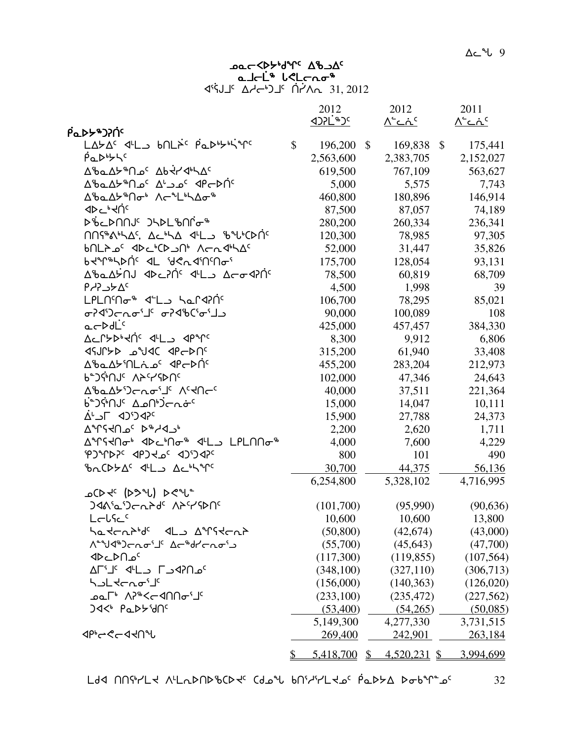# ᓄᓇᓕᐸᐅᔭᒃᑯᓐᓂᑦ ᐃᖅᑲᐃᑦ
## ᓇᓗᓕᒫᖅ ᒐᕙᒪᓕᕆᓂᖅ
### ᐊᕐᕌᒍᒧᑦ ᐃᓱᓕᒃᑐᒧᑦ ᑎᓯᐱᕆ 31, 2012

| | 2012 ᐊᑐᕈᒫᖅᑐᑦ | 2012 ᐱᓪᓚᓆᑦ | 2011 ᐱᓪᓚᓆᑦ |
|---|---|---|---|
| **ᑮᓇᐅᔭᖅᑐᕈᑎᑦ** | | | |
| ᒪᐃᔭᐃᑦ ᐊᒻᒪᓗ ᑲᑎᒪᔩᑦ ᑮᓇᐅᔭᒃᓵᕐᓂᑦ | $ 196,200 | $ 169,838 | $ 175,441 |
| ᑮᓇᐅᔭᒃᓴᑦ | 2,563,600 | 2,383,705 | 2,152,027 |
| ᐃᖃᓇᐃᔭᖅᑎᓄᑦ ᐃᑲᔪᐊᒃᓴᐃᑦ | 619,500 | 767,109 | 563,627 |
| ᐃᖃᓇᐃᔭᖅᑎᓄᑦ ᐃᒡᓗᓄᑦ ᐊᑮᓕᐅᑏᑦ | 5,000 | 5,575 | 7,743 |
| ᐃᖃᓇᐃᔭᖅᑎᓃᒃ ᐱᓕᕆᒪᒃᓴᐃᓂᖅ | 460,800 | 180,896 | 146,914 |
| ᐊᐅᓚᒃᓯᑏᑦ | 87,500 | 87,057 | 74,189 |
| ᐅᖃᓕᐅᑎᑎᒍᑦ ᑐᓴᐅᒪᖃᑎᒌᓐᓂᖅ | 280,200 | 260,334 | 236,341 |
| ᑎᑎᕋᖅᕕᒃᓴᐃᑦ, ᐃᓚᒃᓴᐃ ᐊᒻᒪᓗ ᖃᕋᑕᐅᑏᑦ | 120,300 | 78,985 | 97,305 |
| ᑲᑎᒪᔨᓄᑦ ᐊᐅᓚᒃᑕᐅᓗᑎᒃ ᐱᓕᕆᐊᒃᓴᐃᑦ | 52,000 | 31,447 | 35,826 |
| ᑲᔪᖏᖅᓴᐅᑏᑦ ᐊᒻ ᖁᕝᕙᕆᐊᕐᑎᑦᑎᓂᕐ | 175,700 | 128,054 | 93,131 |
| ᐃᖃᓇᐃᔾᔪᑎᒍ ᐊᐅᓚᕈᑏᑦ ᐊᒻᒪᓗ ᐃᓕᓐᓂᐊᕈᑏᑦ | 78,500 | 60,819 | 68,709 |
| ᑭᓯᕈᓗᔭᐃᑦ | 4,500 | 1,998 | 39 |
| ᒪᓕᒐᑦᑎᑦᑎᓂᖅ ᐊᒻᒪᓗ ᓴᓇᕐᐊᕈᑏᑦ | 106,700 | 78,295 | 85,021 |
| ᓂᕈᐊᕐᑐᓕᕆᓂᕐᒧᑦ ᓂᕈᐊᖃᑦᑕᕐᓂᕐᒧᓗ | 90,000 | 100,089 | 108 |
| ᓇᓕᐅᑲᒫᑦ | 425,000 | 457,457 | 384,330 |
| ᐃᓚᒌᔭᐅᒃᓯᑏᑦ ᐊᒻᒪᓗ ᐊᑭᖏᑦ | 8,300 | 9,912 | 6,806 |
| ᐊᕐᕌᒍᔭᐅ ᓄᖑᐊᑕ ᐊᑮᓕᐅᑎᑦ | 315,200 | 61,940 | 33,408 |
| ᐃᖃᓇᐃᔭᕐᑎᒪᓂᓄᑦ ᐊᑮᓕᐅᑏᑦ | 455,200 | 283,204 | 212,973 |
| ᑲᓐᑐᕌᒃᑎᒍᑦ ᐱᔨᑦᓯᕗᐅᑎᑦ | 102,000 | 47,346 | 24,643 |
| ᐃᖃᓇᐃᔭᕐᑐᓕᕆᓂᕐᒧᑦ ᐱᑦᓯᑎᓕᑦ | 40,000 | 37,511 | 221,364 |
| ᑳᓐᑐᕌᒃᑎᒍᑦ ᐃᓄᑎᒃᑐᓕᕆᓃᑦ | 15,000 | 14,047 | 10,111 |
| ᐃᒡᓗᒥ ᐊᑐᕐᑐᐊᕈᑦ | 15,900 | 27,788 | 24,373 |
| ᐃᖏᕐᕋᑎᓄᑦ ᐅᖅᓱᐊᓗᒃ | 2,200 | 2,620 | 1,711 |
| ᐃᖏᕐᕋᑎᓃᒃ ᐊᐅᓚᒃᑎᓂᖅ ᐊᒻᒪᓗ ᒪᓕᒐᑎᑎᓂᖅ | 4,000 | 7,600 | 4,229 |
| ᕿᑐᖏᐅᕈᑦ ᐊᑭᑐᔪᓄᑦ ᐊᑐᕐᑐᐊᕈᑦ | 800 | 101 | 490 |
| ᖃᓄᑕᐅᔭᐃᑦ ᐊᒻᒪᓗ ᐃᓚᒃᓴᖏᑦ | 30,700 | 44,375 | 56,136 |
| | 6,254,800 | 5,328,102 | 4,716,995 |
| **ᓄᑕᐅᔪᑦ (ᐅᕗᖕᒐ) ᐅᕙᖕᓇ** | | | |
| ᑐᐊᕕᓇᕐᑐᓕᕆᓂᒃᑯᑦ ᐱᔨᑦᓯᕗᐅᑎᑦ | (101,700) | (95,990) | (90,636) |
| ᒪᓕᒐᕐᓕᑦ | 10,600 | 10,600 | 13,800 |
| ᓴᓇᔪᓕᕆᓂᒃᑯᑦ ᐊᒻᒪᓗ ᐃᖏᕐᕋᔪᓕᕆᓂ | (50,800) | (42,674) | (43,000) |
| ᐱᓐᖑᐊᖅᑐᓕᕆᓂᕐᒧᑦ ᐃᓕᖅᑯᓯᓕᕆᓂᕐᒧ | (55,700) | (45,643) | (47,700) |
| ᐊᐅᓚᐅᑎᓄᑦ | (117,300) | (119,855) | (107,564) |
| ᐃᒥᕐᒧᑦ ᐊᒻᒪᓗ ᒥᓗᐊᕈᑎᓄᑦ | (348,100) | (327,110) | (306,713) |
| ᓴᓗᒪᔪᓕᕆᓂᕐᒧᑦ | (156,000) | (140,363) | (126,020) |
| ᓄᓇᒥᒃ ᐱᕈᖅᐸᓕᐊᑎᑎᓂᕐᒧᑦ | (233,100) | (235,472) | (227,562) |
| ᑐᐊᑉ ᑮᓇᐅᔾᖁᑎᑦ | (53,400) | (54,265) | (50,085) |
| | 5,149,300 | 4,277,330 | 3,731,515 |
| **ᐊ�Kᓕᕙᓕᐊᔪᑎᖓ** | 269,400 | 242,901 | 263,184 |
| | $ 5,418,700 | $ 4,520,231 | $ 3,994,699 |

ᒪᑯᐊ ᑎᑎᕋᖅᓯᒪᔪ ᐱᒻᒪᕆᐅᑎᐅᖃᑕᐅᔪᑦ ᑕᑯᓇᖓ ᑲᑎᖅᓱᖅᓯᒪᔪᓄᑦ ᑮᓇᐅᔭᐃ ᐅᓂᒃᑳᖕᓂᑦ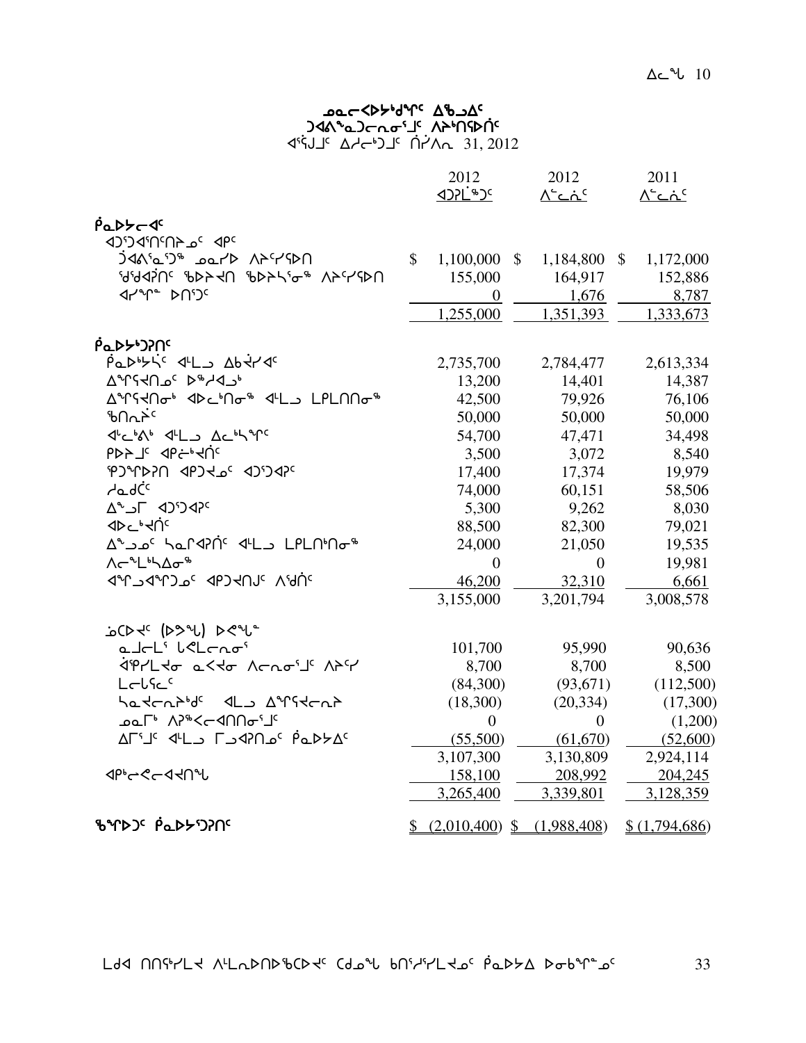ᓄᓇᓕᐸᐅᔭᒃᑯᖏᑦ ᐃᖅᑲᓗᐃᑦ
ᑐᐊᕕᖓᑐᓕᕆᓂᕐᒧᑦ ᐱᔭᒃᑎᕋᐅᑏᑦ
ᐊᕐᕌᒍᒧᑦ ᐃᓱᓕᒃᑐᒧᑦ ᑏᓯᐱᕆ 31, 2012

| | 2012 ᐊᑐᕈᒫᖅᑐᑦ | 2012 ᐱᓕᕆᓃᑦ | 2011 ᐱᓕᕆᓃᑦ |
|---|---|---|---|
| **ᑮᓇᐅᔭᓕᐊᑦ** | | | |
| ᐊᑐᕐᑐᐊᕐᑎᑦᑎᔾᔪᑦ ᐊᑭᑦ | | | |
| ᑑᐊᕕᕐᓇᕐᑐᖅ ᓄᓇᓯᐅ ᐱᔨᑦᓯᕋᐅᑎ | $ 1,100,000 | $ 1,184,800 | $ 1,172,000 |
| ᖁᖁᐊᕈᑎᑦ ᖃᐅᔨᔪᑎ ᖃᐅᔨᓴᕐᓂᖅ ᐱᔨᑦᓯᕋᐅᑎ | 155,000 | 164,917 | 152,886 |
| ᐊᓯᖏᓐ ᐅᑎᕐᑐᑦ | 0 | 1,676 | 8,787 |
| | 1,255,000 | 1,351,393 | 1,333,673 |
| **ᑮᓇᐅᔭᒃᑐᕈᑎᑦ** | | | |
| ᑮᓇᐅᔭᒃᓭᑦ ᐊᒻᒪᓗ ᐃᑲᔫᓯᐊᑦ | 2,735,700 | 2,784,477 | 2,613,334 |
| ᐃᖏᕐᕋᑎᓄᑦ ᐅᖅᓱᐊᓗᒃ | 13,200 | 14,401 | 14,387 |
| ᐃᖏᕐᕋᑎᓂᒃ ᐊᐅᓚᒃᑎᓂᖅ ᐊᒻᒪᓗ ᒪᑭᒪᑎᑎᓂᖅ | 42,500 | 79,926 | 76,106 |
| ᖃᑎᕆᔾᔭᑦ | 50,000 | 50,000 | 50,000 |
| ᐊᒡᓚᒃᕕᒃ ᐊᒻᒪᓗ ᐃᓚᒃᓴᖏᑦ | 54,700 | 47,471 | 34,498 |
| ᑭᐅᔾᔪᑦ ᐊᑭᓖᒃᑐᑏᑦ | 3,500 | 3,072 | 8,540 |
| ᕿᑐᖏᐅᕈᑎ ᐊᑭᑐᔪᓄᑦ ᐊᑐᕐᑐᐊᕈᑦ | 17,400 | 17,374 | 19,979 |
| ᓱᓇᑯᑖᑦ | 74,000 | 60,151 | 58,506 |
| ᐃᓅᓗᒥ ᐊᑐᕐᑐᐊᕈᑦ | 5,300 | 9,262 | 8,030 |
| ᐊᐅᓚᒃᑐᑏᑦ | 88,500 | 82,300 | 79,021 |
| ᐃᓅᓄᑦ ᓴᓇᒥᐊᕈᑏᑦ ᐊᒻᒪᓗ ᒪᑭᒪᑎᒃᑎᓂᖅ | 24,000 | 21,050 | 19,535 |
| ᐱᓕᕆᒪᒃᓴᐃᓂᖅ | 0 | 0 | 19,981 |
| ᐊᖏᓗᐊᖏᑐᓄᑦ ᐊᑭᑐᔪᑎᒍᑦ ᐱᖁᑏᑦ | 46,200 | 32,310 | 6,661 |
| | 3,155,000 | 3,201,794 | 3,008,578 |
| ᓈᑕᐅᔪᑦ (ᐅᕗᖓ) ᐅᕙᖓᓐ | | | |
| ᓇᒧᓕᒪᕐ ᒐᕙᒪᓕᕆᓂᕐ | 101,700 | 95,990 | 90,636 |
| ᐋᕿᓯᒪᔪᓂ ᓇᐸᔪᓂ ᐱᓕᕆᓂᕐᒧᑦ ᐱᔨᑦᓯ | 8,700 | 8,700 | 8,500 |
| ᒪᓕᒐᕐᓚᑦ | (84,300) | (93,671) | (112,500) |
| ᓴᓇᔪᓕᕆᔾᔭᒃᑯᑦ ᐊᒻᒪᓗ ᐃᖏᕐᕋᔪᓕᕆᔾᔭ | (18,300) | (20,334) | (17,300) |
| ᓄᓇᒥᒃ ᐱᕈᖅᐸᓕᐊᑎᑎᓂᕐᒧᑦ | 0 | 0 | (1,200) |
| ᐃᒥᕐᒧᑦ ᐊᒻᒪᓗ ᒥᓗᐊᕈᑎᓄᑦ ᑮᓇᐅᔭᐃᑦ | (55,500) | (61,670) | (52,600) |
| | 3,107,300 | 3,130,809 | 2,924,114 |
| ᐊᑭᒃᓕᕙᓕᐊᔪᑎᖓ | 158,100 | 208,992 | 204,245 |
| | 3,265,400 | 3,339,801 | 3,128,359 |
| **ᖃᖏᐅᑐᑦ ᑮᓇᐅᔭᒃᑐᕈᑎᑦ** | $ (2,010,400) | $ (1,988,408) | $ (1,794,686) |

ᒪᑯᐊ ᑎᑎᕋᖅᓯᒪᔪᐊ ᐱᒻᒪᕆᐅᑎᐅᖃᑕᐅᔪᑦ ᑕᒃᑯᓐᖓ ᑲᑎᖅᓱᖅᓯᒪᔪᓄᑦ ᑮᓇᐅᔭᐃ ᐅᓂᑲᖏᓐᓄᑦ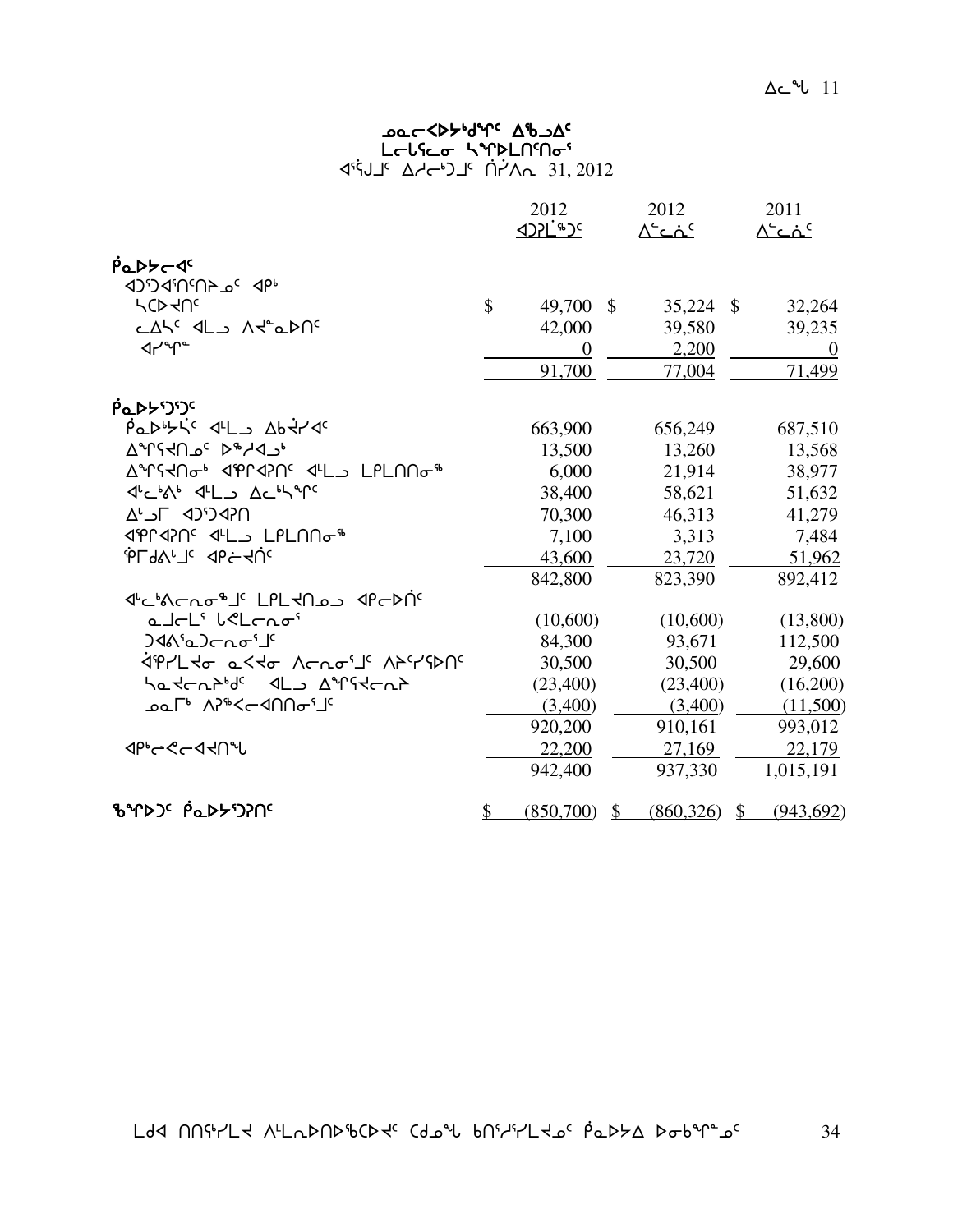# ᓄᓇᓕᐸᐅᔭᒃᑯᕐᑦ ᐃᖅᑲᐃᑦ
## ᒪᓕᒃᑕᓄᓂ ᓴᕐᑐᒪᑎᑦᑎᓂᕐ
ᐊᕐᕌᒍᒧᑦ ᐃᓱᓕᒃᑐᒧᑦ ᑏᓯᐱᕆ 31, 2012

| | 2012 ᐊᑐᕈᒪᖅᑐᑦ | 2012 ᐱᓪᓚᕇᑦ | 2011 ᐱᓪᓚᕇᑦ |
|---|---|---|---|
| **ᑮᓇᐅᔾᔭᕆᐊᑦ** | | | |
| ᐊᑐᕐᑐᐊᕐᑎᑦᑎᔾᔪᑦ ᐊᑭᒃ | | | |
| ᓴᑕᐅᔪᑎᑦ | $ 49,700 | $ 35,224 | $ 32,264 |
| ᓚᐃᓴᑦ ᐊᒻᒪ ᐱᔪᓐᓇᐅᑎᑦ | 42,000 | 39,580 | 39,235 |
| ᐊᓯᖏᓐ | 0 | 2,200 | 0 |
| | 91,700 | 77,004 | 71,499 |
| **ᑮᓇᐅᔭᕐᑐᕐᑦ** | | | |
| ᑮᓇᐅᔭᔅᓵᑦ ᐊᒻᒪ ᐃᑲᔪᓯᐊᑦ | 663,900 | 656,249 | 687,510 |
| ᐃᖏᕋᔪᑎᓄᑦ ᐅᖅᓱᐊᓗᒃ | 13,500 | 13,260 | 13,568 |
| ᐃᖏᕋᔪᑎᓂᒃ ᐊᕐᐱᐊᕈᑎᑦ ᐊᒻᒪ ᒪᒃᐱᒪᑎᑎᓂᖅ | 6,000 | 21,914 | 38,977 |
| ᐊᓪᓚᒃᑲᒃ ᐊᒻᒪ ᐃᓚᒃᓴᖏᑦ | 38,400 | 58,621 | 51,632 |
| ᐃᒡᓗᒥ ᐊᑐᕐᑐᐊᕈᑎ | 70,300 | 46,313 | 41,279 |
| ᐊᕐᕿᐊᕈᑎᑦ ᐊᒻᒪ ᒪᒃᐱᒪᑎᑎᓂᖅ | 7,100 | 3,313 | 7,484 |
| ᕿᒥᑯᕕᒡᒧᑦ ᐊᑭᓖᔪᑏᑦ | 43,600 | 23,720 | 51,962 |
| | 842,800 | 823,390 | 892,412 |
| ᐊᓪᓚᒃᕕᓕᕆᓂᖅᒧᑦ ᒪᒃᐱᒪᔪᑎᓄᑦ ᐊᑭᓕᐅᑏᑦ | | | |
| ᓇᒧᓕᒻᒪᕐ ᑲᕙᒪᓕᕆᓂᕐ | (10,600) | (10,600) | (13,800) |
| ᑐᐊᕕᕐᓇᑐᓕᕆᓂᕐᒧᑦ | 84,300 | 93,671 | 112,500 |
| ᐋᕿᓯᒪᔪᓂ ᓇᐸᔪᓂ ᐱᓕᕆᓂᕐᒧᑦ ᐱᔭᑦᓯᕐᕍᑎᑦ | 30,500 | 30,500 | 29,600 |
| ᓴᓇᔪᓕᕆᔨᒃᑯᑦ ᐊᒻᒪ ᐃᖏᕋᔪᓕᕆᔨ | (23,400) | (23,400) | (16,200) |
| ᓄᓇᒥᒃ ᐱᕈᖅᐸᓕᐊᑎᑎᓂᕐᒧᑦ | (3,400) | (3,400) | (11,500) |
| | 920,200 | 910,161 | 993,012 |
| ᐊᑭᒃᓕᕙᓕᐊᔪᑎᖓ | 22,200 | 27,169 | 22,179 |
| | 942,400 | 937,330 | 1,015,191 |
| **ᖃᖓᑐᑦ ᑮᓇᐅᔭᕐᑐᕈᑎᑦ** | $ (850,700) | $ (860,326) | $ (943,692) |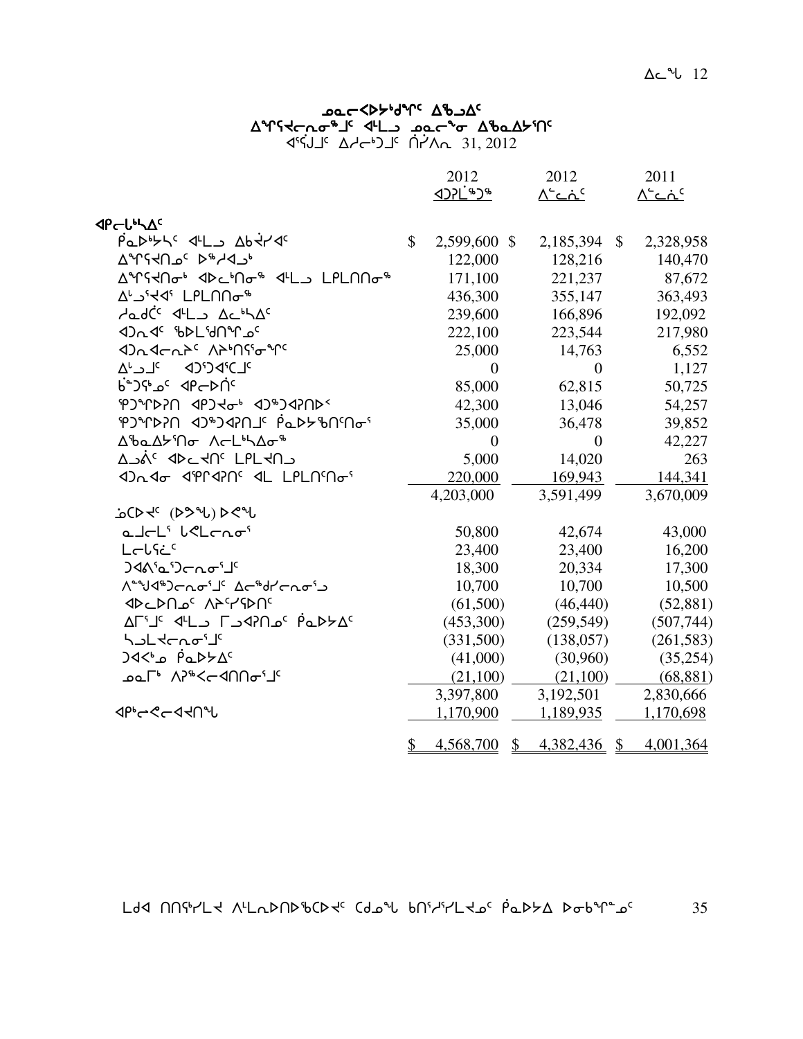## ᓄᓇᓕᐸᐅᓯᒃᑯᖏᑦ ᐃᖅᑲᐃᑦ
### ᐃᖏᕋᔪᓕᕆᓂᖅᒧᑦ ᐊᒻᒪᓗ ᓄᓇᓕᖕᓂ ᐃᖅᑲᐃᓯᑎᑦ
ᐊᕐᕌᒍᒧᑦ ᐃᓱᓕᒃᑐᒧᑦ ᑏᓯᐱᕆ 31, 2012

| | 2012 ᐊᑐᕐᓚᒃᑐᖅ | 2012 ᐱᓕᕆᓂᑦ | 2011 ᐱᓕᕆᓂᑦ |
|---|---|---|---|
| **ᐊᑭᓕᐅᓴᐃᑦ** | | | |
| ᑮᓇᐅᔭᓴᑦ ᐊᒻᒪᓗ ᐃᑲᔪᓯᐊᑦ | $ 2,599,600 | $ 2,185,394 | $ 2,328,958 |
| ᐃᖏᕋᔪᑎᓄᑦ ᐅᖅᓱᐊᓗᒃ | 122,000 | 128,216 | 140,470 |
| ᐃᖏᕋᔪᑎᓂᒃ ᐊᐅᓚᑎᓂᖅ ᐊᒻᒪᓗ ᒪᑐᐃᑎᑎᓂᖅ | 171,100 | 221,237 | 87,672 |
| ᐃᓪᓗᕐᔪᐊᕐ ᒪᑐᐃᑎᑎᓂᖅ | 436,300 | 355,147 | 363,493 |
| ᓱᓇᑯᑖᑦ ᐊᒻᒪᓗ ᐃᓚᖓᐃᑦ | 239,600 | 166,896 | 192,092 |
| ᐊᑐᓂᐊᑦ ᖃᐅᒪᕐᑯᑎᖏᓄᑦ | 222,100 | 223,544 | 217,980 |
| ᐊᑐᓂᐊᓕᕆᔨᑦ ᐱᔾᔪᑎᕐᕋᓂᖏᑦ | 25,000 | 14,763 | 6,552 |
| ᐃᓪᓗᒧᑦ ᐊᑐᕐᑐᐊᕐᑕᒧᑦ | 0 | 0 | 1,127 |
| ᑳᑐᕐᖄᓄᑦ ᐊᑭᓕᐅᑏᑦ | 85,000 | 62,815 | 50,725 |
| ᕿᑐᖏᐅᕈᑎ ᐊᑭᑐᔪᓂᒃ ᐊᑐᖅᑐᐊᕈᑎᐅᕐ | 42,300 | 13,046 | 54,257 |
| ᕿᑐᖏᐅᕈᑎ ᐊᑐᖅᑐᐊᕈᑎᒧᑦ ᑮᓇᐅᔭᖃᑎᑦᑎᓂᕐ | 35,000 | 36,478 | 39,852 |
| ᐃᖃᓇᐃᔭᕐᑎᓂ ᐱᓕᒻᒪᓴᐃᓂᖅ | 0 | 0 | 42,227 |
| ᐃᓗᓕᑦ ᐊᐅᓚᔪᑎᑦ ᒪᑐᐃᔪᑎᓗ | 5,000 | 14,020 | 263 |
| ᐊᑐᓂᐊᓂ ᐊᕿᓯᐊᕈᑎᑦ ᐊᓚ ᒪᑐᐃᑎᑦᑎᓂᕐ | 220,000 | 169,943 | 144,341 |
| | 4,203,000 | 3,591,499 | 3,670,009 |
| ᓈᓚᐅᔪᑦ (ᐅᕗᖓ) ᐅᕙᖓ | | | |
| ᓇᓗᓕᒪᕐ ᒐᕙᒪᓕᕆᓂᕐ | 50,800 | 42,674 | 43,000 |
| ᒪᓕᒐᕐᓛᑦ | 23,400 | 23,400 | 16,200 |
| ᑐᐊᐱᕐᓇᕐᑐᓕᕆᓂᕐᒧᑦ | 18,300 | 20,334 | 17,300 |
| ᐱᖑᐊᖅᑐᓕᕆᓂᕐᒧᑦ ᐃᓕᖅᑯᓯᓕᕆᓂᕐᒧ | 10,700 | 10,700 | 10,500 |
| ᐊᐅᓚᐅᑎᓄᑦ ᐱᔨᑦᓯᕐᕖᑦ | (61,500) | (46,440) | (52,881) |
| ᐃᒥᕐᒧᑦ ᐊᒻᒪᓗ ᒥᓗᐊᕈᑎᓄᑦ ᑮᓇᐅᔭᐃᑦ | (453,300) | (259,549) | (507,744) |
| ᓴᓗᒪᔪᓕᕆᓂᕐᒧᑦ | (331,500) | (138,057) | (261,583) |
| ᑐᐊᑉᓄ ᑮᓇᐅᔭᐃᑦ | (41,000) | (30,960) | (35,254) |
| ᓄᓇᒥᒃ ᐱᕈᖅᐸᓕᐊᑎᑎᓂᕐᒧᑦ | (21,100) | (21,100) | (68,881) |
| | 3,397,800 | 3,192,501 | 2,830,666 |
| ᐊᑭᓕᕙᓕᐊᔪᑎᖓ | 1,170,900 | 1,189,935 | 1,170,698 |
| | $ 4,568,700 | $ 4,382,436 | $ 4,001,364 |

ᒪᑯᐊ ᑎᑎᕋᕐᓯᒪᔪ ᐱᒻᒪᕆᐅᑎᐅᖃᑕᐅᔪᑦ ᑕᑯᓄᖓ ᑲᑎᕐᓱᕐᓯᒪᔪᓄᑦ ᑮᓇᐅᔭᐃ ᐅᓂᑲᖏᓐᓄᑦ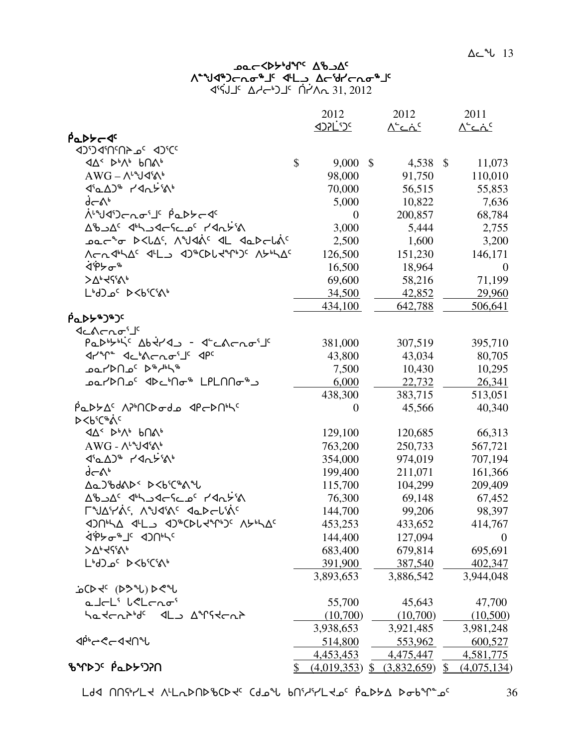## ᓄᓇᓕᐊᐳᔾᔪᑦᑎᓂᒃ ᐃᖅᑲᐃᑦ
### ᐱᓪᓗᐊᖅᑕᕆᓂᖓᓐᓂ ᐊᒻᒪᓗ ᐃᓕᖅᑯᓯᕆᓂᖓᓐᓂ
### ᐊᕐᕌᒍᒥ ᐃᓱᓕᒃᑐᒥ ᒫᔅᓯ 31, 2012

| | 2012 ᐊᑐᕐᓗᒋᑦ | 2012 ᐱᓚᐅᑦ | 2011 ᐱᓚᐅᑦ |
|---|---|---|---|
| **ᑮᓇᐅᔭᓕᐊᑦ** | | | |
| ᐊᑐᐊᕐᑎᑦᑎᓯᓐᓂ ᐊᑐᕐᑕᑦ | | | |
| ᐊᐃᑉ ᐅᒃᐱᒃ ᑲᑎᕙᒃ | $ 9,000 | $ 4,538 | $ 11,073 |
| AWG – ᐱᓪᓗᐊᕙᒃ | 98,000 | 91,750 | 110,010 |
| ᐊᕐᓇᐃᑦ ᓯᐊᕆᔾᔨᕙᒃ | 70,000 | 56,515 | 55,853 |
| ᑯᓕᕙᒃ | 5,000 | 10,822 | 7,636 |
| ᐲᓪᓗᐊᕐᑐᓕᕆᓂᕐᒧᑦ ᑮᓇᐅᔭᓕᐊᑦ | 0 | 200,857 | 68,784 |
| ᐃᖅᑲᐃᑦ ᐊᒃᓱᐊᓕᕐᓚᓂᑦ ᓯᐊᕆᔾᔨᕙ | 3,000 | 5,444 | 2,755 |
| ᓄᓇᓕᖕᓂ ᐅᐸᓚᐃᑦ, ᐱᖑᐊᕚᑦ ᐊᒪ ᐊᓇᐅᓕᒪᕚᑦ | 2,500 | 1,600 | 3,200 |
| ᐱᓕᕆᐊᒃᓴᐃᑦ ᐊᒻᒪᓗ ᐊᑐᖅᑕᐅᓚᔪᖕᒃᑐᑦ ᐱᔭᒃᓴᐃᑦ | 126,500 | 151,230 | 146,171 |
| ᐋᕿᔮᓂᖅ | 16,500 | 18,964 | 0 |
| ᐳᐃᒃᔪᕐᕙᒃ | 69,600 | 58,216 | 71,199 |
| ᒪᒃᑯᓗᑦ ᐅᐸᒃᑕᕐᕙᒃ | 34,500 | 42,852 | 29,960 |
| | 434,100 | 642,788 | 506,641 |
| **ᑮᓇᐅᔭᖅᑐᖅᑐᑦ** | | | |
| ᐊᓚᕙᓕᕆᓂᕐᒧᑦ | | | |
| ᑮᓇᐅᔭᒃᓴᑦ ᐃᑲᔪᓯᐊᓗ - ᐊᓪᓚᕙᓕᕆᓂᕐᒧᑦ | 381,000 | 307,519 | 395,710 |
| ᐊᓯᖏᑦ ᐊᓚᒃᕙᓕᕆᓂᕐᒧᑦ ᐊᑭᑦ | 43,800 | 43,034 | 80,705 |
| ᓄᓇᓯᐅᑎᓄᑦ ᐅᖅᓱᒃᓴᖅ | 7,500 | 10,430 | 10,295 |
| ᓄᓇᓯᐅᑎᓄᑦ ᐊᐅᓚᒃᑎᓂᖅ ᒪᑭᒪᑎᓂᖅᓗ | 6,000 | 22,732 | 26,341 |
| | 438,300 | 383,715 | 513,051 |
| ᑮᓇᐅᔭᐃᑦ ᐱᕈᒃᑎᑕᐅᓂᑯᓄ ᐊᑭᓕᐅᑎᒃᓴᑦ | 0 | 45,566 | 40,340 |
| ᐅᐸᒃᑕᖅᕖᑦ | | | |
| ᐊᐃᑉ ᐅᒃᐱᒃ ᑲᑎᕙᒃ | 129,100 | 120,685 | 66,313 |
| AWG - ᐱᓪᓗᐊᕙᒃ | 763,200 | 250,733 | 567,721 |
| ᐊᕐᓇᐃᑦ ᓯᐊᕆᔾᔨᕙᒃ | 354,000 | 974,019 | 707,194 |
| ᑯᓕᕙᒃ | 199,400 | 211,071 | 161,366 |
| ᐃᓄᑦᑯᑦᑯᐱᐅᑉ ᐅᐸᒃᑕᖅᕙᖓ | 115,700 | 104,299 | 209,409 |
| ᐃᖅᑲᐃᑦ ᐊᒃᓱᐊᓕᕐᓚᓂᑦ ᓯᐊᕆᔾᔨᕙ | 76,300 | 69,148 | 67,452 |
| ᒥᖑᐃᑦᓯᕚᑦ, ᐱᖑᐊᕙᑦ ᐊᓇᐅᓕᒪᕚᑦ | 144,700 | 99,206 | 98,397 |
| ᐊᑐᑎᒃᓴᐃ ᐊᒻᒪᓗ ᐊᑐᖅᑕᐅᓚᔪᖕᒃᑐᑦ ᐱᔭᒃᓴᐃᑦ | 453,253 | 433,652 | 414,767 |
| ᐋᕿᔮᓂᕐᒧᑦ ᐊᑐᑎᒃᓴᑦ | 144,400 | 127,094 | 0 |
| ᐳᐃᒃᔪᕐᕙᒃ | 683,400 | 679,814 | 695,691 |
| ᒪᒃᑯᓗᑦ ᐅᐸᒃᑕᕐᕙᒃ | 391,900 | 387,540 | 402,347 |
| | 3,893,653 | 3,886,542 | 3,944,048 |
| ᓈᑕᐅᔪᑦ (ᐅᕘᖓ) ᐅᑕᖓ | | | |
| ᓇᒧᓕᒪᕐ ᒐᕙᒪᓕᕆᓂᕐ | 55,700 | 45,643 | 47,700 |
| ᓴᓇᔪᓕᕆᔨᒃᑯᑦ ᐊᒻᒪᓗ ᐃᖏᕐᕋᔪᓕᕆᔨ | (10,700) | (10,700) | (10,500) |
| | 3,938,653 | 3,921,485 | 3,981,248 |
| ᐊᑭᖕᓕᕋᓕᐊᔪᑎᖓ | 514,800 | 553,962 | 600,527 |
| | 4,453,453 | 4,475,447 | 4,581,775 |
| **ᖃᖓᐅᑦ ᑮᓇᐅᔭᕐᑐᕈᑎ** | $ (4,019,353) | $ (3,832,659) | $ (4,075,134) |

ᒪᑯᐊ ᑎᑎᕐᕋᓯᒪᔪ ᐱᒻᒪᕆᐅᑎᐅᖃᑕᐅᔪᑦ ᑕᑯᓐᓇᖓ ᑲᑎᖅᓱᖅᓯᒪᔪᓄᑦ ᑮᓇᐅᔭᐃ ᐅᓂᑲᖏᓐᓄᑦ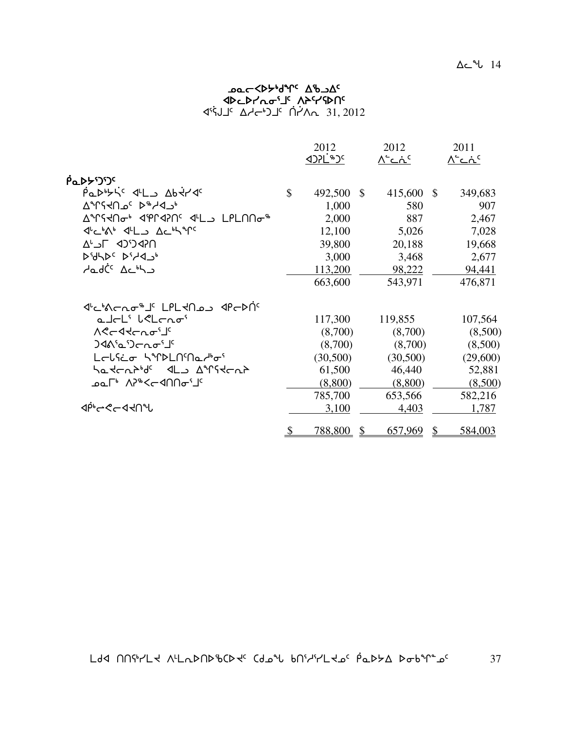# ᓄᓇᓕᐸᐅᔾᑯᖏᑦ ᐃᖃᓗᐃᑦ
## ᐊᐅᓚᐅᓯᕆᓂᕐᒧᑦ ᐱᔾᔪᑕᐅᑎᑦ
ᐊᕐᕌᒍᑦ ᐃᓱᓕᒃᑐᒧᑦ ᑎᓯᐱᕆ 31, 2012

| | 2012<br>ᐊᑐᕈᒫᖅᑐᑦ | 2012<br>ᐱᓚᓂᑦ | 2011<br>ᐱᓚᓂᑦ |
|---|---|---|---|
| **ᑮᓇᐅᔾᑐᑦ** | | | |
| ᑮᓇᐅᔭᔅᓵᑦ ᐊᒻᒪᓗ ᐃᑲᔪᓯᐊᑦ | $ 492,500 | $ 415,600 | $ 349,683 |
| ᐃᖏᕐᕋᔪᑎᓄᑦ ᐅᖅᓱᐊᓗᒃ | 1,000 | 580 | 907 |
| ᐃᖏᕐᕋᔪᑎᓂᒃ ᐊᕿᒋᐊᕈᑎᑦ ᐊᒻᒪᓗ ᒪᒋᒪᑎᑎᓂᖅ | 2,000 | 887 | 2,467 |
| ᐊᓪᓚᒃᐱᒃ ᐊᒻᒪᓗ ᐃᓚᒃᓴᖏᑦ | 12,100 | 5,026 | 7,028 |
| ᐃᒡᓗᒥ ᐊᑐᕐᑐᐊᕈᑎ | 39,800 | 20,188 | 19,668 |
| ᐅᖁᓴᐅᑦ ᐅᕐᓱᐊᓗᒃ | 3,000 | 3,468 | 2,677 |
| ᓱᓇᑖᑦ ᐃᓚᒃᓴᓗ | 113,200 | 98,222 | 94,441 |
| | 663,600 | 543,971 | 476,871 |
| ᐊᓪᓚᒃᐱᓕᕆᓂᖅᒧᑦ ᒪᑭᒪᔪᑎᓄᓗ ᐊᑭᓕᐅᑏᑦ | | | |
| ᓇᒧᓕᒻᕐ ᒐᕙᒪᓕᕆᓂᕐ | 117,300 | 119,855 | 107,564 |
| ᐱᕙᓕᐊᔪᓕᕆᓂᕐᒧᑦ | (8,700) | (8,700) | (8,500) |
| ᑐᐊᐱᕐᓇᕐᑐᓕᕆᓂᕐᒧᑦ | (8,700) | (8,700) | (8,500) |
| ᒪᓕᒐᕐᖁᓂ ᓴᖏᐅᒪᑎᑦᑎᓇᓱᒃᓂᕐ | (30,500) | (30,500) | (29,600) |
| ᓴᓇᔪᓕᕆᔾᔪᑏᑦ ᐊᒻᒪᓗ ᐃᖏᕐᕋᔪᓕᕆᔾ | 61,500 | 46,440 | 52,881 |
| ᓄᓇᒥᒃ ᐱᕈᖅᐸᓕᐊᑎᑎᓂᕐᒧᑦ | (8,800) | (8,800) | (8,500) |
| | 785,700 | 653,566 | 582,216 |
| ᐊᑭᒃᓕᕙᓕᐊᔪᑎᖓ | 3,100 | 4,403 | 1,787 |
| | $ 788,800 | $ 657,969 | $ 584,003 |

ᒪᑯᐊ ᑎᑎᕋᖅᓯᒪᔪ ᐱᒻᒪᕆᐅᑎᐅᖃᑕᐅᔪᑦ ᑕᑯᓇᖓ ᑲᑎᕐᓱᕐᓯᒪᔪᓄᑦ ᑮᓇᐅᔭᐃ ᐅᓂᒃᑲᖏᓐᓄᑦ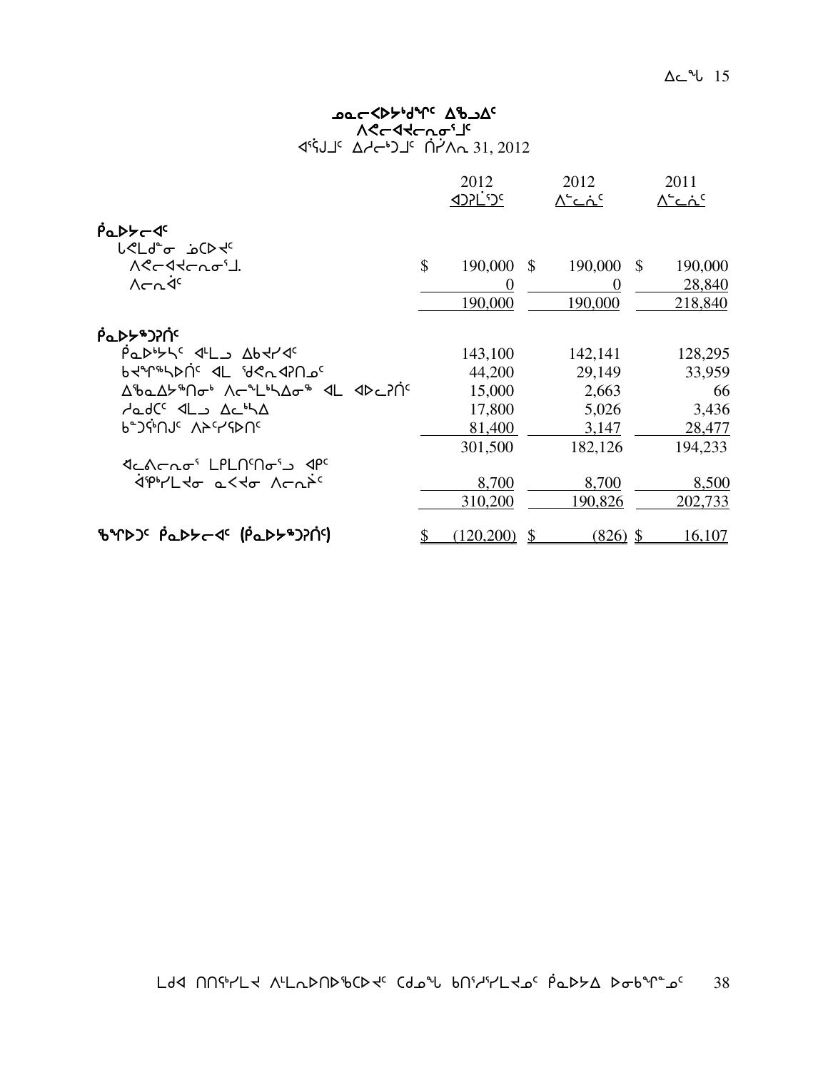# ᓄᓇᓕᐊᐅᔾᑯᑦ ᐃᖃᓗᐃᑦ
## ᐱᕙᓪᓕᐊᔪᓕᕆᓂᕐᒧᑦ
ᐊᕐᕌᒍᒧᑦ ᐃᓱᓕᒃᑐᒧᑦ ᑎᓯᐱᕆ 31, 2012

| | 2012 ᐊᑐᕈᒫᕐᑐᑦ | 2012 ᐱᓪᓚᑦ | 2011 ᐱᓪᓚᑦ |
|---|---|---|---|
| **ᑮᓇᐅᔭᓕᐊᑦ** | | | |
| ᒐᕙᒪᒃᑯᓐ ᓅᑕᐅᔪᑦ | | | |
| ᐱᕙᓪᓕᐊᔪᓕᕆᓂᕐᒧ. | $ 190,000 | $ 190,000 | $ 190,000 |
| ᐱᓕᕆᐋᑦ | 0 | 0 | 28,840 |
| | 190,000 | 190,000 | 218,840 |
| **ᑮᓇᐅᔭᖅᑐᕈᑎᑦ** | | | |
| ᑮᓇᐅᔭᒃᓴᑦ ᐊᒻᒪᓗ ᐃᑲᔪᓯᐊᑦ | 143,100 | 142,141 | 128,295 |
| ᑲᔪᕐᒋᖕᓴᐅᑎᑦ ᐊᒻᒪ ᖁᕙᕆᐊᕈᑎᓄᑦ | 44,200 | 29,149 | 33,959 |
| ᐃᖃᓇᐃᔭᖕᑎᓂᒃ ᐱᓕᕐᒪᒃᓴᐃᓂᖕ ᐊᒻᒪ ᐊᐅᓚᕈᑎᑦ | 15,000 | 2,663 | 66 |
| ᓱᓇᑯᑦᑦ ᐊᒻᒪᓗ ᐃᓚᒃᓴᐃ | 17,800 | 5,026 | 3,436 |
| ᑲᓐᑐᕋᒃᑎᒍᑦ ᐱᔨᑦᓯᕋᐅᑎᑦ | 81,400 | 3,147 | 28,477 |
| | 301,500 | 182,126 | 194,233 |
| ᐊᓚᕕᓕᕆᓂᕐ ᒪᑭᒪᑎᑦᑎᓂᕐᓗ ᐊᑭᑦ | | | |
| ᐋᕿᒃᓯᒪᔪᓂ ᓇᐸᔪᓂ ᐱᓕᕆᕖᑦ | 8,700 | 8,700 | 8,500 |
| | 310,200 | 190,826 | 202,733 |
| **ᖃᖏᐅᑐᑦ ᑮᓇᐅᔭᓕᐊᑦ (ᑮᓇᐅᔭᖅᑐᕈᑎᑦ)** | $ (120,200) | $ (826) | $ 16,107 |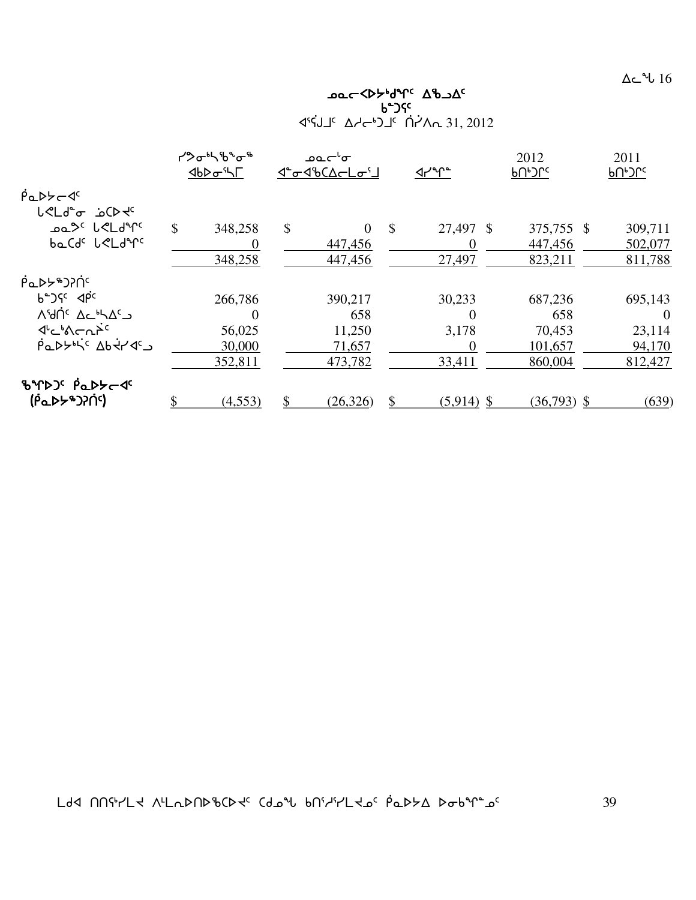ᐃᓚᖓ 16

## ᓄᓇᓕᐸᐅᔭᒃᑯᖏᑦ ᐃᖃᓗᐃᑦ
### ᑲᓪᓗᕐᑦ
ᐊᕐᕌᒍᒧᑦ ᐃᓱᓕᒃᑐᒧᑦ ᑎᓯᐱᕆ 31, 2012

| | ᓯᕗᓂᖅᓴᖓᓂᖅ ᐊᑲᐅᓂᖅᓴᒥ | ᓄᓇᓕᒻᓂ ᐊᓐᓂᐊᖃᑕᐃᓕᒪᓂᕐᒧ | ᐊᓯᖏᓐ | 2012 ᑲᑎᒃᑐᒥᑦ | 2011 ᑲᑎᒃᑐᒥᑦ |
|---|---|---|---|---|---|
| ᑮᓇᐅᔭᓕᐊᑦ | | | | | |
| ᑲᑉᐱᐊᓂᖓ ᓅᑕᐅᔪᑦ | | | | | |
| ᓄᓇᕗᑦ ᒐᕙᒪᒃᑯᖏᑦ | $ 348,258 | $ 0 | $ 27,497 | $ 375,755 | $ 309,711 |
| ᑲᓇᑕᑦ ᒐᕙᒪᒃᑯᖏᑦ | 0 | 447,456 | 0 | 447,456 | 502,077 |
| | 348,258 | 447,456 | 27,497 | 823,211 | 811,788 |
| ᑮᓇᐅᔭᒃᓴᖏᑦ | | | | | |
| ᑲᓪᓗᕐᑦ ᐊᑮᑦ | 266,786 | 390,217 | 30,233 | 687,236 | 695,143 |
| ᐱᕐᑎᑦ ᐃᓚᒃᓴᐃᑦᑐ | 0 | 658 | 0 | 658 | 0 |
| ᐊᓪᓚᕝᕕᓕᕆᓂᖅ | 56,025 | 11,250 | 3,178 | 70,453 | 23,114 |
| ᑮᓇᐅᔭᒃᓴᑦ ᐃᑲᔪᓯᐊᑦᑐ | 30,000 | 71,657 | 0 | 101,657 | 94,170 |
| | 352,811 | 473,782 | 33,411 | 860,004 | 812,427 |
| ᖃᕐᕈᑦ ᑮᓇᐅᔭᓕᐊᑦ (ᑮᓇᐅᔭᒃᓴᖏᑦ) | $ (4,553) | $ (26,326) | $ (5,914) | $ (36,793) | $ (639) |

ᒪᑯᐊ ᑎᑎᕋᓯᒪᔪ ᐱᒻᒪᕆᐅᑎᑦᑎᖃᑕᐅᔪᑦ ᑕᑯᓐᓇᒐ ᑲᑎᖅᓱᐃᓯᒪᔪᓂᑦ ᑮᓇᐅᔭᐃ ᐅᓂᒃᑳᖏᓐᓂᑦ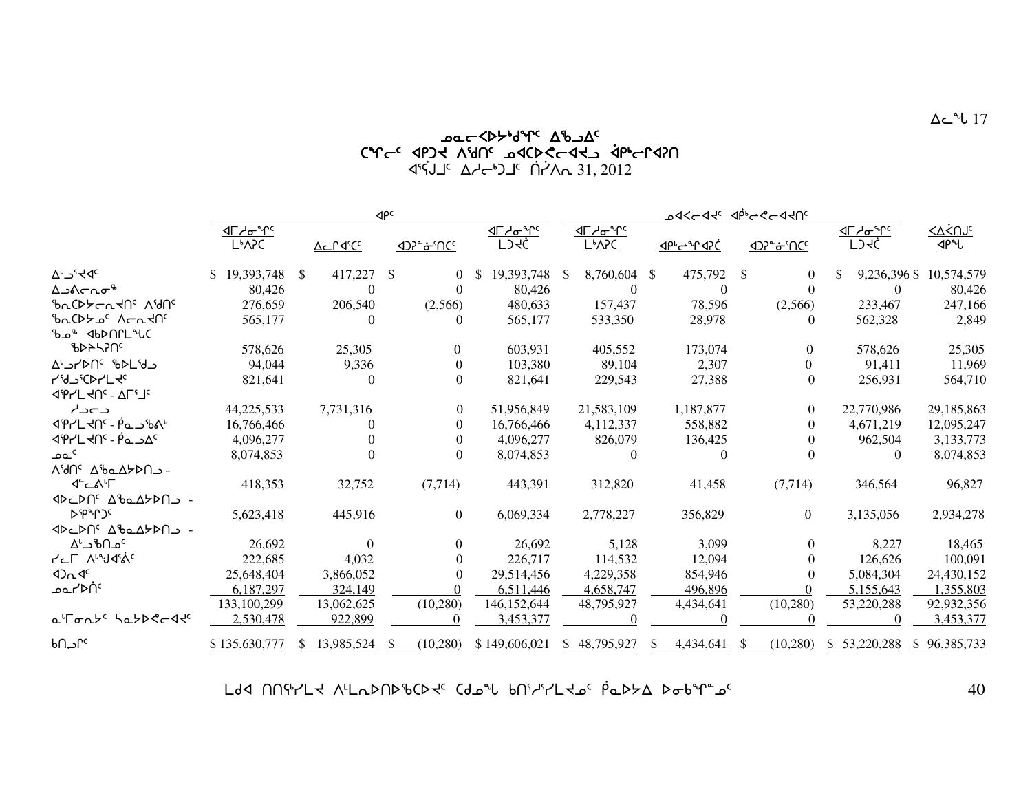# ᓄᓇᓕᐸᐅᔭᒃᑯᖏᑦ ᐃᖃᓗᐃᑦ
## ᑕᒡᒐᓕᑦ ᐊᑭᑐᔪ ᐱᖁᑎᑦ ᓄᐊᑕᐅᕙᓕᐊᔪᒧ ᐋᑭᓕᒋᐊᕈᑎ
### ᐊᕐᕌᒍᒧᑦ ᐃᓱᓕᒃᑐᒧᑦ ᑏᓯᐱᕆ 31, 2012

| | ᐊᑭᑦ | | | | ᓄᐊᑉᐸᓕᐊᔫᑦ ᐋᑭᒃᓕᕇᓕᐊᔪᑎᑦ | | | | |
|---|---|---|---|---|---|---|---|---|---|
| | ᐊᒥᓱᓂᖏᑦ ᒫᒃᐱᑦ | ᐃᓚᒋᐊᕐᑦᑦ | ᐊᑐᕈᓐᓃᕐᑎᑦᑦ | ᐊᒥᓱᓂᖏᑦ ᒪᑐᔫ | ᐊᒥᓱᓂᖏᑦ ᒫᒃᐱᑦ | ᐊᑭᒃᓕᒋᐊᕈᑖ | ᐊᑐᕈᓐᓃᕐᑎᑦᑦ | ᐊᒥᓱᓂᖏᑦ ᒪᑐᔫ | ᐸᐃᔩᑎᒍᑦ ᐊᑭᖓ |
| ᐃᓪᓗᕐᔪᐊᑦ | $ 19,393,748 | $ 417,227 | $ 0 | $ 19,393,748 | $ 8,760,604 | $ 475,792 | $ 0 | $ 9,236,396 | $ 10,574,579 |
| ᐃᓗᕕᓕᕆᓂᖅ | 80,426 | 0 | 0 | 80,426 | 0 | 0 | 0 | 0 | 80,426 |
| ᖃᕆᑕᐅᔭᓕᕆᔪᑎᑦ ᐱᖁᑎᑦ | 276,659 | 206,540 | (2,566) | 480,633 | 157,437 | 78,596 | (2,566) | 233,467 | 247,166 |
| ᖃᕆᑕᐅᔭᓄᑦ ᐱᓕᕆᔪᑎᑦ | 565,177 | 0 | 0 | 565,177 | 533,350 | 28,978 | 0 | 562,328 | 2,849 |
| ᖃᓄᖅ ᐊᑲᐅᑎᒋᒪᖔᑕ ᖃᐅᔨᓴᕈᑎᑦ | 578,626 | 25,305 | 0 | 603,931 | 405,552 | 173,074 | 0 | 578,626 | 25,305 |
| ᐃᓪᓗᓯᐅᑎᑦ ᖃᐅᒪᖁᒧ | 94,044 | 9,336 | 0 | 103,380 | 89,104 | 2,307 | 0 | 91,411 | 11,969 |
| ᓯᖁᓪᓕᕐᑕᐅᓯᒪᔪᑦ | 821,641 | 0 | 0 | 821,641 | 229,543 | 27,388 | 0 | 256,931 | 564,710 |
| ᐊᕿᓯᒪᔪᑎᑦ - ᐃᒥᕐᒧᑦ ᓰᓗᓕᓗ | 44,225,533 | 7,731,316 | 0 | 51,956,849 | 21,583,109 | 1,187,877 | 0 | 22,770,986 | 29,185,863 |
| ᐊᕿᓯᒪᔪᑎᑦ - ᐹᓇᓗᖃᕕᒃ | 16,766,466 | 0 | 0 | 16,766,466 | 4,112,337 | 558,882 | 0 | 4,671,219 | 12,095,247 |
| ᐊᕿᓯᒪᔪᑎᑦ - ᐹᓇᓗᐃᑦ | 4,096,277 | 0 | 0 | 4,096,277 | 826,079 | 136,425 | 0 | 962,504 | 3,133,773 |
| ᓄᓇᑦ | 8,074,853 | 0 | 0 | 8,074,853 | 0 | 0 | 0 | 0 | 8,074,853 |
| ᐱᖁᑎᑦ ᐃᖃᓇᐃᔭᐅᑎᒧ - ᐊᓪᓚᕕᒃᒥ | 418,353 | 32,752 | (7,714) | 443,391 | 312,820 | 41,458 | (7,714) | 346,564 | 96,827 |
| ᐊᐅᓚᐅᑎᑦ ᐃᖃᓇᐃᔭᐅᑎᒧ - ᐅᕿᕐᑐᑦ | 5,623,418 | 445,916 | 0 | 6,069,334 | 2,778,227 | 356,829 | 0 | 3,135,056 | 2,934,278 |
| ᐊᐅᓚᐅᑎᑦ ᐃᖃᓇᐃᔭᐅᑎᒧ - ᐃᒡᓗᖃᑎᓄᑦ | 26,692 | 0 | 0 | 26,692 | 5,128 | 3,099 | 0 | 8,227 | 18,465 |
| ᓯᓚᒥ ᐱᖑᐊᕐᕕᑦ | 222,685 | 4,032 | 0 | 226,717 | 114,532 | 12,094 | 0 | 126,626 | 100,091 |
| ᐊᑐᓇᐊᑦ | 25,648,404 | 3,866,052 | 0 | 29,514,456 | 4,229,358 | 854,946 | 0 | 5,084,304 | 24,430,152 |
| ᓄᓇᓯᐅᑏᑦ | 6,187,297 | 324,149 | 0 | 6,511,446 | 4,658,747 | 496,896 | 0 | 5,155,643 | 1,355,803 |
| | 133,100,299 | 13,062,625 | (10,280) | 146,152,644 | 48,795,927 | 4,434,641 | (10,280) | 53,220,288 | 92,932,356 |
| ᓇᒻᒥᓂᖏᓐᓂ ᓴᓇᔭᐅᕙᓕᐊᔪᑦ | 2,530,478 | 922,899 | 0 | 3,453,377 | 0 | 0 | 0 | 0 | 3,453,377 |
| ᑲᑎᓪᓗᒋᑦ | $ 135,630,777 | $ 13,985,524 | $ (10,280) | $ 149,606,021 | $ 48,795,927 | $ 4,434,641 | $ (10,280) | $ 53,220,288 | $ 96,385,733 |

ᒪᑯᐊ ᑎᑎᕋᖃᓯᒪᔪ ᐱᒻᒪᕆᐅᑎᑎᐅᖃᑕᐅᔪᑦ ᑕᑯᓐᖓ ᑲᑎᖅᓱᖅᓯᒪᔪᓄᑦ ᑮᓇᐅᔭᐃ ᐅᓂᑲᖕᖏᓐᓄᑦ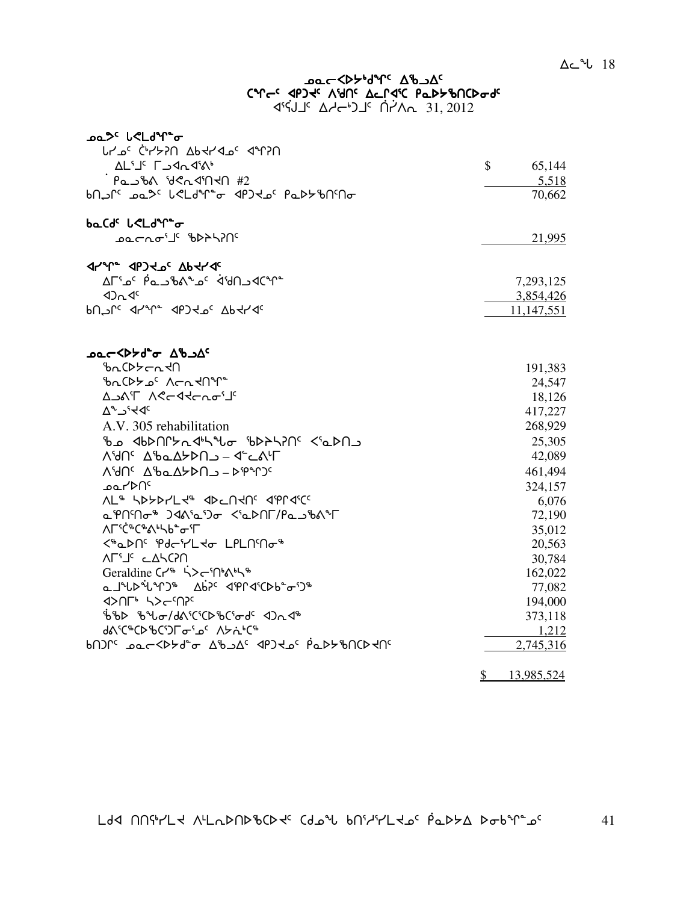ᓄᓇᓕᐸᐅᔭᒃᑯᖏᑦ ᐃᖃᓗᐃᑦ
ᑕᒻᒪᓂᑦ ᐊᑭᑐᔪᑦ ᐱᕙᐅᑎᑦ ᐃᓚᒋᐊᑦᑕ ᑭᓇᐅᔭᖅᑎᑕᐅᓂᑯᑦ
ᐊᕐᕌᒍᒧᑦ ᐃᓱᓕᒃᑐᒧᑦ ᑎᓯᐱᕆ 31, 2012

**ᓄᓇᕗᑦ ᒐᕙᒪᒃᑯᖓᓐᓂ**

ᒐᓯᓄᑦ ᑖᒃᓯᕈᑎ ᐃᑲᔪᓯᐊᓄᑦ ᐊᖏᕈᑎ

| | |
|---|---:|
| ᐃᒪᕐᒧᑦ ᒥᓗᐊᕆᐊᕐᕕᒃ | $ 65,144 |
| ᑭᓇᓗᖅᐱ ᖁᕙᕆᐊᕐᑎᔪᑎ #2 | 5,518 |
| ᑲᑎᓪᓗᒋᑦ ᓄᓇᕗᑦ ᒐᕙᒪᒃᑯᖓᓐᓂ ᐊᑭᑐᔪᓄᑦ ᑭᓇᐅᔭᖅᑎᑦᑎᓂ | 70,662 |

**ᑲᓇᑕᐅᑦ ᒐᕙᒪᒃᑯᖓᓐᓂ**

| | |
|---|---:|
| ᓄᓇᓕᖕᓂᕐᒧᑦ ᖃᐅᔨᓴᕐᑎᑦ | 21,995 |

**ᐊᓯᖏᑦ ᐊᑭᑐᔪᑦ ᐃᑲᔪᓯᐊᑦ**

| | |
|---|---:|
| ᐃᒥᕐᓄᑦ ᑮᓇᓗᖅᐱᖕᓄᑦ ᐋᖁᑎᓗᐊᑕᖏᑦ | 7,293,125 |
| ᐊᑐᓂᐊᑦ | 3,854,426 |
| ᑲᑎᓪᓗᒋᑦ ᐊᓯᖏᑦ ᐊᑭᑐᔪᑦ ᐃᑲᔪᓯᐊᑦ | 11,147,551 |

**ᓄᓇᓕᐸᐅᔭᒃᑯᖏᑦ ᐃᖃᓗᐃᑦ**

| | |
|---|---:|
| ᖃᓂᑕᐅᔭᓕᓂᔪᑎ | 191,383 |
| ᖃᓂᑕᐅᔭᓄᑦ ᐱᓕᕆᔪᑎᖏᑦ | 24,547 |
| ᐃᓗᕕᕐᒥ ᐱᕙᓕᐊᔪᓕᕆᓂᕐᒧᑦ | 18,126 |
| ᐃᖕᓗᕐᔪᐊᑦ | 417,227 |
| A.V. 305 rehabilitation | 268,929 |
| ᖃᓄ ᐊᑲᐅᑎᒋᔭᕆᐊᒃᓴᖕᖓᓂ ᖃᐅᔨᓴᕐᑎᑦ ᐸᕐᓇᐅᑎᓗ | 25,305 |
| ᐱᕙᐅᑎᑦ ᐃᖃᓇᐃᔭᐅᑎᓗ – ᐊᓪᓚᕕᒃᒥ | 42,089 |
| ᐱᕙᐅᑎᑦ ᐃᖃᓇᐃᔭᐅᑎᓗ – ᐅᑭᐅᖅᑐᑦ | 461,494 |
| ᓄᓇᓯᐅᑎᑦ | 324,157 |
| ᐱᒪᒃ ᓴᐅᔭᐅᓯᒪᔪᒃ ᐊᐅᓚᑎᔪᑎᑦ ᐊᕐᕌᒍᐊᕐᑕᑦ | 6,076 |
| ᓇᕿᑎᑦᑎᓂᖅ ᑐᐊᕕᕐᓇᕐᑐᓂ ᐸᕐᓇᐅᑎᒥ/ᑭᓇᓗᖅᐱᖕᒥ | 72,190 |
| ᐱᒥᕐᑖᖅᑕᖅᐱᒃᓴᑲᓐᓂᕐᒥ | 35,012 |
| ᐸᖅᓇᐅᑎᑦ ᕿᑯᓕᕐᓯᒪᔪᓂ ᒪᑭᒪᑎᑦᑎᓂᖅ | 20,563 |
| ᐱᒥᕐᒧᑦ ᓚᐃᓴᑕᕈᑎ | 30,784 |
| Geraldine ᑕᓯᖅ ᓵᐳᓕᕐᑎᒃᐱᒃᓴᖅ | 162,022 |
| ᓇᒧᖓᐅᖕᖓᕐᑐᖅ ᐃᑳᕈᑦ ᐊᕿᒋᐊᕐᑕᐅᑲᓐᓂᕐᑐᖅ | 77,082 |
| ᐊᐳᑎᒥᒃ ᓴᐳᓕᕐᑎᕈᑦ | 194,000 |
| ᖃᖅᐅ ᖃᖓᓂ/ᑯᕕᕐᑕᕐᑕᐅᖃᑦᑕᕐᓂᑯᑦ ᐊᑐᓂᐊᖅ | 373,118 |
| ᑯᕕᕐᑕᖅᑕᐅᖃᑦᑐᒥᓂᕐᓄᑦ ᐱᔭᕇᒃᑕᖅ | 1,212 |
| ᑲᑎᑐᒋᑦ ᓄᓇᓕᐸᐅᔭᒃᑯᖏᑦ ᐃᖃᓗᐃᑦ ᐊᑭᑐᔪᓄᑦ ᑮᓇᐅᔭᖅᑎᑕᐅᔪᑎᑦ | 2,745,316 |
| | $ 13,985,524 |

ᒪᑯᐊ ᑎᑎᕋᖅᓯᒪᔪ ᐱᒻᒪᕆᐅᑎᐅᖃᑕᐅᔪᑦ ᑕᑯᓄᖓ ᑲᑎᖅᓱᖅᓯᒪᔪᓄᑦ ᑮᓇᐅᔭᐃ ᐅᓂᑲᖏᓐᓄᑦ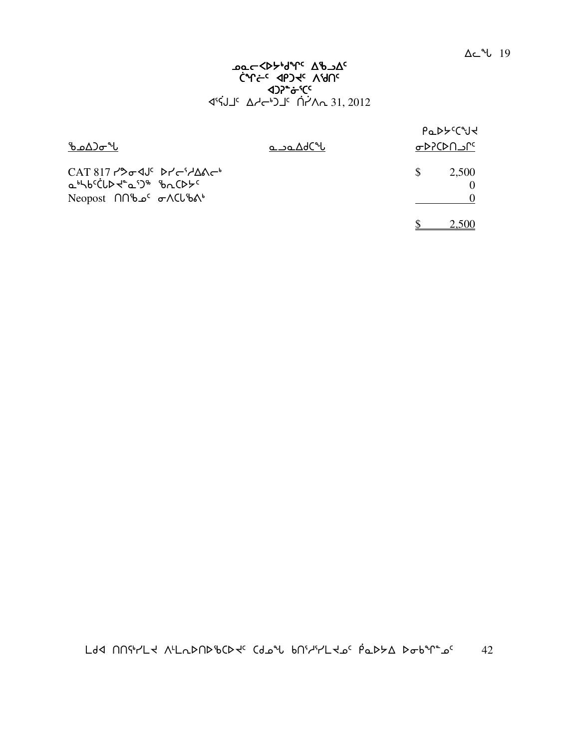# ᓄᓇᓕᐊᐅᓯᒃᑯᕐᒥᑦ ᐃᖃᓗᐃᑦ
## ᑖᒻᒥᓂᑦ ᐊᑭᑐᔪᑦ ᐱᖁᑎᑦ
### ᐊᑐᕈᓐᓂᕐᑕᑦ
ᐊᕐᕌᒍᒧᑦ ᐃᓱᓕᒃᑐᒧᑦ ᑏᓯᐱᕆ 31, 2012

| ᖃᓄᐃᑐᓂᖓ | ᓇᓗᓇᐃᕝᕕᖓ | ᑮᓇᐅᔾᔭᖓᔪ ᓂᐅᕈᑕᐅᑎᓗᒋᑦ |
|---|---|---|
| CAT 817 ᒥᕝᕙᓂᐊᒧᑦ ᐅᓯᓕᕐᓱᐃᕕᓕᒃ | | $ 2,500 |
| ᓇᒃᓴᑦᑖᕐᒪᐅᔪᓐᓇᕐᑐᖅ ᖃᕆᑕᐅᔭᑦ | | 0 |
| Neopost ᑎᑎᖃᓄᑦ ᓂᐱᑕᓚᖃᕕᒃ | | 0 |
| | | $ 2,500 |

ᒪᒃᑐ ᑎᑎᕋᓯᒪᔪ ᐱᒪᕆᐅᑎᐅᖃᑕᐅᔪᑦ ᑕᒃᑯᓇᖓ ᑲᑎᖅᓱᐃᓯᒪᔪᓄᑦ ᑮᓇᐅᔭᐃ ᐅᓂᒃᑳᖏᓐᓄᑦ